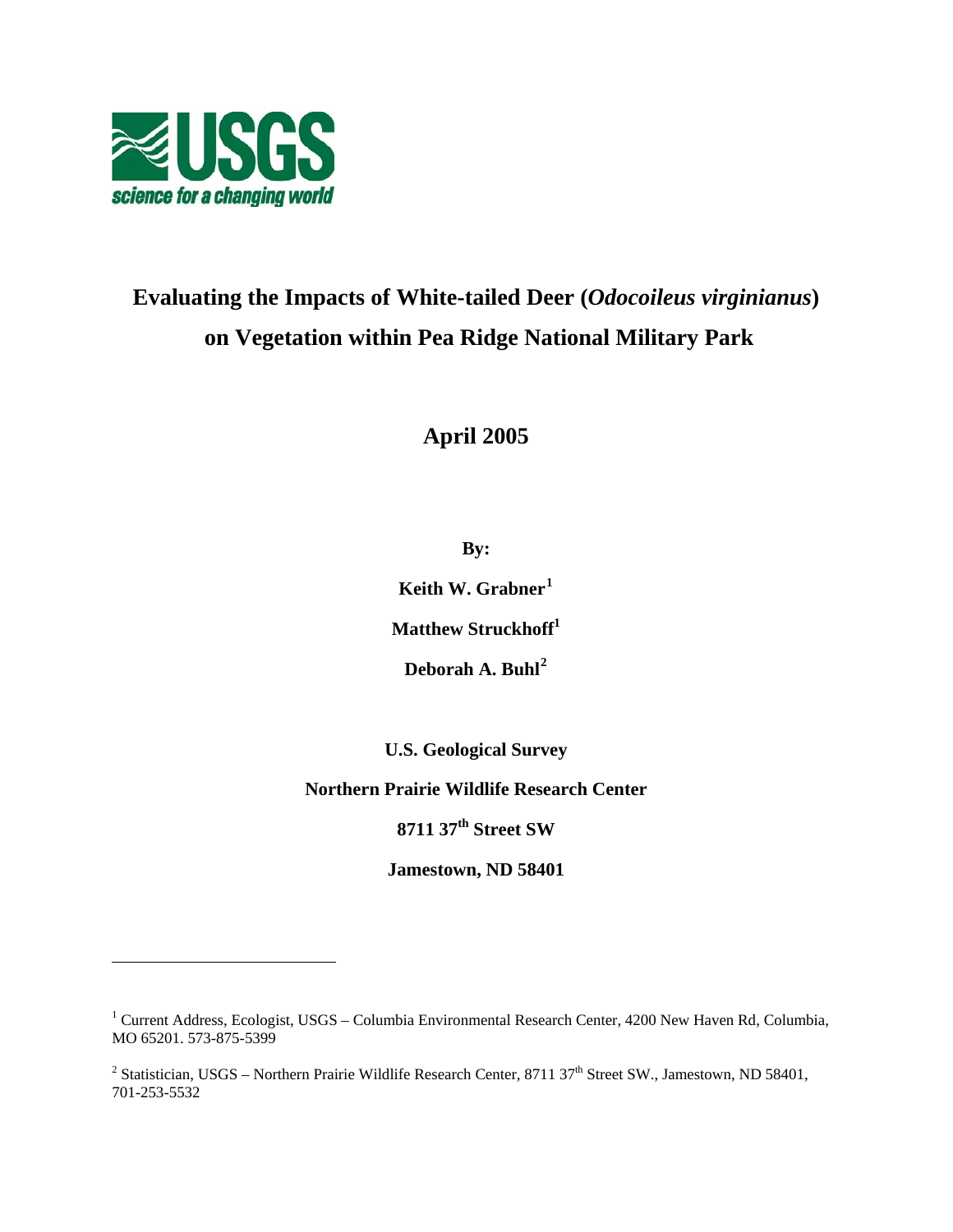USGS

science for a changing world

# Evaluating the Impacts of White-tailed Deer (*Odocoileus virginianus*) on Vegetation within Pea Ridge National Military Park

**April 2005**

**By:**

**Keith W. Grabner[1]**

**Matthew Struckhoff[1]**

**Deborah A. Buhl[2]**

**U.S. Geological Survey**

**Northern Prairie Wildlife Research Center**

**8711 37th Street SW**

**Jamestown, ND 58401**

---

[1] Current Address, Ecologist, USGS – Columbia Environmental Research Center, 4200 New Haven Rd, Columbia, MO 65201. 573-875-5399

[2] Statistician, USGS – Northern Prairie Wildlife Research Center, 8711 37th Street SW., Jamestown, ND 58401, 701-253-5532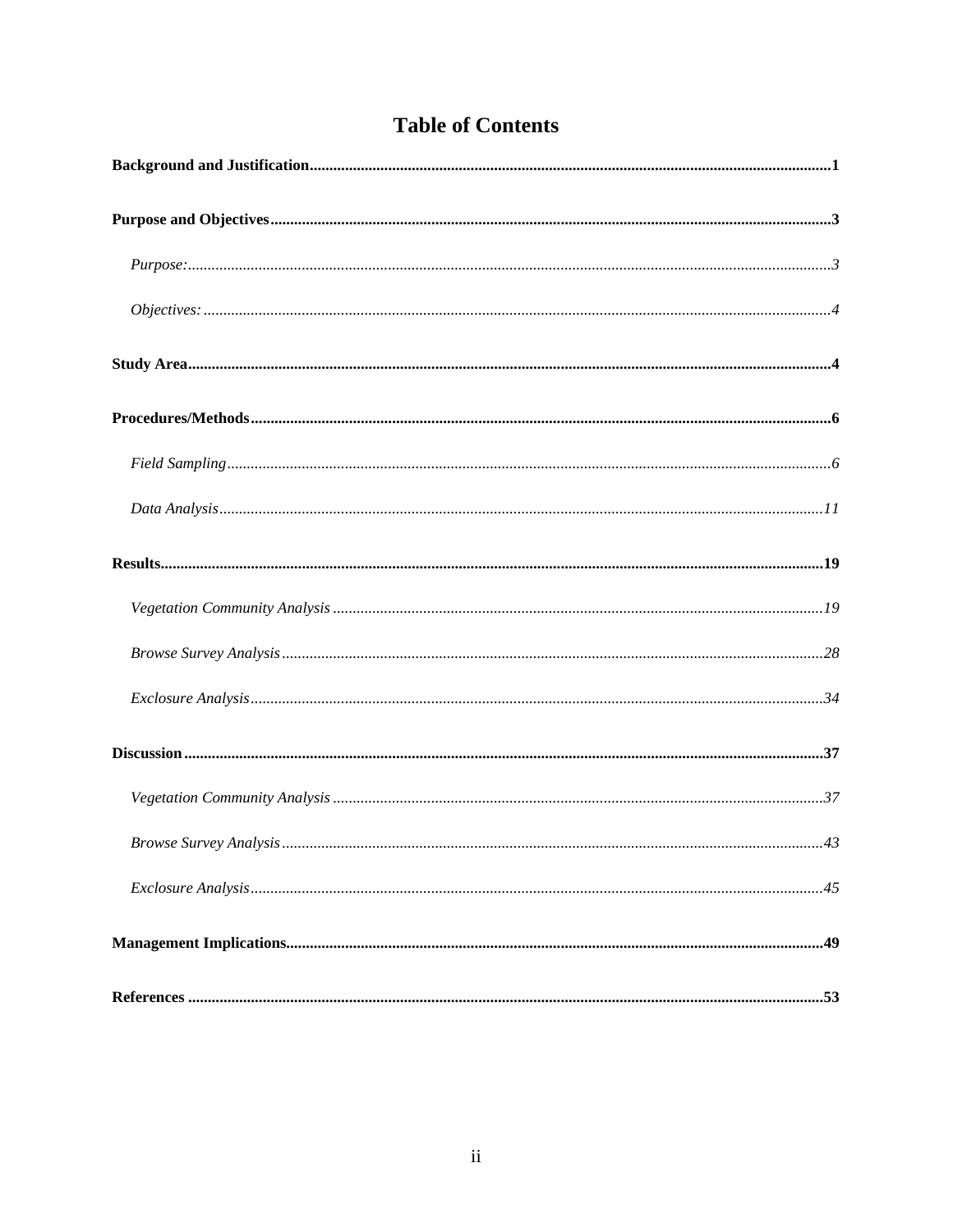# Table of Contents

**Background and Justification** ........................................................ **1**

**Purpose and Objectives** ........................................................ **3**

*Purpose:* ........................................................ *3*

*Objectives:* ........................................................ *4*

**Study Area** ........................................................ **4**

**Procedures/Methods** ........................................................ **6**

*Field Sampling* ........................................................ *6*

*Data Analysis* ........................................................ *11*

**Results** ........................................................ **19**

*Vegetation Community Analysis* ........................................................ *19*

*Browse Survey Analysis* ........................................................ *28*

*Exclosure Analysis* ........................................................ *34*

**Discussion** ........................................................ **37**

*Vegetation Community Analysis* ........................................................ *37*

*Browse Survey Analysis* ........................................................ *43*

*Exclosure Analysis* ........................................................ *45*

**Management Implications** ........................................................ **49**

**References** ........................................................ **53**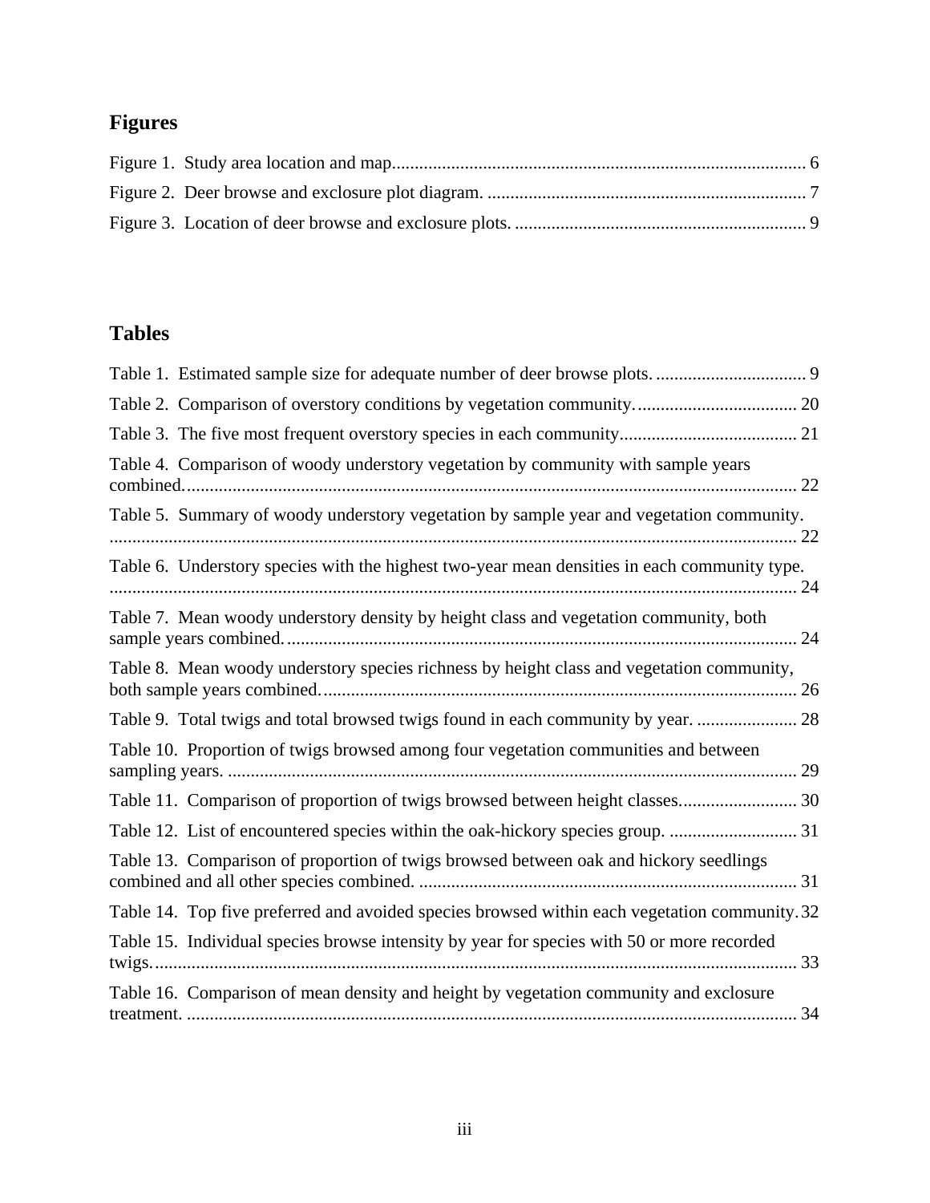## Figures

Figure 1. Study area location and map.......................................................................................... 6

Figure 2. Deer browse and exclosure plot diagram. ..................................................................... 7

Figure 3. Location of deer browse and exclosure plots. ............................................................... 9

## Tables

Table 1. Estimated sample size for adequate number of deer browse plots. ................................. 9

Table 2. Comparison of overstory conditions by vegetation community. ................................... 20

Table 3. The five most frequent overstory species in each community....................................... 21

Table 4. Comparison of woody understory vegetation by community with sample years combined...................................................................................................................................... 22

Table 5. Summary of woody understory vegetation by sample year and vegetation community. ..................................................................................................................................................... 22

Table 6. Understory species with the highest two-year mean densities in each community type. ..................................................................................................................................................... 24

Table 7. Mean woody understory density by height class and vegetation community, both sample years combined................................................................................................................ 24

Table 8. Mean woody understory species richness by height class and vegetation community, both sample years combined........................................................................................................ 26

Table 9. Total twigs and total browsed twigs found in each community by year. ...................... 28

Table 10. Proportion of twigs browsed among four vegetation communities and between sampling years. ............................................................................................................................ 29

Table 11. Comparison of proportion of twigs browsed between height classes.......................... 30

Table 12. List of encountered species within the oak-hickory species group. ............................ 31

Table 13. Comparison of proportion of twigs browsed between oak and hickory seedlings combined and all other species combined. .................................................................................. 31

Table 14. Top five preferred and avoided species browsed within each vegetation community. 32

Table 15. Individual species browse intensity by year for species with 50 or more recorded twigs............................................................................................................................................. 33

Table 16. Comparison of mean density and height by vegetation community and exclosure treatment. ..................................................................................................................................... 34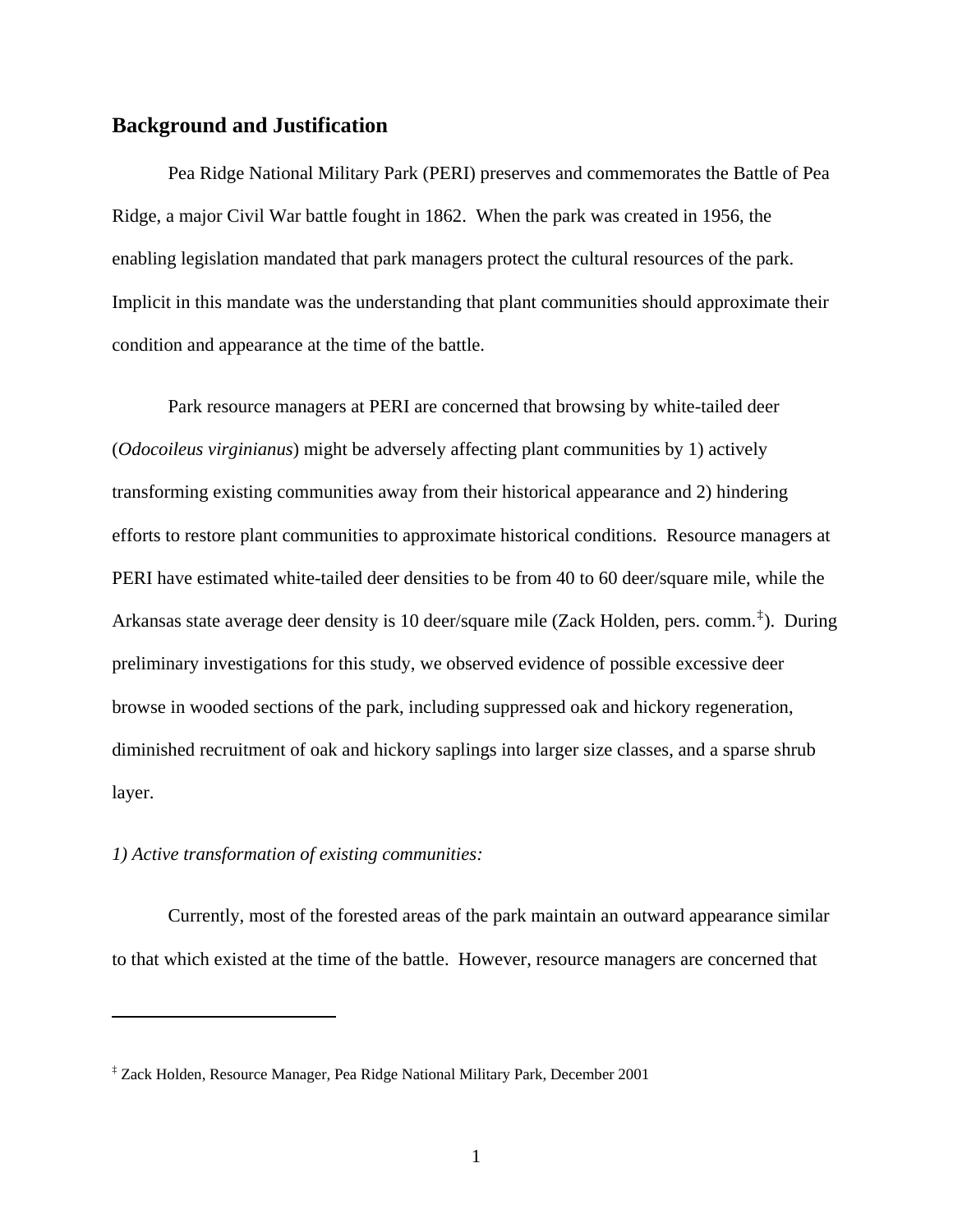## Background and Justification

Pea Ridge National Military Park (PERI) preserves and commemorates the Battle of Pea Ridge, a major Civil War battle fought in 1862. When the park was created in 1956, the enabling legislation mandated that park managers protect the cultural resources of the park. Implicit in this mandate was the understanding that plant communities should approximate their condition and appearance at the time of the battle.

Park resource managers at PERI are concerned that browsing by white-tailed deer (*Odocoileus virginianus*) might be adversely affecting plant communities by 1) actively transforming existing communities away from their historical appearance and 2) hindering efforts to restore plant communities to approximate historical conditions. Resource managers at PERI have estimated white-tailed deer densities to be from 40 to 60 deer/square mile, while the Arkansas state average deer density is 10 deer/square mile (Zack Holden, pers. comm.[‡]). During preliminary investigations for this study, we observed evidence of possible excessive deer browse in wooded sections of the park, including suppressed oak and hickory regeneration, diminished recruitment of oak and hickory saplings into larger size classes, and a sparse shrub layer.

*1) Active transformation of existing communities:*

Currently, most of the forested areas of the park maintain an outward appearance similar to that which existed at the time of the battle. However, resource managers are concerned that

---

[‡] Zack Holden, Resource Manager, Pea Ridge National Military Park, December 2001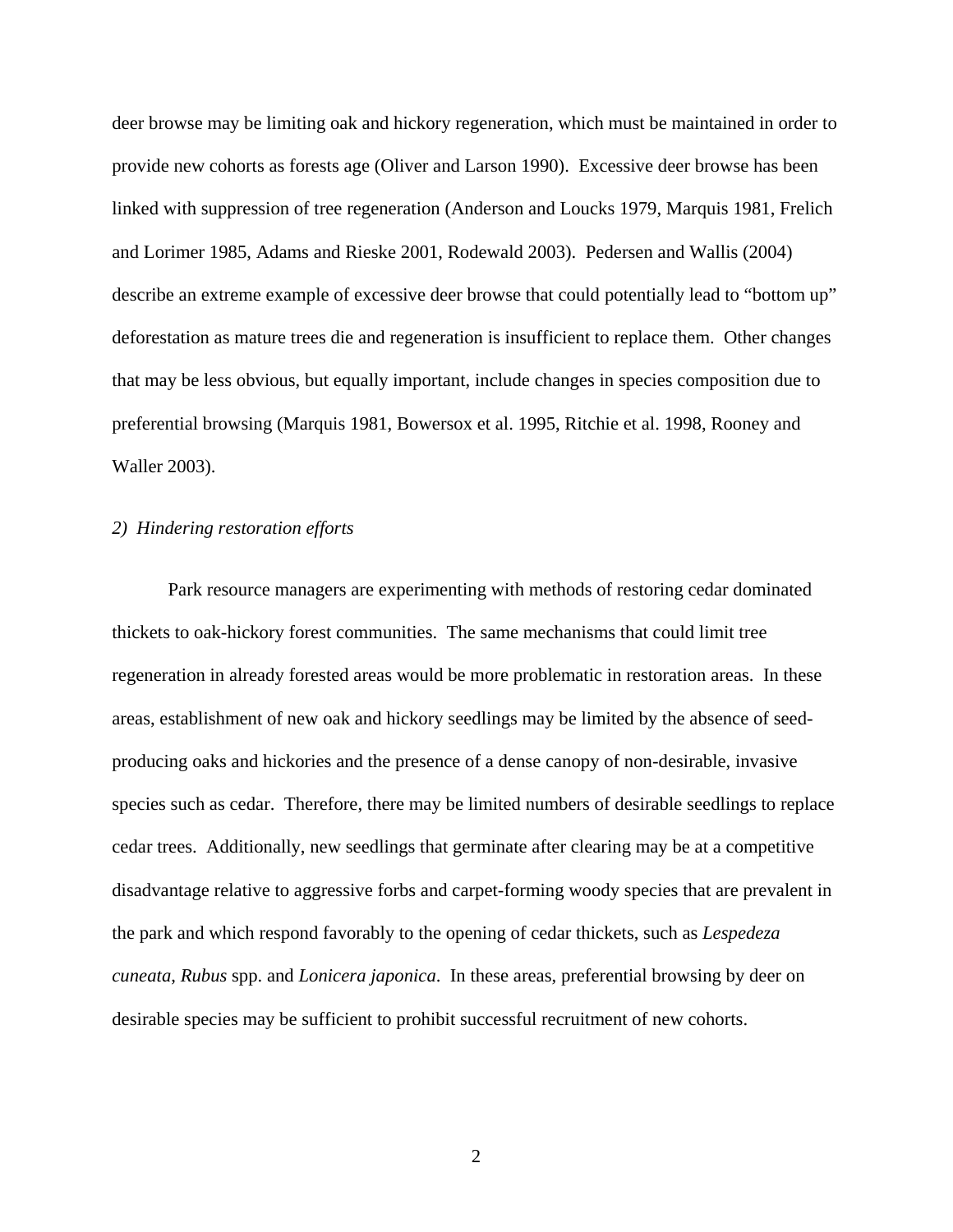deer browse may be limiting oak and hickory regeneration, which must be maintained in order to provide new cohorts as forests age (Oliver and Larson 1990). Excessive deer browse has been linked with suppression of tree regeneration (Anderson and Loucks 1979, Marquis 1981, Frelich and Lorimer 1985, Adams and Rieske 2001, Rodewald 2003). Pedersen and Wallis (2004) describe an extreme example of excessive deer browse that could potentially lead to "bottom up" deforestation as mature trees die and regeneration is insufficient to replace them. Other changes that may be less obvious, but equally important, include changes in species composition due to preferential browsing (Marquis 1981, Bowersox et al. 1995, Ritchie et al. 1998, Rooney and Waller 2003).

*2) Hindering restoration efforts*

Park resource managers are experimenting with methods of restoring cedar dominated thickets to oak-hickory forest communities. The same mechanisms that could limit tree regeneration in already forested areas would be more problematic in restoration areas. In these areas, establishment of new oak and hickory seedlings may be limited by the absence of seed-producing oaks and hickories and the presence of a dense canopy of non-desirable, invasive species such as cedar. Therefore, there may be limited numbers of desirable seedlings to replace cedar trees. Additionally, new seedlings that germinate after clearing may be at a competitive disadvantage relative to aggressive forbs and carpet-forming woody species that are prevalent in the park and which respond favorably to the opening of cedar thickets, such as *Lespedeza cuneata*, *Rubus* spp. and *Lonicera japonica*. In these areas, preferential browsing by deer on desirable species may be sufficient to prohibit successful recruitment of new cohorts.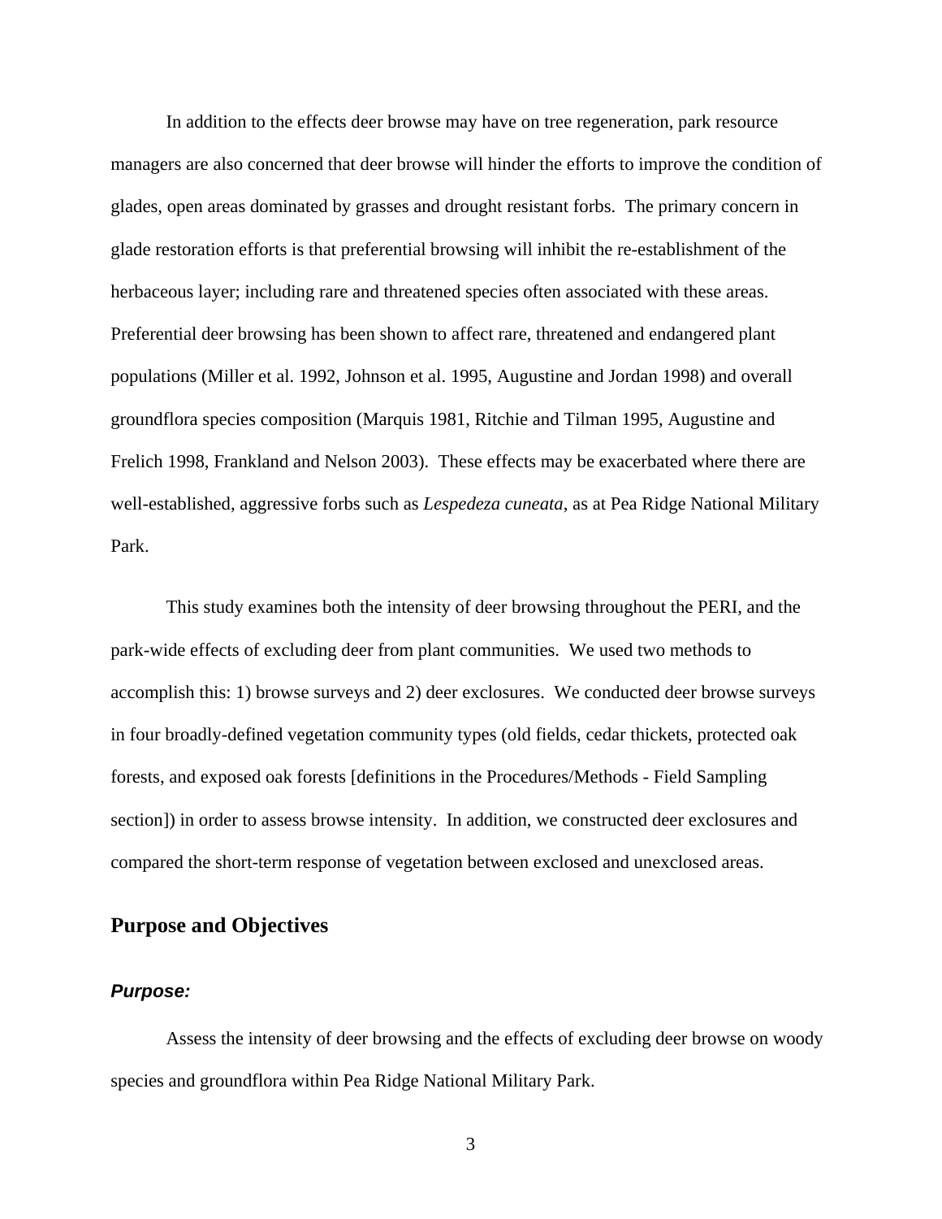In addition to the effects deer browse may have on tree regeneration, park resource managers are also concerned that deer browse will hinder the efforts to improve the condition of glades, open areas dominated by grasses and drought resistant forbs. The primary concern in glade restoration efforts is that preferential browsing will inhibit the re-establishment of the herbaceous layer; including rare and threatened species often associated with these areas. Preferential deer browsing has been shown to affect rare, threatened and endangered plant populations (Miller et al. 1992, Johnson et al. 1995, Augustine and Jordan 1998) and overall groundflora species composition (Marquis 1981, Ritchie and Tilman 1995, Augustine and Frelich 1998, Frankland and Nelson 2003). These effects may be exacerbated where there are well-established, aggressive forbs such as *Lespedeza cuneata*, as at Pea Ridge National Military Park.

This study examines both the intensity of deer browsing throughout the PERI, and the park-wide effects of excluding deer from plant communities. We used two methods to accomplish this: 1) browse surveys and 2) deer exclosures. We conducted deer browse surveys in four broadly-defined vegetation community types (old fields, cedar thickets, protected oak forests, and exposed oak forests [definitions in the Procedures/Methods - Field Sampling section]) in order to assess browse intensity. In addition, we constructed deer exclosures and compared the short-term response of vegetation between exclosed and unexclosed areas.

## Purpose and Objectives

### ***Purpose:***

Assess the intensity of deer browsing and the effects of excluding deer browse on woody species and groundflora within Pea Ridge National Military Park.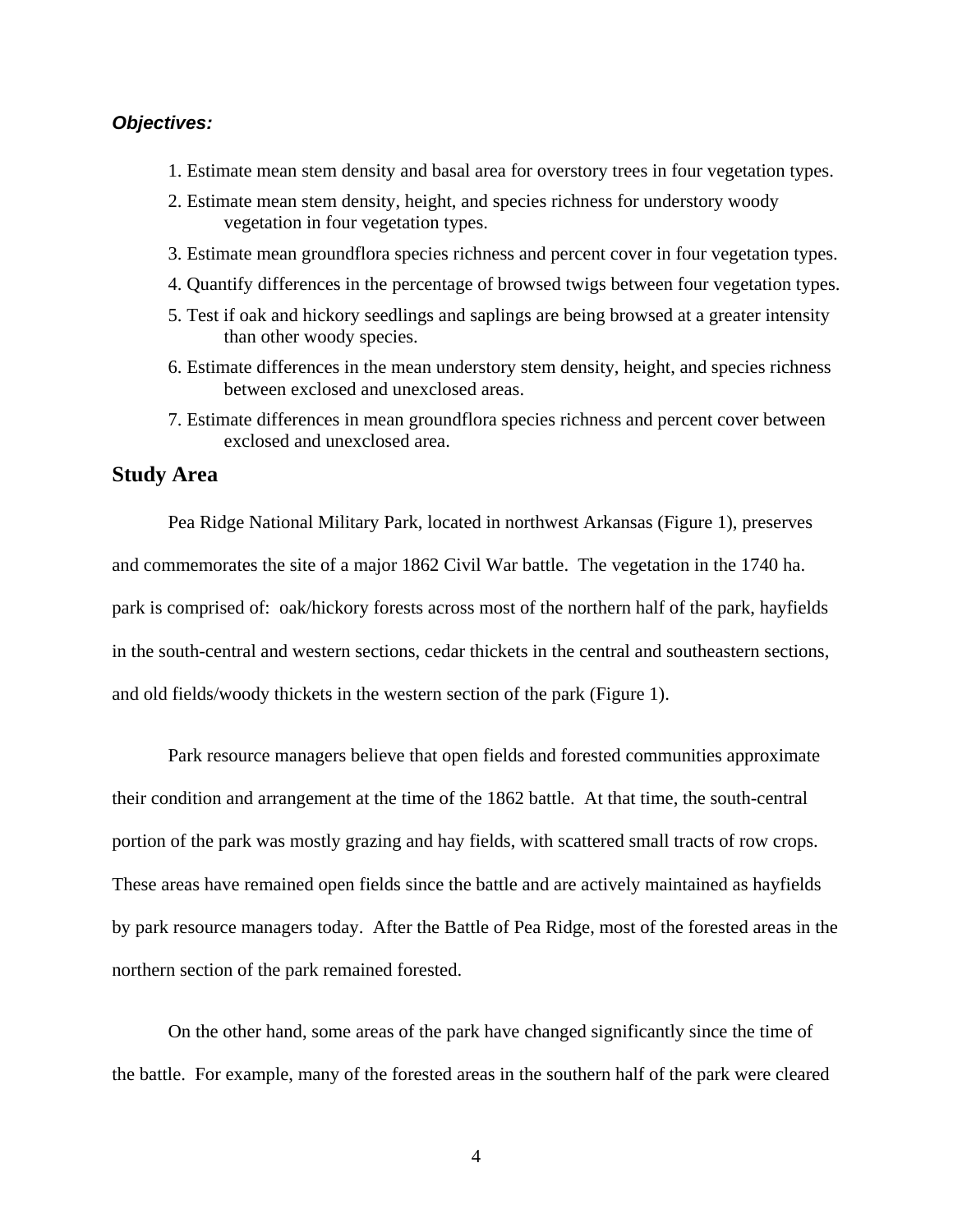***Objectives:***

1. Estimate mean stem density and basal area for overstory trees in four vegetation types.
2. Estimate mean stem density, height, and species richness for understory woody vegetation in four vegetation types.
3. Estimate mean groundflora species richness and percent cover in four vegetation types.
4. Quantify differences in the percentage of browsed twigs between four vegetation types.
5. Test if oak and hickory seedlings and saplings are being browsed at a greater intensity than other woody species.
6. Estimate differences in the mean understory stem density, height, and species richness between exclosed and unexclosed areas.
7. Estimate differences in mean groundflora species richness and percent cover between exclosed and unexclosed area.

## Study Area

Pea Ridge National Military Park, located in northwest Arkansas (Figure 1), preserves and commemorates the site of a major 1862 Civil War battle. The vegetation in the 1740 ha. park is comprised of: oak/hickory forests across most of the northern half of the park, hayfields in the south-central and western sections, cedar thickets in the central and southeastern sections, and old fields/woody thickets in the western section of the park (Figure 1).

Park resource managers believe that open fields and forested communities approximate their condition and arrangement at the time of the 1862 battle. At that time, the south-central portion of the park was mostly grazing and hay fields, with scattered small tracts of row crops. These areas have remained open fields since the battle and are actively maintained as hayfields by park resource managers today. After the Battle of Pea Ridge, most of the forested areas in the northern section of the park remained forested.

On the other hand, some areas of the park have changed significantly since the time of the battle. For example, many of the forested areas in the southern half of the park were cleared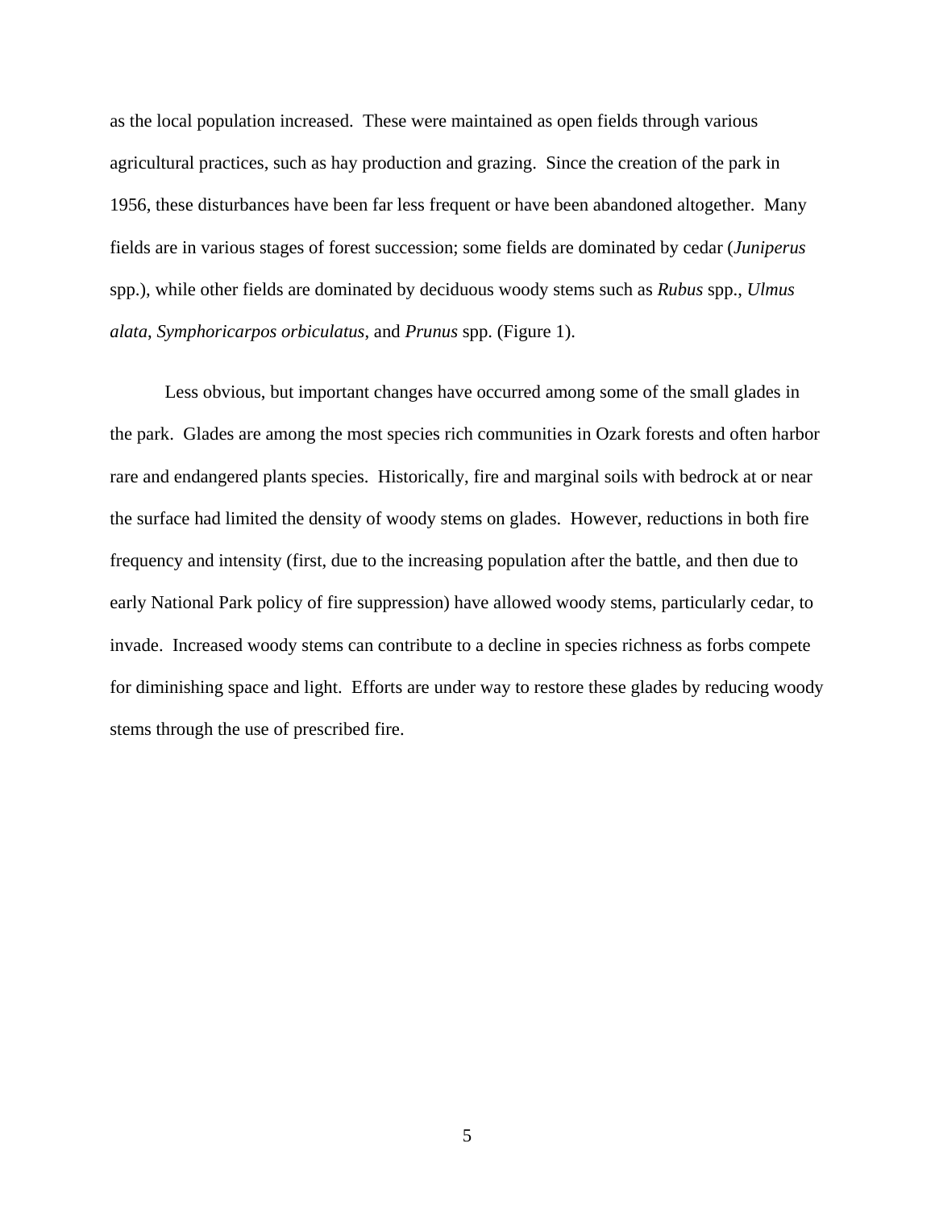as the local population increased. These were maintained as open fields through various agricultural practices, such as hay production and grazing. Since the creation of the park in 1956, these disturbances have been far less frequent or have been abandoned altogether. Many fields are in various stages of forest succession; some fields are dominated by cedar (*Juniperus* spp.), while other fields are dominated by deciduous woody stems such as *Rubus* spp., *Ulmus alata*, *Symphoricarpos orbiculatus*, and *Prunus* spp. (Figure 1).

Less obvious, but important changes have occurred among some of the small glades in the park. Glades are among the most species rich communities in Ozark forests and often harbor rare and endangered plants species. Historically, fire and marginal soils with bedrock at or near the surface had limited the density of woody stems on glades. However, reductions in both fire frequency and intensity (first, due to the increasing population after the battle, and then due to early National Park policy of fire suppression) have allowed woody stems, particularly cedar, to invade. Increased woody stems can contribute to a decline in species richness as forbs compete for diminishing space and light. Efforts are under way to restore these glades by reducing woody stems through the use of prescribed fire.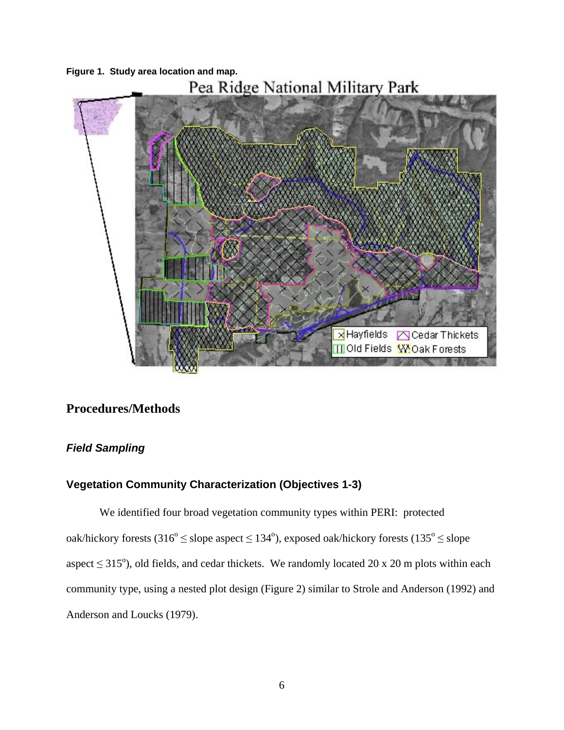**Figure 1. Study area location and map.**

## Procedures/Methods

### *Field Sampling*

### Vegetation Community Characterization (Objectives 1-3)

We identified four broad vegetation community types within PERI: protected oak/hickory forests ($316^{o} \leq$ slope aspect $\leq 134^{o}$), exposed oak/hickory forests ($135^{o} \leq$ slope aspect $\leq 315^{o}$), old fields, and cedar thickets. We randomly located 20 x 20 m plots within each community type, using a nested plot design (Figure 2) similar to Strole and Anderson (1992) and Anderson and Loucks (1979).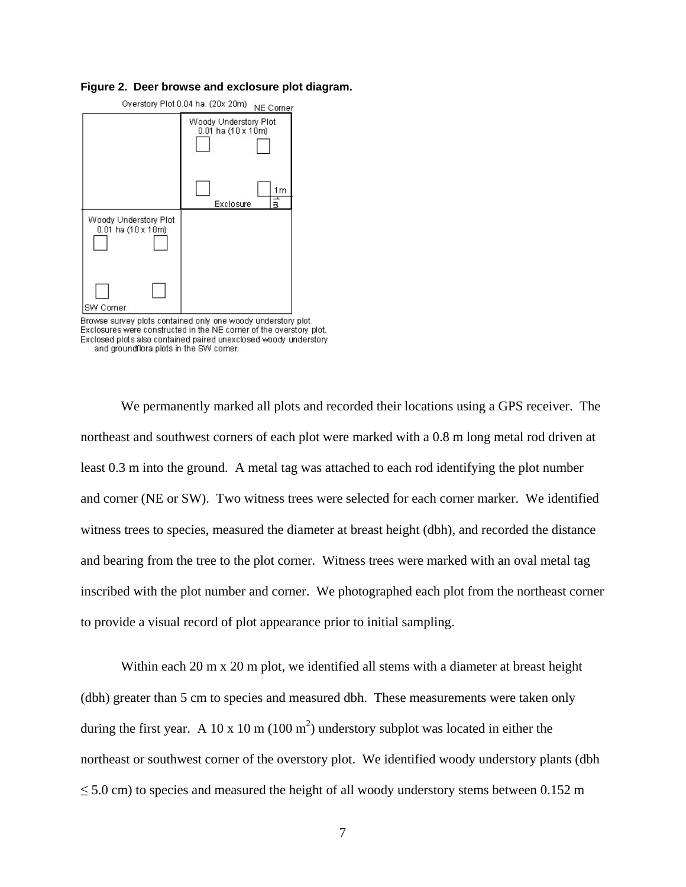**Figure 2. Deer browse and exclosure plot diagram.**

Overstory Plot 0.04 ha. (20x 20m) NE Corner

Woody Understory Plot 0.01 ha (10 x 10m)

1m

1m

Exclosure

Woody Understory Plot 0.01 ha (10 x 10m)

SW Corner

Browse survey plots contained only one woody understory plot.
Exclosures were constructed in the NE corner of the overstory plot.
Exclosed plots also contained paired unexclosed woody understory and groundflora plots in the SW corner.

We permanently marked all plots and recorded their locations using a GPS receiver. The northeast and southwest corners of each plot were marked with a 0.8 m long metal rod driven at least 0.3 m into the ground. A metal tag was attached to each rod identifying the plot number and corner (NE or SW). Two witness trees were selected for each corner marker. We identified witness trees to species, measured the diameter at breast height (dbh), and recorded the distance and bearing from the tree to the plot corner. Witness trees were marked with an oval metal tag inscribed with the plot number and corner. We photographed each plot from the northeast corner to provide a visual record of plot appearance prior to initial sampling.

Within each 20 m x 20 m plot, we identified all stems with a diameter at breast height (dbh) greater than 5 cm to species and measured dbh. These measurements were taken only during the first year. A 10 x 10 m (100 $m^2$) understory subplot was located in either the northeast or southwest corner of the overstory plot. We identified woody understory plants (dbh $\leq$ 5.0 cm) to species and measured the height of all woody understory stems between 0.152 m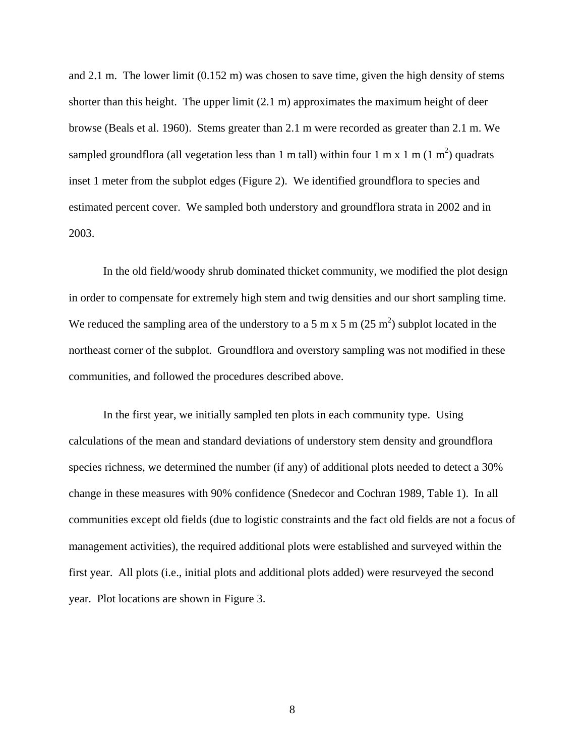and 2.1 m. The lower limit (0.152 m) was chosen to save time, given the high density of stems shorter than this height. The upper limit (2.1 m) approximates the maximum height of deer browse (Beals et al. 1960). Stems greater than 2.1 m were recorded as greater than 2.1 m. We sampled groundflora (all vegetation less than 1 m tall) within four 1 m x 1 m (1 $m^2$) quadrats inset 1 meter from the subplot edges (Figure 2). We identified groundflora to species and estimated percent cover. We sampled both understory and groundflora strata in 2002 and in 2003.

In the old field/woody shrub dominated thicket community, we modified the plot design in order to compensate for extremely high stem and twig densities and our short sampling time. We reduced the sampling area of the understory to a 5 m x 5 m (25 $m^2$) subplot located in the northeast corner of the subplot. Groundflora and overstory sampling was not modified in these communities, and followed the procedures described above.

In the first year, we initially sampled ten plots in each community type. Using calculations of the mean and standard deviations of understory stem density and groundflora species richness, we determined the number (if any) of additional plots needed to detect a 30% change in these measures with 90% confidence (Snedecor and Cochran 1989, Table 1). In all communities except old fields (due to logistic constraints and the fact old fields are not a focus of management activities), the required additional plots were established and surveyed within the first year. All plots (i.e., initial plots and additional plots added) were resurveyed the second year. Plot locations are shown in Figure 3.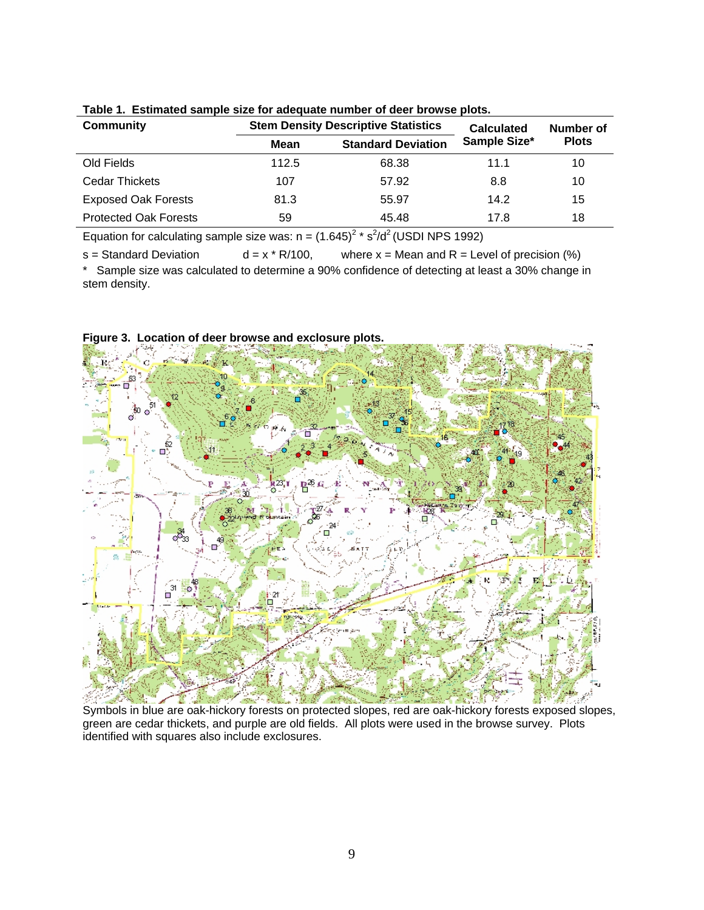**Table 1. Estimated sample size for adequate number of deer browse plots.**

| Community | Stem Density Descriptive Statistics | | Calculated Sample Size* | Number of Plots |
|---|---|---|---|---|
| | Mean | Standard Deviation | | |
| Old Fields | 112.5 | 68.38 | 11.1 | 10 |
| Cedar Thickets | 107 | 57.92 | 8.8 | 10 |
| Exposed Oak Forests | 81.3 | 55.97 | 14.2 | 15 |
| Protected Oak Forests | 59 | 45.48 | 17.8 | 18 |

Equation for calculating sample size was: $n = (1.645)^2 * s^2/d^2$ (USDI NPS 1992)

s = Standard Deviation $d = x * R/100$, where x = Mean and R = Level of precision (%)

* Sample size was calculated to determine a 90% confidence of detecting at least a 30% change in stem density.

**Figure 3. Location of deer browse and exclosure plots.**

Symbols in blue are oak-hickory forests on protected slopes, red are oak-hickory forests exposed slopes, green are cedar thickets, and purple are old fields. All plots were used in the browse survey. Plots identified with squares also include exclosures.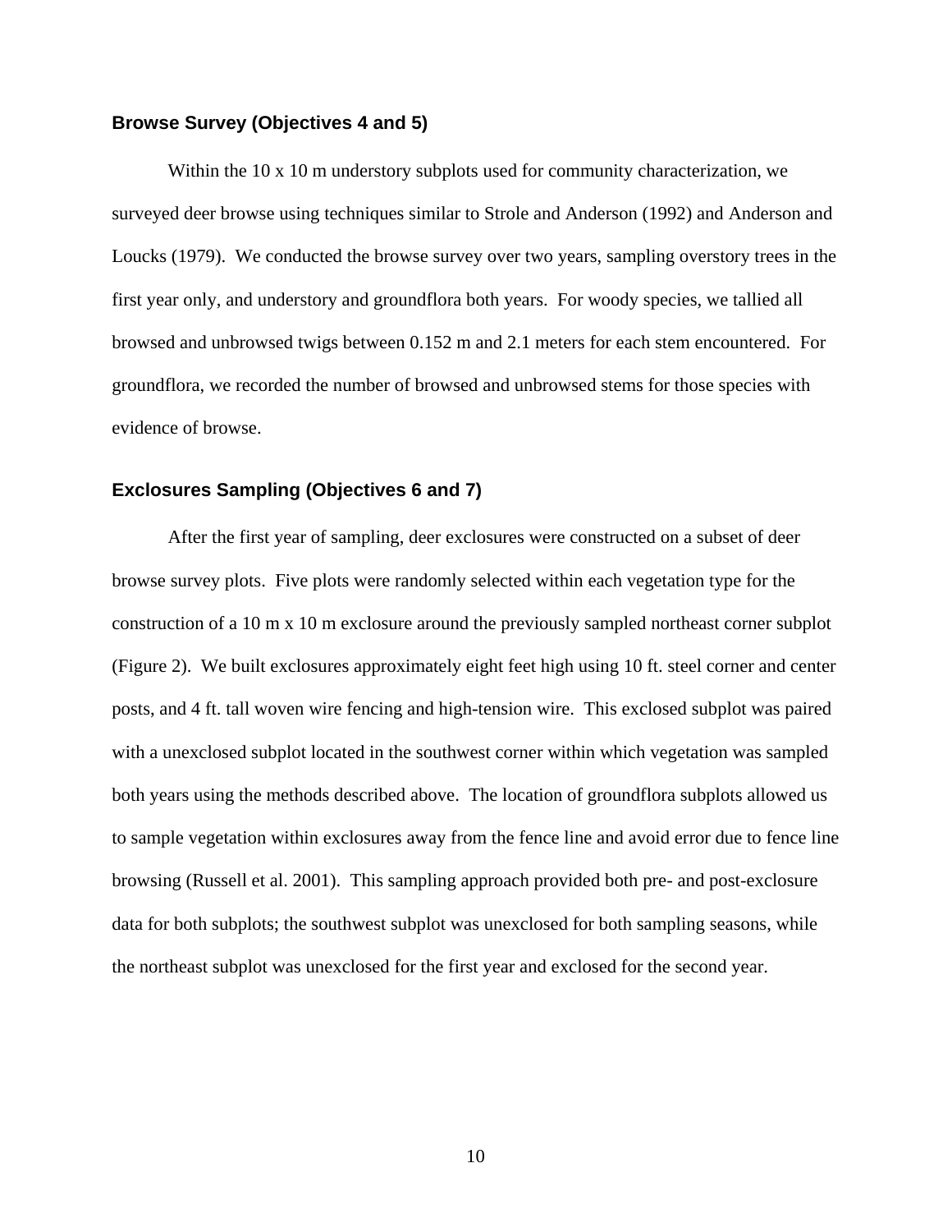### Browse Survey (Objectives 4 and 5)

Within the 10 x 10 m understory subplots used for community characterization, we surveyed deer browse using techniques similar to Strole and Anderson (1992) and Anderson and Loucks (1979). We conducted the browse survey over two years, sampling overstory trees in the first year only, and understory and groundflora both years. For woody species, we tallied all browsed and unbrowsed twigs between 0.152 m and 2.1 meters for each stem encountered. For groundflora, we recorded the number of browsed and unbrowsed stems for those species with evidence of browse.

### Exclosures Sampling (Objectives 6 and 7)

After the first year of sampling, deer exclosures were constructed on a subset of deer browse survey plots. Five plots were randomly selected within each vegetation type for the construction of a 10 m x 10 m exclosure around the previously sampled northeast corner subplot (Figure 2). We built exclosures approximately eight feet high using 10 ft. steel corner and center posts, and 4 ft. tall woven wire fencing and high-tension wire. This exclosed subplot was paired with a unexclosed subplot located in the southwest corner within which vegetation was sampled both years using the methods described above. The location of groundflora subplots allowed us to sample vegetation within exclosures away from the fence line and avoid error due to fence line browsing (Russell et al. 2001). This sampling approach provided both pre- and post-exclosure data for both subplots; the southwest subplot was unexclosed for both sampling seasons, while the northeast subplot was unexclosed for the first year and exclosed for the second year.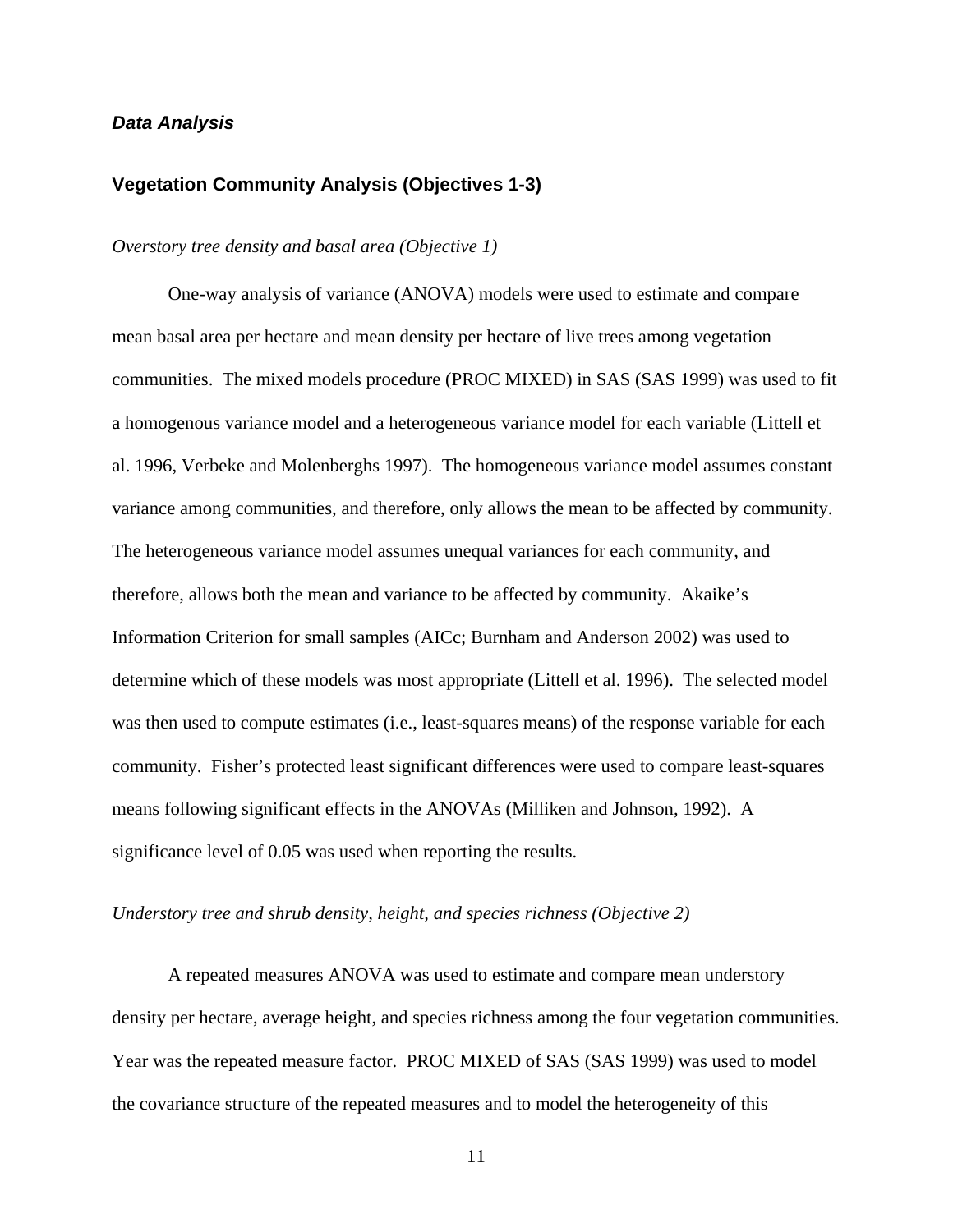### ***Data Analysis***

#### **Vegetation Community Analysis (Objectives 1-3)**

*Overstory tree density and basal area (Objective 1)*

One-way analysis of variance (ANOVA) models were used to estimate and compare mean basal area per hectare and mean density per hectare of live trees among vegetation communities. The mixed models procedure (PROC MIXED) in SAS (SAS 1999) was used to fit a homogenous variance model and a heterogeneous variance model for each variable (Littell et al. 1996, Verbeke and Molenberghs 1997). The homogeneous variance model assumes constant variance among communities, and therefore, only allows the mean to be affected by community. The heterogeneous variance model assumes unequal variances for each community, and therefore, allows both the mean and variance to be affected by community. Akaike's Information Criterion for small samples (AICc; Burnham and Anderson 2002) was used to determine which of these models was most appropriate (Littell et al. 1996). The selected model was then used to compute estimates (i.e., least-squares means) of the response variable for each community. Fisher's protected least significant differences were used to compare least-squares means following significant effects in the ANOVAs (Milliken and Johnson, 1992). A significance level of 0.05 was used when reporting the results.

*Understory tree and shrub density, height, and species richness (Objective 2)*

A repeated measures ANOVA was used to estimate and compare mean understory density per hectare, average height, and species richness among the four vegetation communities. Year was the repeated measure factor. PROC MIXED of SAS (SAS 1999) was used to model the covariance structure of the repeated measures and to model the heterogeneity of this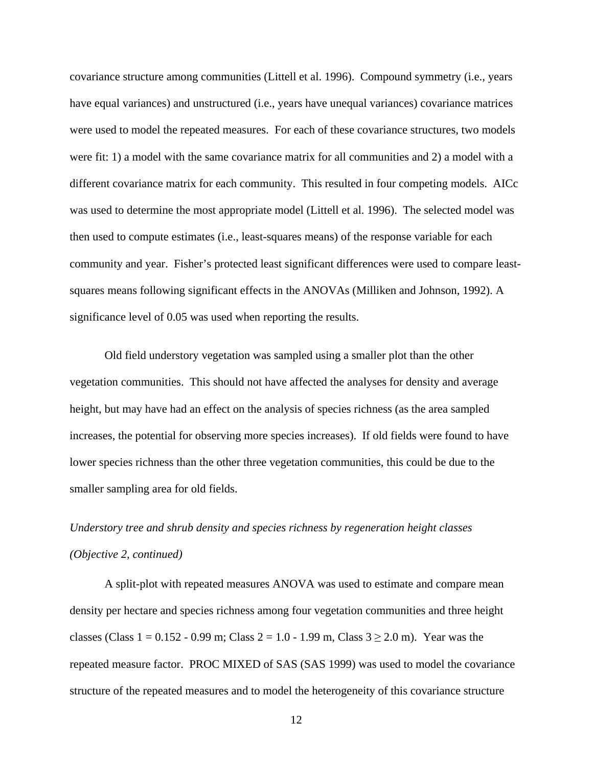covariance structure among communities (Littell et al. 1996). Compound symmetry (i.e., years have equal variances) and unstructured (i.e., years have unequal variances) covariance matrices were used to model the repeated measures. For each of these covariance structures, two models were fit: 1) a model with the same covariance matrix for all communities and 2) a model with a different covariance matrix for each community. This resulted in four competing models. AICc was used to determine the most appropriate model (Littell et al. 1996). The selected model was then used to compute estimates (i.e., least-squares means) of the response variable for each community and year. Fisher's protected least significant differences were used to compare least-squares means following significant effects in the ANOVAs (Milliken and Johnson, 1992). A significance level of 0.05 was used when reporting the results.

Old field understory vegetation was sampled using a smaller plot than the other vegetation communities. This should not have affected the analyses for density and average height, but may have had an effect on the analysis of species richness (as the area sampled increases, the potential for observing more species increases). If old fields were found to have lower species richness than the other three vegetation communities, this could be due to the smaller sampling area for old fields.

*Understory tree and shrub density and species richness by regeneration height classes (Objective 2, continued)*

A split-plot with repeated measures ANOVA was used to estimate and compare mean density per hectare and species richness among four vegetation communities and three height classes (Class 1 = 0.152 - 0.99 m; Class 2 = 1.0 - 1.99 m, Class 3 ≥ 2.0 m). Year was the repeated measure factor. PROC MIXED of SAS (SAS 1999) was used to model the covariance structure of the repeated measures and to model the heterogeneity of this covariance structure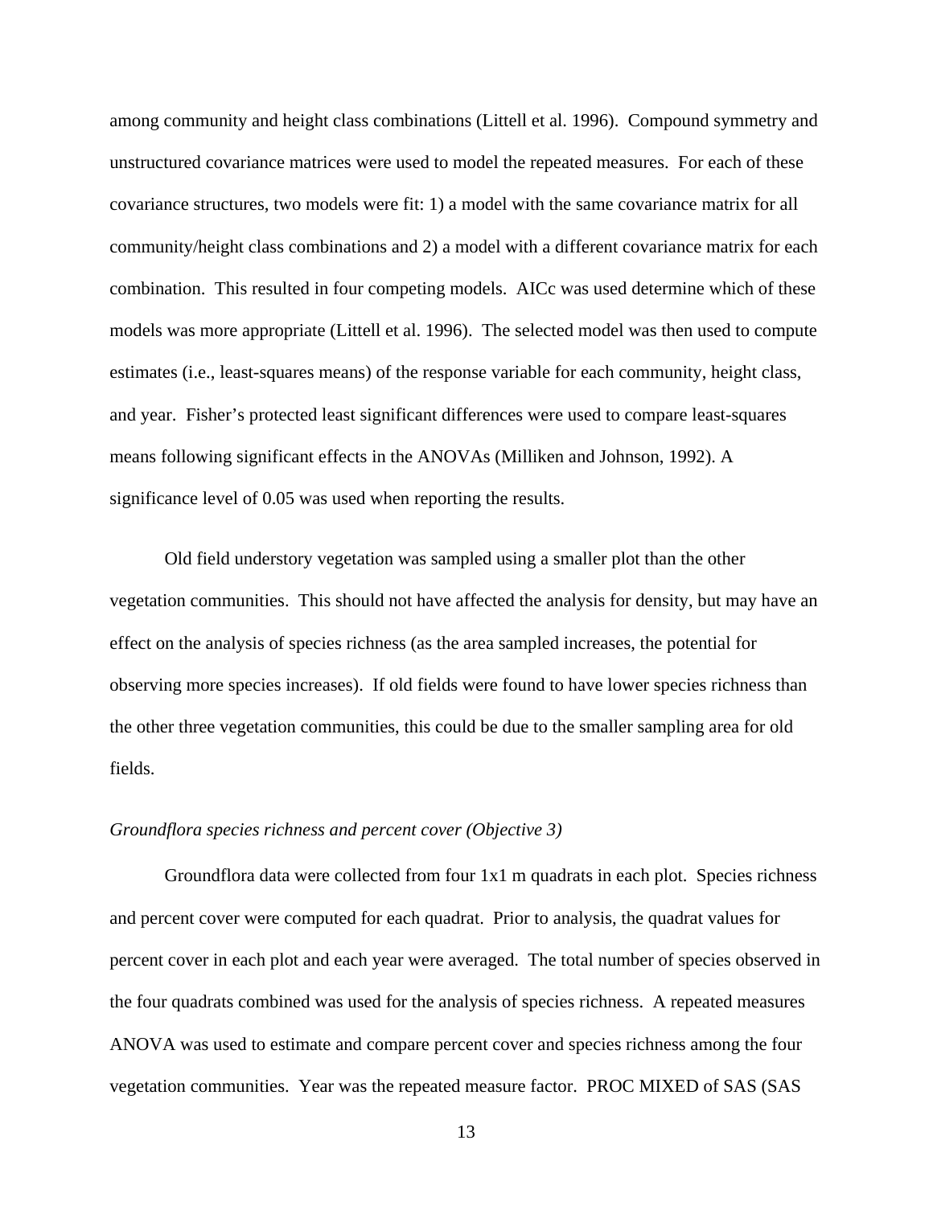among community and height class combinations (Littell et al. 1996). Compound symmetry and unstructured covariance matrices were used to model the repeated measures. For each of these covariance structures, two models were fit: 1) a model with the same covariance matrix for all community/height class combinations and 2) a model with a different covariance matrix for each combination. This resulted in four competing models. AICc was used determine which of these models was more appropriate (Littell et al. 1996). The selected model was then used to compute estimates (i.e., least-squares means) of the response variable for each community, height class, and year. Fisher's protected least significant differences were used to compare least-squares means following significant effects in the ANOVAs (Milliken and Johnson, 1992). A significance level of 0.05 was used when reporting the results.

Old field understory vegetation was sampled using a smaller plot than the other vegetation communities. This should not have affected the analysis for density, but may have an effect on the analysis of species richness (as the area sampled increases, the potential for observing more species increases). If old fields were found to have lower species richness than the other three vegetation communities, this could be due to the smaller sampling area for old fields.

*Groundflora species richness and percent cover (Objective 3)*

Groundflora data were collected from four 1x1 m quadrats in each plot. Species richness and percent cover were computed for each quadrat. Prior to analysis, the quadrat values for percent cover in each plot and each year were averaged. The total number of species observed in the four quadrats combined was used for the analysis of species richness. A repeated measures ANOVA was used to estimate and compare percent cover and species richness among the four vegetation communities. Year was the repeated measure factor. PROC MIXED of SAS (SAS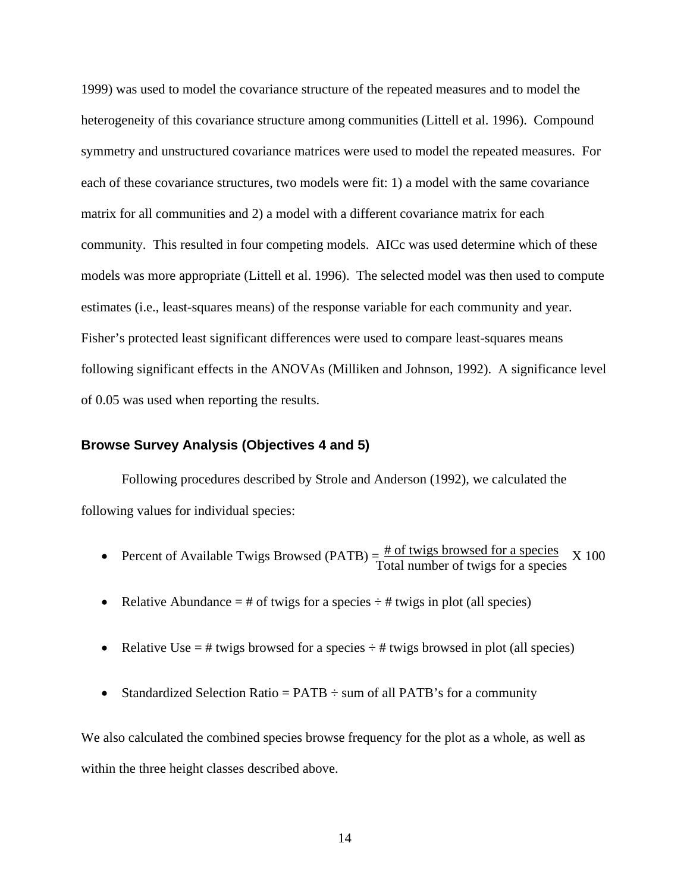1999) was used to model the covariance structure of the repeated measures and to model the heterogeneity of this covariance structure among communities (Littell et al. 1996). Compound symmetry and unstructured covariance matrices were used to model the repeated measures. For each of these covariance structures, two models were fit: 1) a model with the same covariance matrix for all communities and 2) a model with a different covariance matrix for each community. This resulted in four competing models. AICc was used determine which of these models was more appropriate (Littell et al. 1996). The selected model was then used to compute estimates (i.e., least-squares means) of the response variable for each community and year. Fisher's protected least significant differences were used to compare least-squares means following significant effects in the ANOVAs (Milliken and Johnson, 1992). A significance level of 0.05 was used when reporting the results.

### Browse Survey Analysis (Objectives 4 and 5)

Following procedures described by Strole and Anderson (1992), we calculated the following values for individual species:

- Percent of Available Twigs Browsed (PATB) = $\frac{\text{\# of twigs browsed for a species}}{\text{Total number of twigs for a species}} \times 100$
- Relative Abundance = # of twigs for a species ÷ # twigs in plot (all species)
- Relative Use = # twigs browsed for a species ÷ # twigs browsed in plot (all species)
- Standardized Selection Ratio = PATB ÷ sum of all PATB's for a community

We also calculated the combined species browse frequency for the plot as a whole, as well as within the three height classes described above.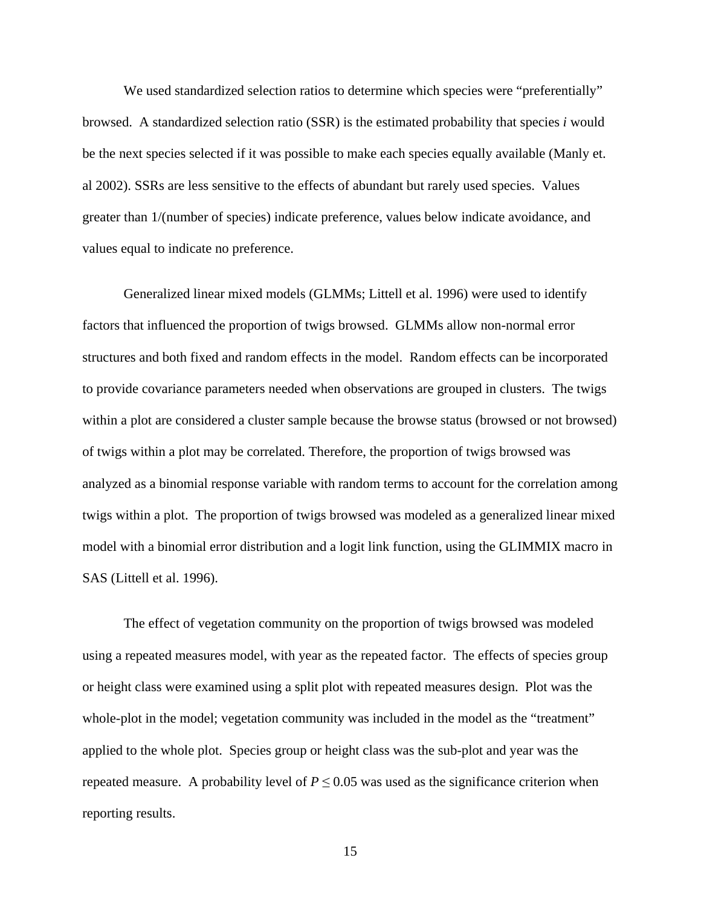We used standardized selection ratios to determine which species were "preferentially" browsed. A standardized selection ratio (SSR) is the estimated probability that species *i* would be the next species selected if it was possible to make each species equally available (Manly et. al 2002). SSRs are less sensitive to the effects of abundant but rarely used species. Values greater than 1/(number of species) indicate preference, values below indicate avoidance, and values equal to indicate no preference.

Generalized linear mixed models (GLMMs; Littell et al. 1996) were used to identify factors that influenced the proportion of twigs browsed. GLMMs allow non-normal error structures and both fixed and random effects in the model. Random effects can be incorporated to provide covariance parameters needed when observations are grouped in clusters. The twigs within a plot are considered a cluster sample because the browse status (browsed or not browsed) of twigs within a plot may be correlated. Therefore, the proportion of twigs browsed was analyzed as a binomial response variable with random terms to account for the correlation among twigs within a plot. The proportion of twigs browsed was modeled as a generalized linear mixed model with a binomial error distribution and a logit link function, using the GLIMMIX macro in SAS (Littell et al. 1996).

The effect of vegetation community on the proportion of twigs browsed was modeled using a repeated measures model, with year as the repeated factor. The effects of species group or height class were examined using a split plot with repeated measures design. Plot was the whole-plot in the model; vegetation community was included in the model as the "treatment" applied to the whole plot. Species group or height class was the sub-plot and year was the repeated measure. A probability level of $P \leq 0.05$ was used as the significance criterion when reporting results.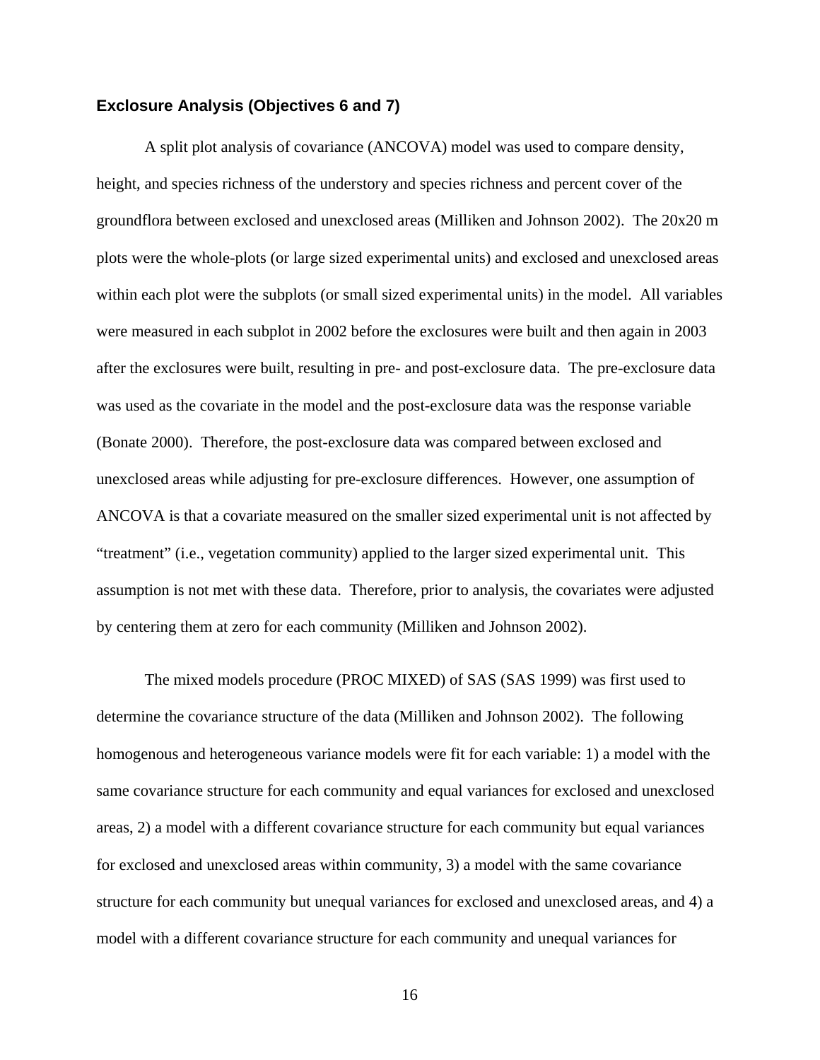### Exclosure Analysis (Objectives 6 and 7)

A split plot analysis of covariance (ANCOVA) model was used to compare density, height, and species richness of the understory and species richness and percent cover of the groundflora between exclosed and unexclosed areas (Milliken and Johnson 2002). The 20x20 m plots were the whole-plots (or large sized experimental units) and exclosed and unexclosed areas within each plot were the subplots (or small sized experimental units) in the model. All variables were measured in each subplot in 2002 before the exclosures were built and then again in 2003 after the exclosures were built, resulting in pre- and post-exclosure data. The pre-exclosure data was used as the covariate in the model and the post-exclosure data was the response variable (Bonate 2000). Therefore, the post-exclosure data was compared between exclosed and unexclosed areas while adjusting for pre-exclosure differences. However, one assumption of ANCOVA is that a covariate measured on the smaller sized experimental unit is not affected by "treatment" (i.e., vegetation community) applied to the larger sized experimental unit. This assumption is not met with these data. Therefore, prior to analysis, the covariates were adjusted by centering them at zero for each community (Milliken and Johnson 2002).

The mixed models procedure (PROC MIXED) of SAS (SAS 1999) was first used to determine the covariance structure of the data (Milliken and Johnson 2002). The following homogenous and heterogeneous variance models were fit for each variable: 1) a model with the same covariance structure for each community and equal variances for exclosed and unexclosed areas, 2) a model with a different covariance structure for each community but equal variances for exclosed and unexclosed areas within community, 3) a model with the same covariance structure for each community but unequal variances for exclosed and unexclosed areas, and 4) a model with a different covariance structure for each community and unequal variances for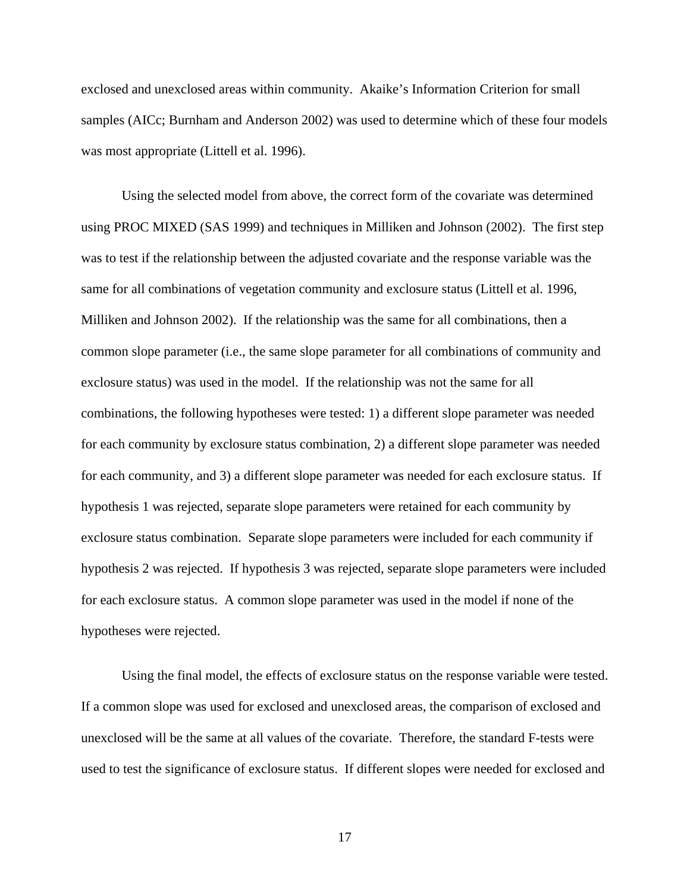exclosed and unexclosed areas within community. Akaike's Information Criterion for small samples (AICc; Burnham and Anderson 2002) was used to determine which of these four models was most appropriate (Littell et al. 1996).

Using the selected model from above, the correct form of the covariate was determined using PROC MIXED (SAS 1999) and techniques in Milliken and Johnson (2002). The first step was to test if the relationship between the adjusted covariate and the response variable was the same for all combinations of vegetation community and exclosure status (Littell et al. 1996, Milliken and Johnson 2002). If the relationship was the same for all combinations, then a common slope parameter (i.e., the same slope parameter for all combinations of community and exclosure status) was used in the model. If the relationship was not the same for all combinations, the following hypotheses were tested: 1) a different slope parameter was needed for each community by exclosure status combination, 2) a different slope parameter was needed for each community, and 3) a different slope parameter was needed for each exclosure status. If hypothesis 1 was rejected, separate slope parameters were retained for each community by exclosure status combination. Separate slope parameters were included for each community if hypothesis 2 was rejected. If hypothesis 3 was rejected, separate slope parameters were included for each exclosure status. A common slope parameter was used in the model if none of the hypotheses were rejected.

Using the final model, the effects of exclosure status on the response variable were tested. If a common slope was used for exclosed and unexclosed areas, the comparison of exclosed and unexclosed will be the same at all values of the covariate. Therefore, the standard F-tests were used to test the significance of exclosure status. If different slopes were needed for exclosed and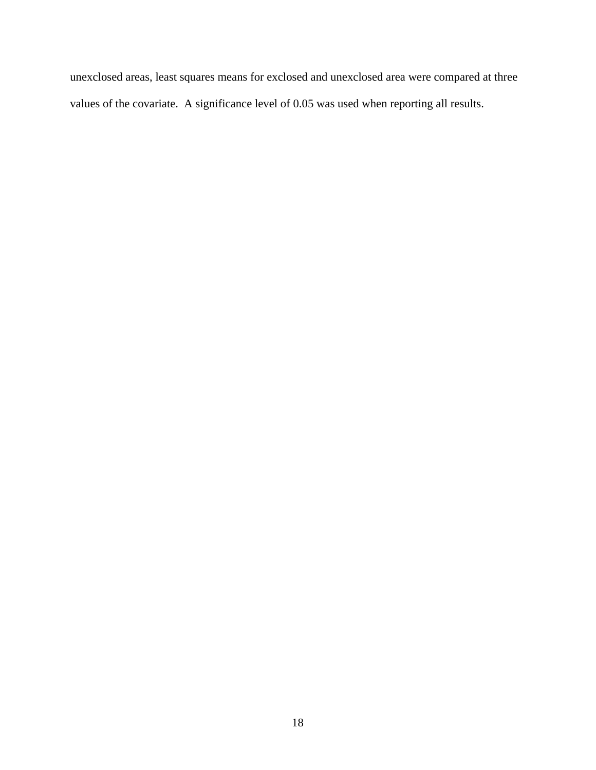unexclosed areas, least squares means for exclosed and unexclosed area were compared at three values of the covariate. A significance level of 0.05 was used when reporting all results.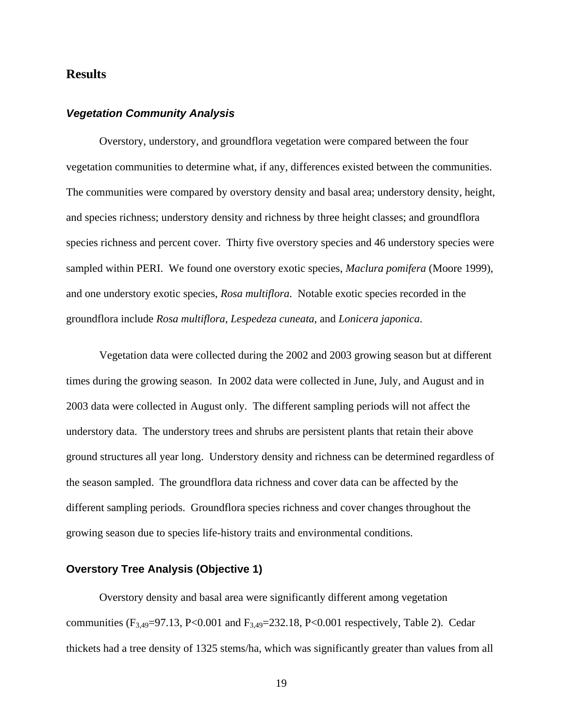## Results

### *Vegetation Community Analysis*

Overstory, understory, and groundflora vegetation were compared between the four vegetation communities to determine what, if any, differences existed between the communities. The communities were compared by overstory density and basal area; understory density, height, and species richness; understory density and richness by three height classes; and groundflora species richness and percent cover. Thirty five overstory species and 46 understory species were sampled within PERI. We found one overstory exotic species, *Maclura pomifera* (Moore 1999), and one understory exotic species, *Rosa multiflora*. Notable exotic species recorded in the groundflora include *Rosa multiflora*, *Lespedeza cuneata*, and *Lonicera japonica*.

Vegetation data were collected during the 2002 and 2003 growing season but at different times during the growing season. In 2002 data were collected in June, July, and August and in 2003 data were collected in August only. The different sampling periods will not affect the understory data. The understory trees and shrubs are persistent plants that retain their above ground structures all year long. Understory density and richness can be determined regardless of the season sampled. The groundflora data richness and cover data can be affected by the different sampling periods. Groundflora species richness and cover changes throughout the growing season due to species life-history traits and environmental conditions.

### Overstory Tree Analysis (Objective 1)

Overstory density and basal area were significantly different among vegetation communities ($F_{3,49}$=97.13, P<0.001 and $F_{3,49}$=232.18, P<0.001 respectively, Table 2). Cedar thickets had a tree density of 1325 stems/ha, which was significantly greater than values from all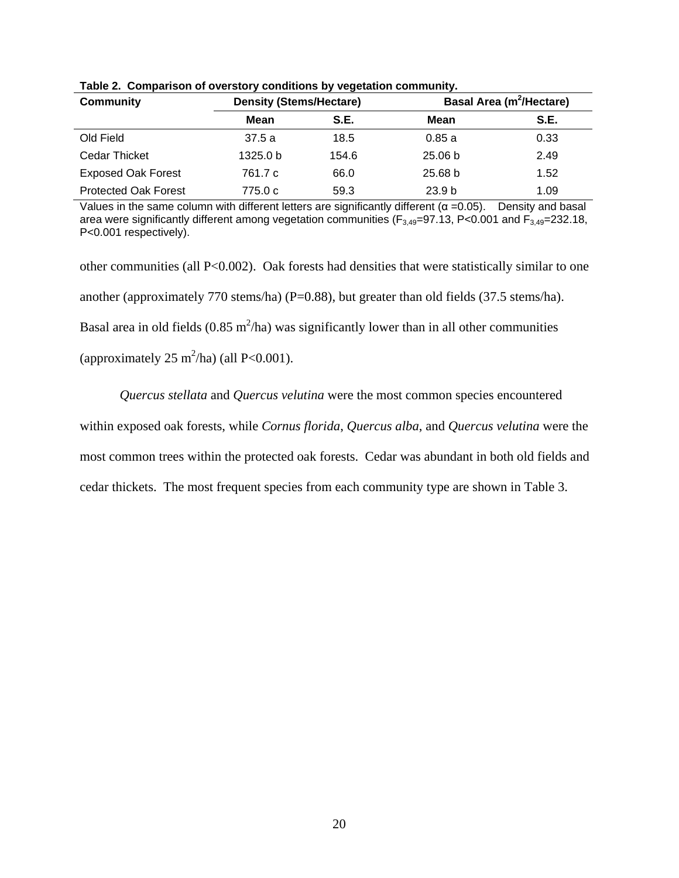**Table 2. Comparison of overstory conditions by vegetation community.**

| Community | Density (Stems/Hectare) | | Basal Area ($m^2$/Hectare) | |
|---|---|---|---|---|
| | **Mean** | **S.E.** | **Mean** | **S.E.** |
| Old Field | 37.5 a | 18.5 | 0.85 a | 0.33 |
| Cedar Thicket | 1325.0 b | 154.6 | 25.06 b | 2.49 |
| Exposed Oak Forest | 761.7 c | 66.0 | 25.68 b | 1.52 |
| Protected Oak Forest | 775.0 c | 59.3 | 23.9 b | 1.09 |

Values in the same column with different letters are significantly different ($\alpha$ =0.05). Density and basal area were significantly different among vegetation communities ($F_{3,49}$=97.13, P<0.001 and $F_{3,49}$=232.18, P<0.001 respectively).

other communities (all P<0.002). Oak forests had densities that were statistically similar to one another (approximately 770 stems/ha) (P=0.88), but greater than old fields (37.5 stems/ha). Basal area in old fields (0.85 $m^2$/ha) was significantly lower than in all other communities (approximately 25 $m^2$/ha) (all P<0.001).

*Quercus stellata* and *Quercus velutina* were the most common species encountered within exposed oak forests, while *Cornus florida*, *Quercus alba*, and *Quercus velutina* were the most common trees within the protected oak forests. Cedar was abundant in both old fields and cedar thickets. The most frequent species from each community type are shown in Table 3.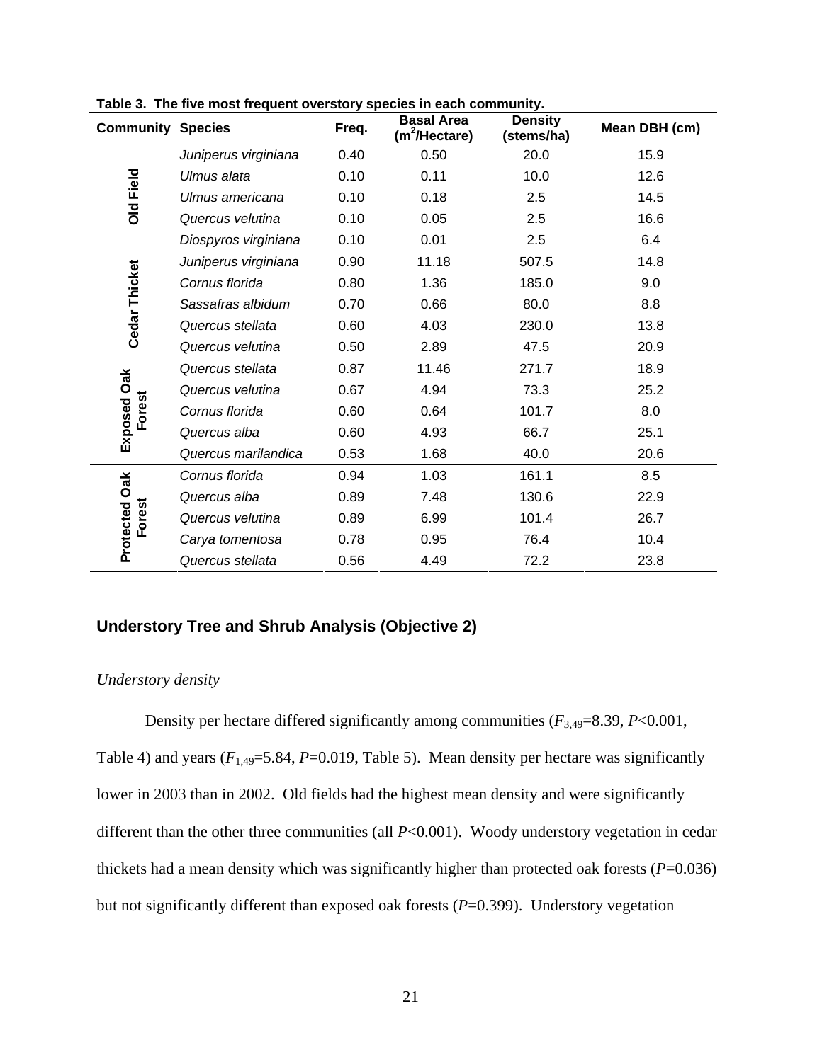**Table 3. The five most frequent overstory species in each community.**

| Community | Species | Freq. | Basal Area ($m^2$/Hectare) | Density (stems/ha) | Mean DBH (cm) |
|---|---|---|---|---|---|
| Old Field | *Juniperus virginiana* | 0.40 | 0.50 | 20.0 | 15.9 |
| | *Ulmus alata* | 0.10 | 0.11 | 10.0 | 12.6 |
| | *Ulmus americana* | 0.10 | 0.18 | 2.5 | 14.5 |
| | *Quercus velutina* | 0.10 | 0.05 | 2.5 | 16.6 |
| | *Diospyros virginiana* | 0.10 | 0.01 | 2.5 | 6.4 |
| Cedar Thicket | *Juniperus virginiana* | 0.90 | 11.18 | 507.5 | 14.8 |
| | *Cornus florida* | 0.80 | 1.36 | 185.0 | 9.0 |
| | *Sassafras albidum* | 0.70 | 0.66 | 80.0 | 8.8 |
| | *Quercus stellata* | 0.60 | 4.03 | 230.0 | 13.8 |
| | *Quercus velutina* | 0.50 | 2.89 | 47.5 | 20.9 |
| Exposed Oak Forest | *Quercus stellata* | 0.87 | 11.46 | 271.7 | 18.9 |
| | *Quercus velutina* | 0.67 | 4.94 | 73.3 | 25.2 |
| | *Cornus florida* | 0.60 | 0.64 | 101.7 | 8.0 |
| | *Quercus alba* | 0.60 | 4.93 | 66.7 | 25.1 |
| | *Quercus marilandica* | 0.53 | 1.68 | 40.0 | 20.6 |
| Protected Oak Forest | *Cornus florida* | 0.94 | 1.03 | 161.1 | 8.5 |
| | *Quercus alba* | 0.89 | 7.48 | 130.6 | 22.9 |
| | *Quercus velutina* | 0.89 | 6.99 | 101.4 | 26.7 |
| | *Carya tomentosa* | 0.78 | 0.95 | 76.4 | 10.4 |
| | *Quercus stellata* | 0.56 | 4.49 | 72.2 | 23.8 |

## Understory Tree and Shrub Analysis (Objective 2)

### *Understory density*

Density per hectare differed significantly among communities ($F_{3,49}$=8.39, $P$<0.001, Table 4) and years ($F_{1,49}$=5.84, $P$=0.019, Table 5). Mean density per hectare was significantly lower in 2003 than in 2002. Old fields had the highest mean density and were significantly different than the other three communities (all $P$<0.001). Woody understory vegetation in cedar thickets had a mean density which was significantly higher than protected oak forests ($P$=0.036) but not significantly different than exposed oak forests ($P$=0.399). Understory vegetation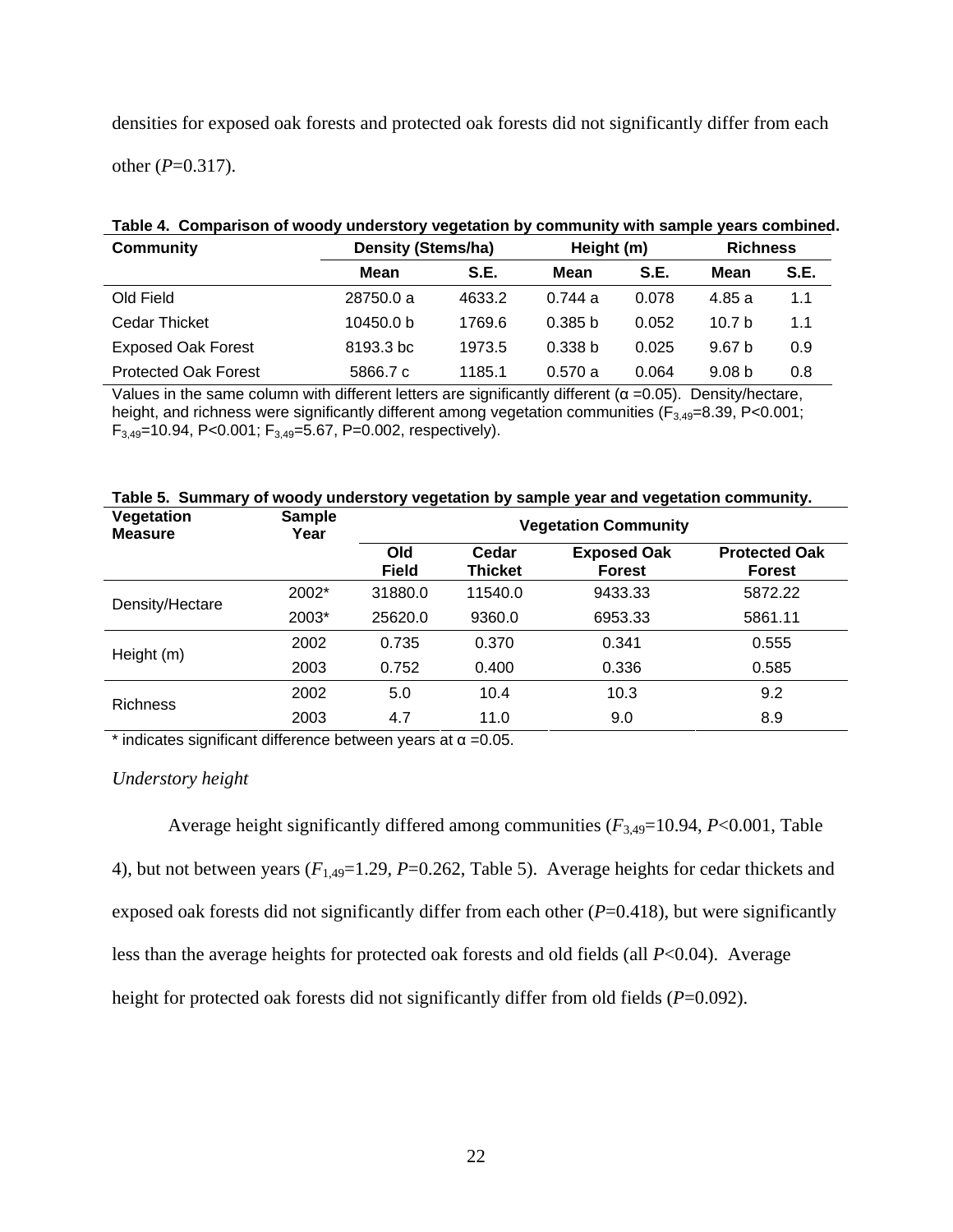densities for exposed oak forests and protected oak forests did not significantly differ from each other ($P$=0.317).

**Table 4. Comparison of woody understory vegetation by community with sample years combined.**

| Community | Density (Stems/ha) | | Height (m) | | Richness | |
|---|---|---|---|---|---|---|
| | Mean | S.E. | Mean | S.E. | Mean | S.E. |
| Old Field | 28750.0 a | 4633.2 | 0.744 a | 0.078 | 4.85 a | 1.1 |
| Cedar Thicket | 10450.0 b | 1769.6 | 0.385 b | 0.052 | 10.7 b | 1.1 |
| Exposed Oak Forest | 8193.3 bc | 1973.5 | 0.338 b | 0.025 | 9.67 b | 0.9 |
| Protected Oak Forest | 5866.7 c | 1185.1 | 0.570 a | 0.064 | 9.08 b | 0.8 |

Values in the same column with different letters are significantly different (α =0.05). Density/hectare, height, and richness were significantly different among vegetation communities ($F_{3,49}$=8.39, P<0.001; $F_{3,49}$=10.94, P<0.001; $F_{3,49}$=5.67, P=0.002, respectively).

**Table 5. Summary of woody understory vegetation by sample year and vegetation community.**

| Vegetation Measure | Sample Year | Vegetation Community | | | |
|---|---|---|---|---|---|
| | | Old Field | Cedar Thicket | Exposed Oak Forest | Protected Oak Forest |
| Density/Hectare | 2002* | 31880.0 | 11540.0 | 9433.33 | 5872.22 |
| | 2003* | 25620.0 | 9360.0 | 6953.33 | 5861.11 |
| Height (m) | 2002 | 0.735 | 0.370 | 0.341 | 0.555 |
| | 2003 | 0.752 | 0.400 | 0.336 | 0.585 |
| Richness | 2002 | 5.0 | 10.4 | 10.3 | 9.2 |
| | 2003 | 4.7 | 11.0 | 9.0 | 8.9 |

* indicates significant difference between years at α =0.05.

*Understory height*

Average height significantly differed among communities ($F_{3,49}$=10.94, $P$<0.001, Table 4), but not between years ($F_{1,49}$=1.29, $P$=0.262, Table 5). Average heights for cedar thickets and exposed oak forests did not significantly differ from each other ($P$=0.418), but were significantly less than the average heights for protected oak forests and old fields (all $P$<0.04). Average height for protected oak forests did not significantly differ from old fields ($P$=0.092).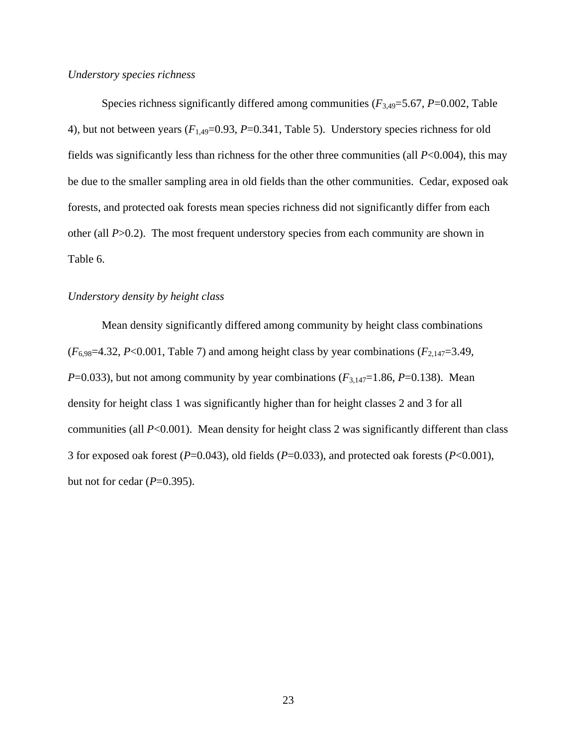*Understory species richness*

Species richness significantly differed among communities ($F_{3,49}$=5.67, $P$=0.002, Table 4), but not between years ($F_{1,49}$=0.93, $P$=0.341, Table 5). Understory species richness for old fields was significantly less than richness for the other three communities (all $P$<0.004), this may be due to the smaller sampling area in old fields than the other communities. Cedar, exposed oak forests, and protected oak forests mean species richness did not significantly differ from each other (all $P$>0.2). The most frequent understory species from each community are shown in Table 6.

*Understory density by height class*

Mean density significantly differed among community by height class combinations ($F_{6,98}$=4.32, $P$<0.001, Table 7) and among height class by year combinations ($F_{2,147}$=3.49, $P$=0.033), but not among community by year combinations ($F_{3,147}$=1.86, $P$=0.138). Mean density for height class 1 was significantly higher than for height classes 2 and 3 for all communities (all $P$<0.001). Mean density for height class 2 was significantly different than class 3 for exposed oak forest ($P$=0.043), old fields ($P$=0.033), and protected oak forests ($P$<0.001), but not for cedar ($P$=0.395).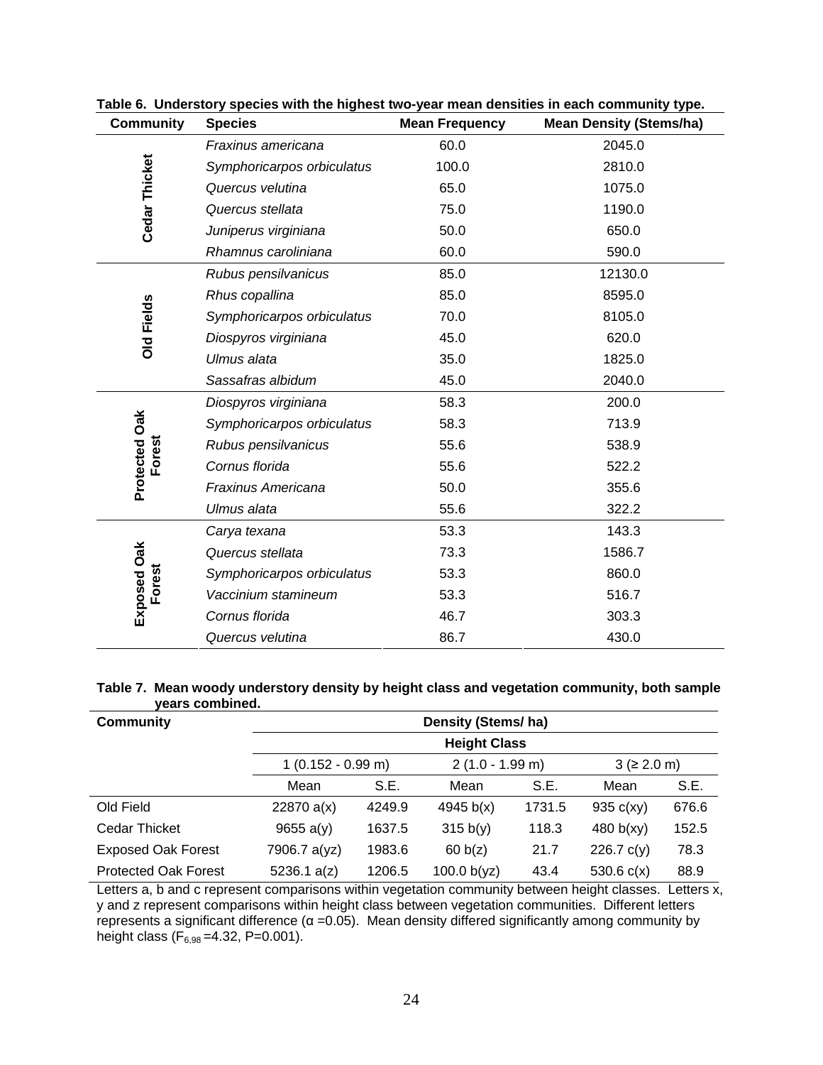**Table 6. Understory species with the highest two-year mean densities in each community type.**

| Community | Species | Mean Frequency | Mean Density (Stems/ha) |
|---|---|---|---|
| Cedar Thicket | *Fraxinus americana* | 60.0 | 2045.0 |
| | *Symphoricarpos orbiculatus* | 100.0 | 2810.0 |
| | *Quercus velutina* | 65.0 | 1075.0 |
| | *Quercus stellata* | 75.0 | 1190.0 |
| | *Juniperus virginiana* | 50.0 | 650.0 |
| | *Rhamnus caroliniana* | 60.0 | 590.0 |
| Old Fields | *Rubus pensilvanicus* | 85.0 | 12130.0 |
| | *Rhus copallina* | 85.0 | 8595.0 |
| | *Symphoricarpos orbiculatus* | 70.0 | 8105.0 |
| | *Diospyros virginiana* | 45.0 | 620.0 |
| | *Ulmus alata* | 35.0 | 1825.0 |
| | *Sassafras albidum* | 45.0 | 2040.0 |
| Protected Oak Forest | *Diospyros virginiana* | 58.3 | 200.0 |
| | *Symphoricarpos orbiculatus* | 58.3 | 713.9 |
| | *Rubus pensilvanicus* | 55.6 | 538.9 |
| | *Cornus florida* | 55.6 | 522.2 |
| | *Fraxinus Americana* | 50.0 | 355.6 |
| | *Ulmus alata* | 55.6 | 322.2 |
| Exposed Oak Forest | *Carya texana* | 53.3 | 143.3 |
| | *Quercus stellata* | 73.3 | 1586.7 |
| | *Symphoricarpos orbiculatus* | 53.3 | 860.0 |
| | *Vaccinium stamineum* | 53.3 | 516.7 |
| | *Cornus florida* | 46.7 | 303.3 |
| | *Quercus velutina* | 86.7 | 430.0 |

**Table 7. Mean woody understory density by height class and vegetation community, both sample years combined.**

| Community | Density (Stems/ ha) | | | | | |
|---|---|---|---|---|---|---|
| | Height Class | | | | | |
| | 1 (0.152 - 0.99 m) | | 2 (1.0 - 1.99 m) | | 3 (≥ 2.0 m) | |
| | Mean | S.E. | Mean | S.E. | Mean | S.E. |
| Old Field | 22870 a(x) | 4249.9 | 4945 b(x) | 1731.5 | 935 c(xy) | 676.6 |
| Cedar Thicket | 9655 a(y) | 1637.5 | 315 b(y) | 118.3 | 480 b(xy) | 152.5 |
| Exposed Oak Forest | 7906.7 a(yz) | 1983.6 | 60 b(z) | 21.7 | 226.7 c(y) | 78.3 |
| Protected Oak Forest | 5236.1 a(z) | 1206.5 | 100.0 b(yz) | 43.4 | 530.6 c(x) | 88.9 |

Letters a, b and c represent comparisons within vegetation community between height classes. Letters x, y and z represent comparisons within height class between vegetation communities. Different letters represents a significant difference ($\alpha = 0.05$). Mean density differed significantly among community by height class ($F_{6,98} = 4.32$, P=0.001).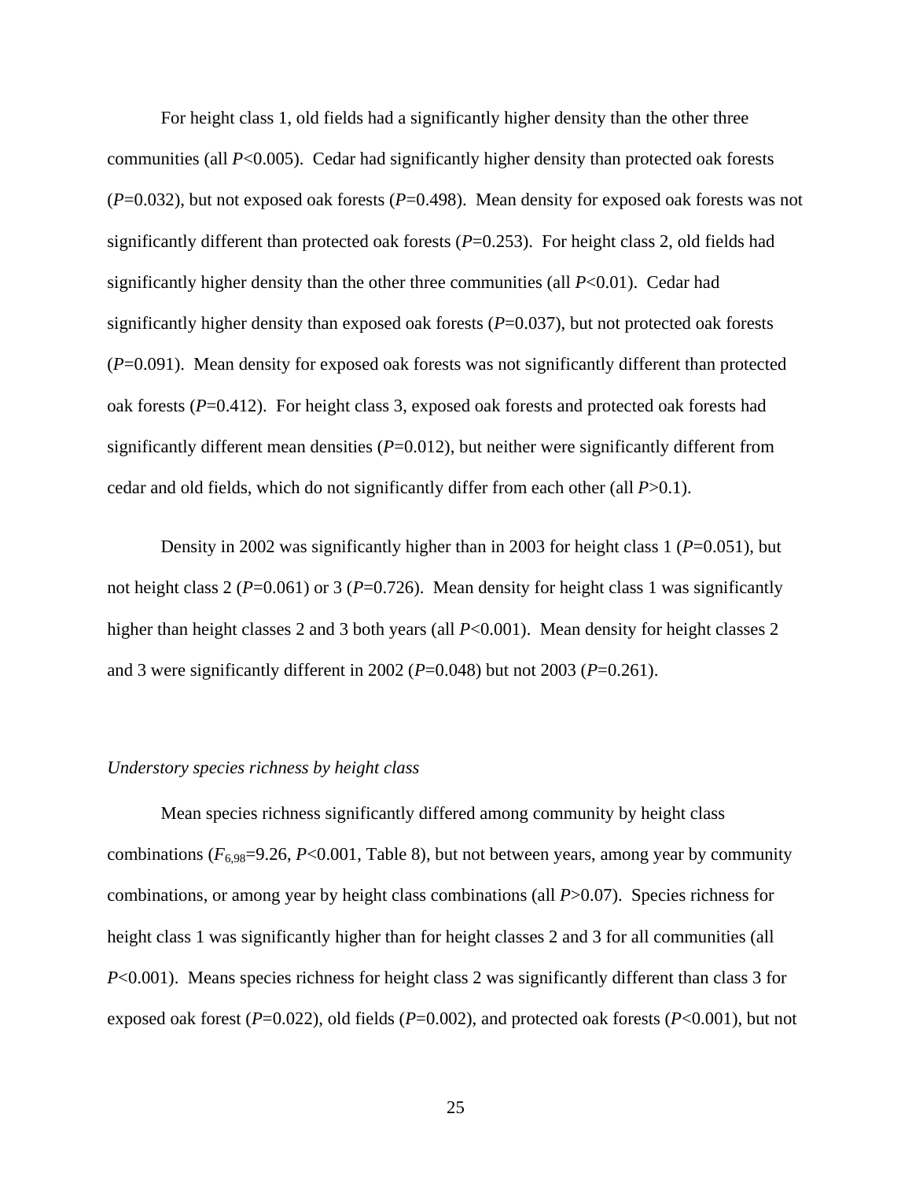For height class 1, old fields had a significantly higher density than the other three communities (all $P<0.005$). Cedar had significantly higher density than protected oak forests ($P=0.032$), but not exposed oak forests ($P=0.498$). Mean density for exposed oak forests was not significantly different than protected oak forests ($P=0.253$). For height class 2, old fields had significantly higher density than the other three communities (all $P<0.01$). Cedar had significantly higher density than exposed oak forests ($P=0.037$), but not protected oak forests ($P=0.091$). Mean density for exposed oak forests was not significantly different than protected oak forests ($P=0.412$). For height class 3, exposed oak forests and protected oak forests had significantly different mean densities ($P=0.012$), but neither were significantly different from cedar and old fields, which do not significantly differ from each other (all $P>0.1$).

Density in 2002 was significantly higher than in 2003 for height class 1 ($P=0.051$), but not height class 2 ($P=0.061$) or 3 ($P=0.726$). Mean density for height class 1 was significantly higher than height classes 2 and 3 both years (all $P<0.001$). Mean density for height classes 2 and 3 were significantly different in 2002 ($P=0.048$) but not 2003 ($P=0.261$).

*Understory species richness by height class*

Mean species richness significantly differed among community by height class combinations ($F_{6,98}=9.26$, $P<0.001$, Table 8), but not between years, among year by community combinations, or among year by height class combinations (all $P>0.07$). Species richness for height class 1 was significantly higher than for height classes 2 and 3 for all communities (all $P<0.001$). Means species richness for height class 2 was significantly different than class 3 for exposed oak forest ($P=0.022$), old fields ($P=0.002$), and protected oak forests ($P<0.001$), but not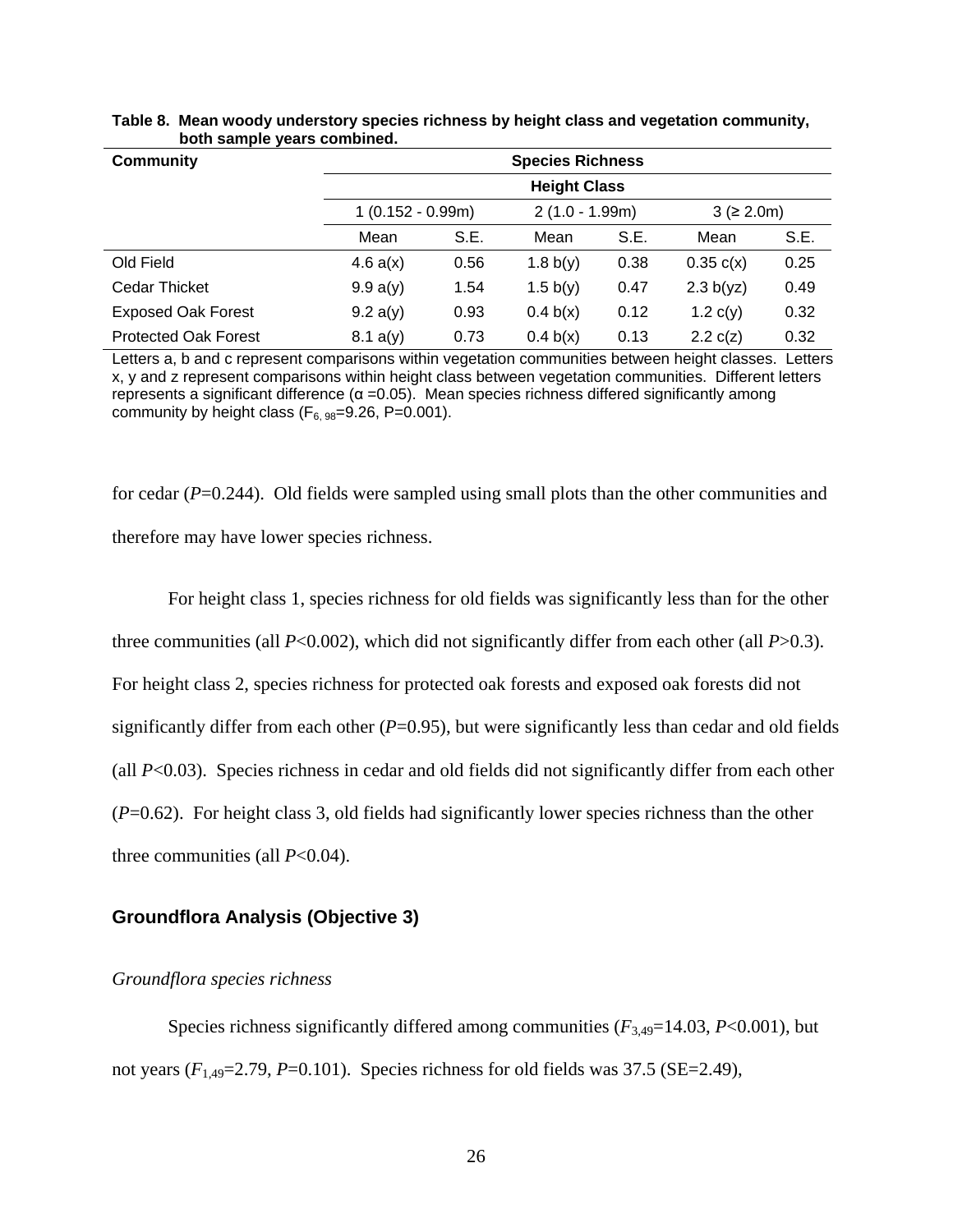**Table 8. Mean woody understory species richness by height class and vegetation community, both sample years combined.**

| Community | Species Richness | | | | | |
|---|---|---|---|---|---|---|
| | Height Class | | | | | |
| | 1 (0.152 - 0.99m) | | 2 (1.0 - 1.99m) | | 3 (≥ 2.0m) | |
| | Mean | S.E. | Mean | S.E. | Mean | S.E. |
| Old Field | 4.6 a(x) | 0.56 | 1.8 b(y) | 0.38 | 0.35 c(x) | 0.25 |
| Cedar Thicket | 9.9 a(y) | 1.54 | 1.5 b(y) | 0.47 | 2.3 b(yz) | 0.49 |
| Exposed Oak Forest | 9.2 a(y) | 0.93 | 0.4 b(x) | 0.12 | 1.2 c(y) | 0.32 |
| Protected Oak Forest | 8.1 a(y) | 0.73 | 0.4 b(x) | 0.13 | 2.2 c(z) | 0.32 |

Letters a, b and c represent comparisons within vegetation communities between height classes. Letters x, y and z represent comparisons within height class between vegetation communities. Different letters represents a significant difference (α =0.05). Mean species richness differed significantly among community by height class ($F_{6, 98}$=9.26, P=0.001).

for cedar (*P*=0.244). Old fields were sampled using small plots than the other communities and therefore may have lower species richness.

For height class 1, species richness for old fields was significantly less than for the other three communities (all *P*<0.002), which did not significantly differ from each other (all *P*>0.3). For height class 2, species richness for protected oak forests and exposed oak forests did not significantly differ from each other (*P*=0.95), but were significantly less than cedar and old fields (all *P*<0.03). Species richness in cedar and old fields did not significantly differ from each other (*P*=0.62). For height class 3, old fields had significantly lower species richness than the other three communities (all *P*<0.04).

## Groundflora Analysis (Objective 3)

*Groundflora species richness*

Species richness significantly differed among communities ($F_{3,49}$=14.03, *P*<0.001), but not years ($F_{1,49}$=2.79, *P*=0.101). Species richness for old fields was 37.5 (SE=2.49),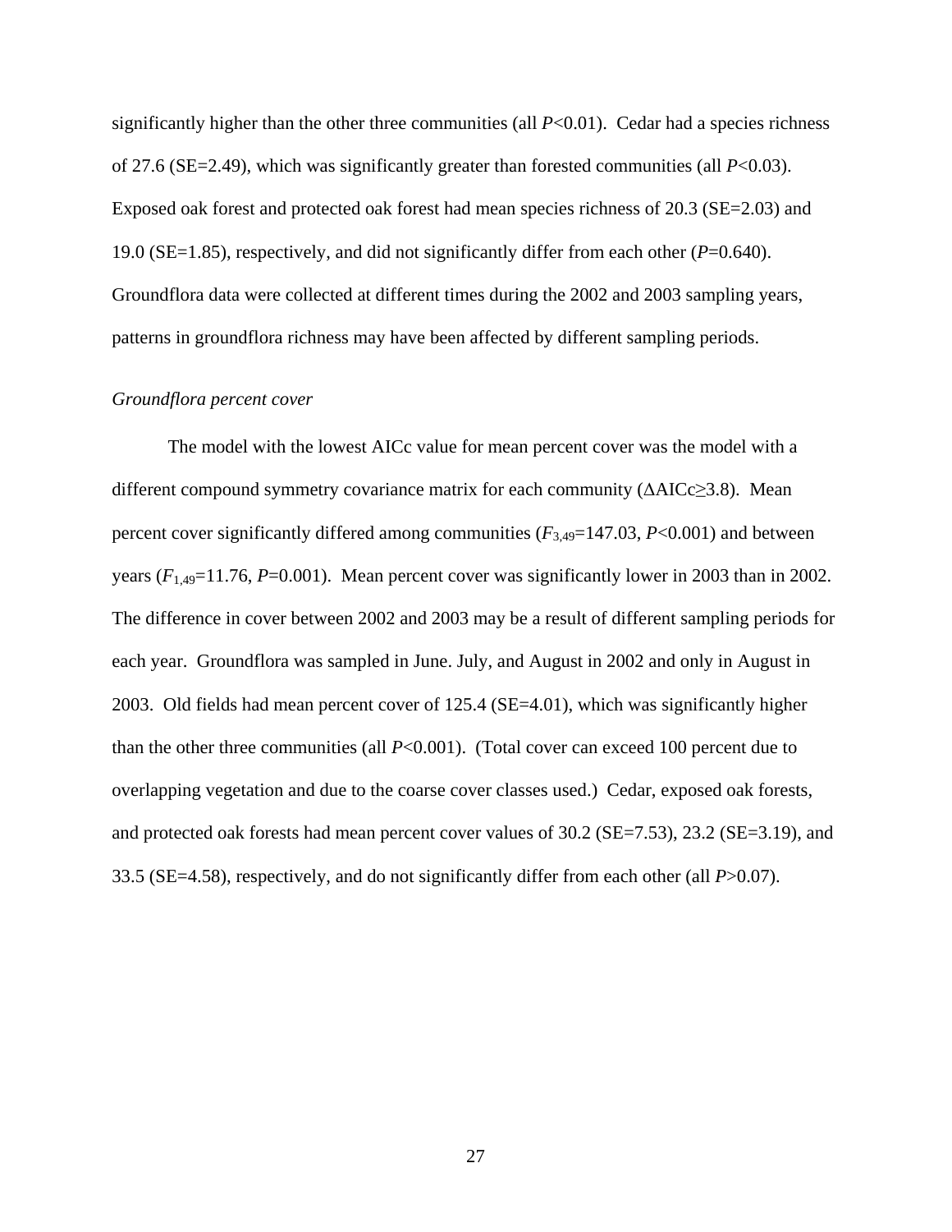significantly higher than the other three communities (all $P<0.01$). Cedar had a species richness of 27.6 (SE=2.49), which was significantly greater than forested communities (all $P<0.03$). Exposed oak forest and protected oak forest had mean species richness of 20.3 (SE=2.03) and 19.0 (SE=1.85), respectively, and did not significantly differ from each other ($P=0.640$). Groundflora data were collected at different times during the 2002 and 2003 sampling years, patterns in groundflora richness may have been affected by different sampling periods.

*Groundflora percent cover*

The model with the lowest AICc value for mean percent cover was the model with a different compound symmetry covariance matrix for each community ($\Delta$AICc$\geq$3.8). Mean percent cover significantly differed among communities ($F_{3,49}=147.03$, $P<0.001$) and between years ($F_{1,49}=11.76$, $P=0.001$). Mean percent cover was significantly lower in 2003 than in 2002. The difference in cover between 2002 and 2003 may be a result of different sampling periods for each year. Groundflora was sampled in June. July, and August in 2002 and only in August in 2003. Old fields had mean percent cover of 125.4 (SE=4.01), which was significantly higher than the other three communities (all $P<0.001$). (Total cover can exceed 100 percent due to overlapping vegetation and due to the coarse cover classes used.) Cedar, exposed oak forests, and protected oak forests had mean percent cover values of 30.2 (SE=7.53), 23.2 (SE=3.19), and 33.5 (SE=4.58), respectively, and do not significantly differ from each other (all $P>0.07$).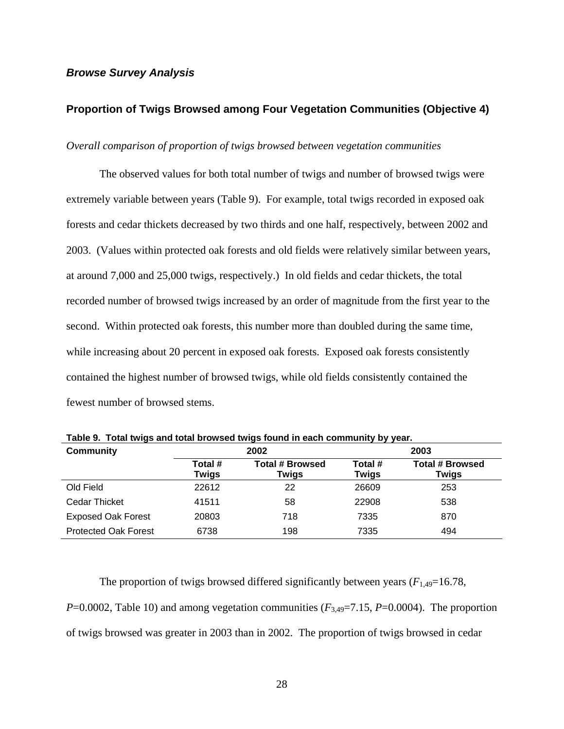### *Browse Survey Analysis*

## Proportion of Twigs Browsed among Four Vegetation Communities (Objective 4)

*Overall comparison of proportion of twigs browsed between vegetation communities*

The observed values for both total number of twigs and number of browsed twigs were extremely variable between years (Table 9). For example, total twigs recorded in exposed oak forests and cedar thickets decreased by two thirds and one half, respectively, between 2002 and 2003. (Values within protected oak forests and old fields were relatively similar between years, at around 7,000 and 25,000 twigs, respectively.) In old fields and cedar thickets, the total recorded number of browsed twigs increased by an order of magnitude from the first year to the second. Within protected oak forests, this number more than doubled during the same time, while increasing about 20 percent in exposed oak forests. Exposed oak forests consistently contained the highest number of browsed twigs, while old fields consistently contained the fewest number of browsed stems.

**Table 9. Total twigs and total browsed twigs found in each community by year.**

| Community | 2002 | | 2003 | |
|---|---|---|---|---|
| | Total # Twigs | Total # Browsed Twigs | Total # Twigs | Total # Browsed Twigs |
| Old Field | 22612 | 22 | 26609 | 253 |
| Cedar Thicket | 41511 | 58 | 22908 | 538 |
| Exposed Oak Forest | 20803 | 718 | 7335 | 870 |
| Protected Oak Forest | 6738 | 198 | 7335 | 494 |

The proportion of twigs browsed differed significantly between years ($F_{1,49}$=16.78, $P$=0.0002, Table 10) and among vegetation communities ($F_{3,49}$=7.15, $P$=0.0004). The proportion of twigs browsed was greater in 2003 than in 2002. The proportion of twigs browsed in cedar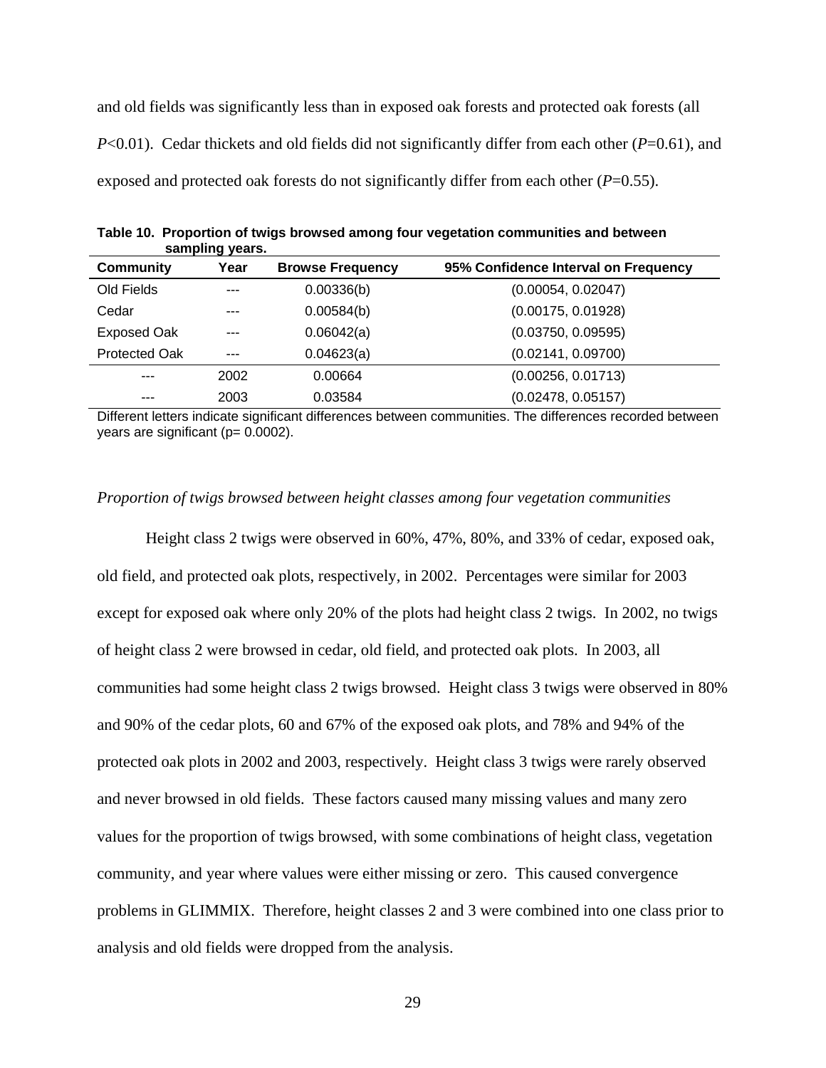and old fields was significantly less than in exposed oak forests and protected oak forests (all $P<0.01$). Cedar thickets and old fields did not significantly differ from each other ($P=0.61$), and exposed and protected oak forests do not significantly differ from each other ($P=0.55$).

**Table 10. Proportion of twigs browsed among four vegetation communities and between sampling years.**

| Community | Year | Browse Frequency | 95% Confidence Interval on Frequency |
|---|---|---|---|
| Old Fields | --- | 0.00336(b) | (0.00054, 0.02047) |
| Cedar | --- | 0.00584(b) | (0.00175, 0.01928) |
| Exposed Oak | --- | 0.06042(a) | (0.03750, 0.09595) |
| Protected Oak | --- | 0.04623(a) | (0.02141, 0.09700) |
| --- | 2002 | 0.00664 | (0.00256, 0.01713) |
| --- | 2003 | 0.03584 | (0.02478, 0.05157) |

Different letters indicate significant differences between communities. The differences recorded between years are significant (p= 0.0002).

*Proportion of twigs browsed between height classes among four vegetation communities*

Height class 2 twigs were observed in 60%, 47%, 80%, and 33% of cedar, exposed oak, old field, and protected oak plots, respectively, in 2002. Percentages were similar for 2003 except for exposed oak where only 20% of the plots had height class 2 twigs. In 2002, no twigs of height class 2 were browsed in cedar, old field, and protected oak plots. In 2003, all communities had some height class 2 twigs browsed. Height class 3 twigs were observed in 80% and 90% of the cedar plots, 60 and 67% of the exposed oak plots, and 78% and 94% of the protected oak plots in 2002 and 2003, respectively. Height class 3 twigs were rarely observed and never browsed in old fields. These factors caused many missing values and many zero values for the proportion of twigs browsed, with some combinations of height class, vegetation community, and year where values were either missing or zero. This caused convergence problems in GLIMMIX. Therefore, height classes 2 and 3 were combined into one class prior to analysis and old fields were dropped from the analysis.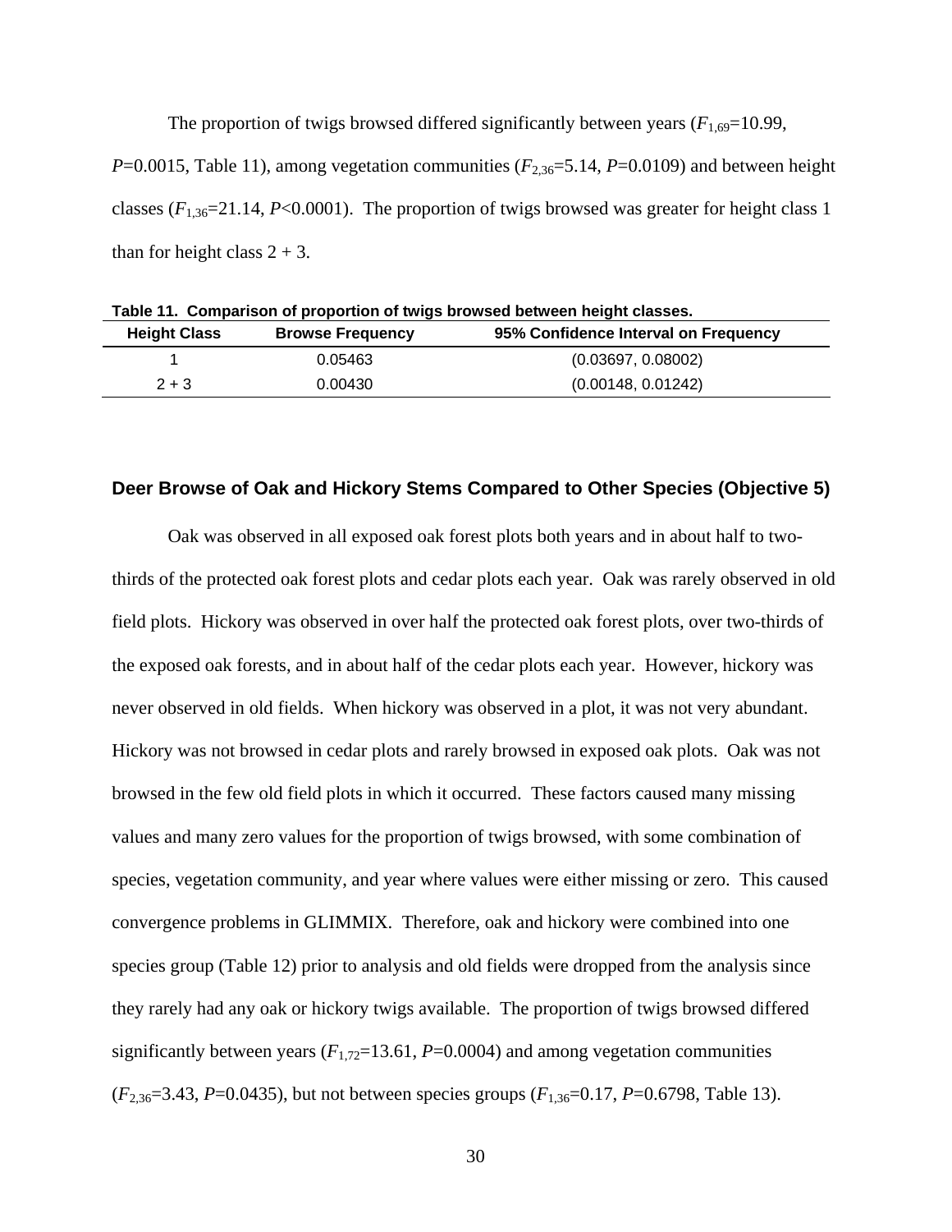The proportion of twigs browsed differed significantly between years ($F_{1,69}$=10.99, $P$=0.0015, Table 11), among vegetation communities ($F_{2,36}$=5.14, $P$=0.0109) and between height classes ($F_{1,36}$=21.14, $P$<0.0001). The proportion of twigs browsed was greater for height class 1 than for height class 2 + 3.

**Table 11. Comparison of proportion of twigs browsed between height classes.**

| Height Class | Browse Frequency | 95% Confidence Interval on Frequency |
|---|---|---|
| 1 | 0.05463 | (0.03697, 0.08002) |
| 2 + 3 | 0.00430 | (0.00148, 0.01242) |

## Deer Browse of Oak and Hickory Stems Compared to Other Species (Objective 5)

Oak was observed in all exposed oak forest plots both years and in about half to two-thirds of the protected oak forest plots and cedar plots each year. Oak was rarely observed in old field plots. Hickory was observed in over half the protected oak forest plots, over two-thirds of the exposed oak forests, and in about half of the cedar plots each year. However, hickory was never observed in old fields. When hickory was observed in a plot, it was not very abundant. Hickory was not browsed in cedar plots and rarely browsed in exposed oak plots. Oak was not browsed in the few old field plots in which it occurred. These factors caused many missing values and many zero values for the proportion of twigs browsed, with some combination of species, vegetation community, and year where values were either missing or zero. This caused convergence problems in GLIMMIX. Therefore, oak and hickory were combined into one species group (Table 12) prior to analysis and old fields were dropped from the analysis since they rarely had any oak or hickory twigs available. The proportion of twigs browsed differed significantly between years ($F_{1,72}$=13.61, $P$=0.0004) and among vegetation communities ($F_{2,36}$=3.43, $P$=0.0435), but not between species groups ($F_{1,36}$=0.17, $P$=0.6798, Table 13).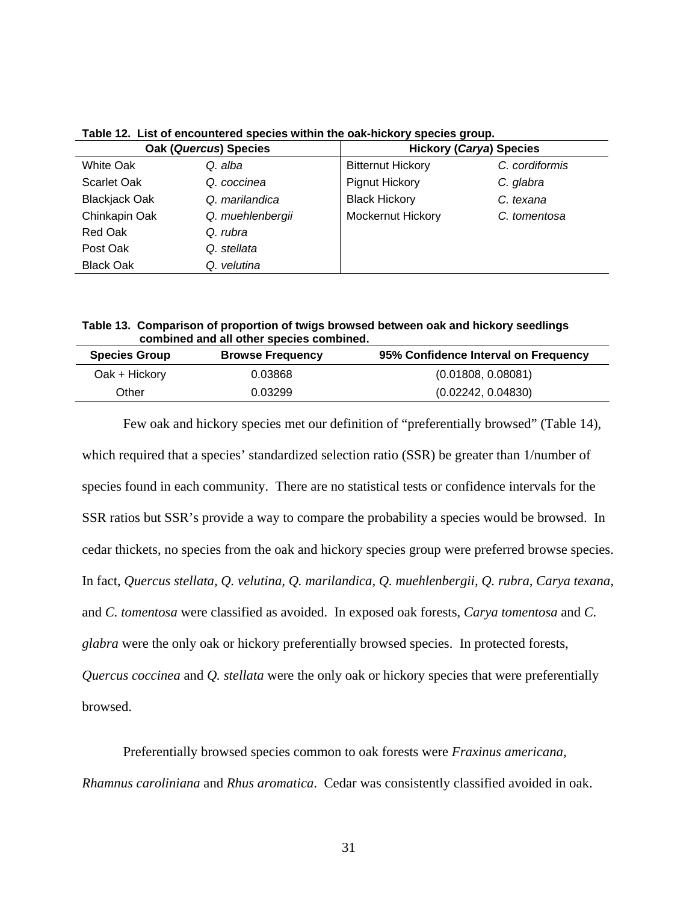**Table 12. List of encountered species within the oak-hickory species group.**

| Oak (*Quercus*) Species | | Hickory (*Carya*) Species | |
|---|---|---|---|
| White Oak | *Q. alba* | Bitternut Hickory | *C. cordiformis* |
| Scarlet Oak | *Q. coccinea* | Pignut Hickory | *C. glabra* |
| Blackjack Oak | *Q. marilandica* | Black Hickory | *C. texana* |
| Chinkapin Oak | *Q. muehlenbergii* | Mockernut Hickory | *C. tomentosa* |
| Red Oak | *Q. rubra* | | |
| Post Oak | *Q. stellata* | | |
| Black Oak | *Q. velutina* | | |

**Table 13. Comparison of proportion of twigs browsed between oak and hickory seedlings combined and all other species combined.**

| Species Group | Browse Frequency | 95% Confidence Interval on Frequency |
|---|---|---|
| Oak + Hickory | 0.03868 | (0.01808, 0.08081) |
| Other | 0.03299 | (0.02242, 0.04830) |

Few oak and hickory species met our definition of "preferentially browsed" (Table 14), which required that a species' standardized selection ratio (SSR) be greater than 1/number of species found in each community. There are no statistical tests or confidence intervals for the SSR ratios but SSR's provide a way to compare the probability a species would be browsed. In cedar thickets, no species from the oak and hickory species group were preferred browse species. In fact, *Quercus stellata, Q. velutina, Q. marilandica, Q. muehlenbergii, Q. rubra, Carya texana*, and *C. tomentosa* were classified as avoided. In exposed oak forests, *Carya tomentosa* and *C. glabra* were the only oak or hickory preferentially browsed species. In protected forests, *Quercus coccinea* and *Q. stellata* were the only oak or hickory species that were preferentially browsed.

Preferentially browsed species common to oak forests were *Fraxinus americana, Rhamnus caroliniana* and *Rhus aromatica*. Cedar was consistently classified avoided in oak.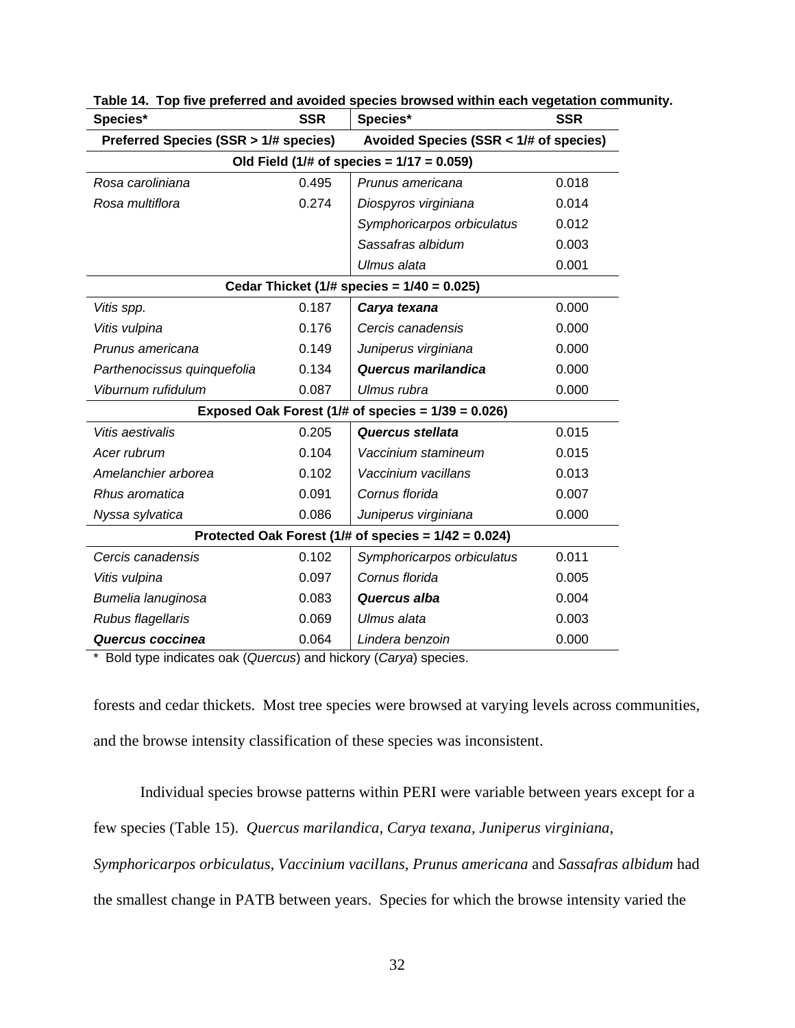**Table 14. Top five preferred and avoided species browsed within each vegetation community.**

| Species* | SSR | Species* | SSR |
|---|---|---|---|
| **Preferred Species (SSR > 1/# species)** | | **Avoided Species (SSR < 1/# of species)** | |
| **Old Field (1/# of species = 1/17 = 0.059)** | | | |
| *Rosa caroliniana* | 0.495 | *Prunus americana* | 0.018 |
| *Rosa multiflora* | 0.274 | *Diospyros virginiana* | 0.014 |
| | | *Symphoricarpos orbiculatus* | 0.012 |
| | | *Sassafras albidum* | 0.003 |
| | | *Ulmus alata* | 0.001 |
| **Cedar Thicket (1/# species = 1/40 = 0.025)** | | | |
| *Vitis spp.* | 0.187 | ***Carya texana*** | 0.000 |
| *Vitis vulpina* | 0.176 | *Cercis canadensis* | 0.000 |
| *Prunus americana* | 0.149 | *Juniperus virginiana* | 0.000 |
| *Parthenocissus quinquefolia* | 0.134 | ***Quercus marilandica*** | 0.000 |
| *Viburnum rufidulum* | 0.087 | *Ulmus rubra* | 0.000 |
| **Exposed Oak Forest (1/# of species = 1/39 = 0.026)** | | | |
| *Vitis aestivalis* | 0.205 | ***Quercus stellata*** | 0.015 |
| *Acer rubrum* | 0.104 | *Vaccinium stamineum* | 0.015 |
| *Amelanchier arborea* | 0.102 | *Vaccinium vacillans* | 0.013 |
| *Rhus aromatica* | 0.091 | *Cornus florida* | 0.007 |
| *Nyssa sylvatica* | 0.086 | *Juniperus virginiana* | 0.000 |
| **Protected Oak Forest (1/# of species = 1/42 = 0.024)** | | | |
| *Cercis canadensis* | 0.102 | *Symphoricarpos orbiculatus* | 0.011 |
| *Vitis vulpina* | 0.097 | *Cornus florida* | 0.005 |
| *Bumelia lanuginosa* | 0.083 | ***Quercus alba*** | 0.004 |
| *Rubus flagellaris* | 0.069 | *Ulmus alata* | 0.003 |
| ***Quercus coccinea*** | 0.064 | *Lindera benzoin* | 0.000 |

\* Bold type indicates oak (*Quercus*) and hickory (*Carya*) species.

forests and cedar thickets. Most tree species were browsed at varying levels across communities, and the browse intensity classification of these species was inconsistent.

Individual species browse patterns within PERI were variable between years except for a few species (Table 15). *Quercus marilandica, Carya texana, Juniperus virginiana, Symphoricarpos orbiculatus, Vaccinium vacillans, Prunus americana* and *Sassafras albidum* had the smallest change in PATB between years. Species for which the browse intensity varied the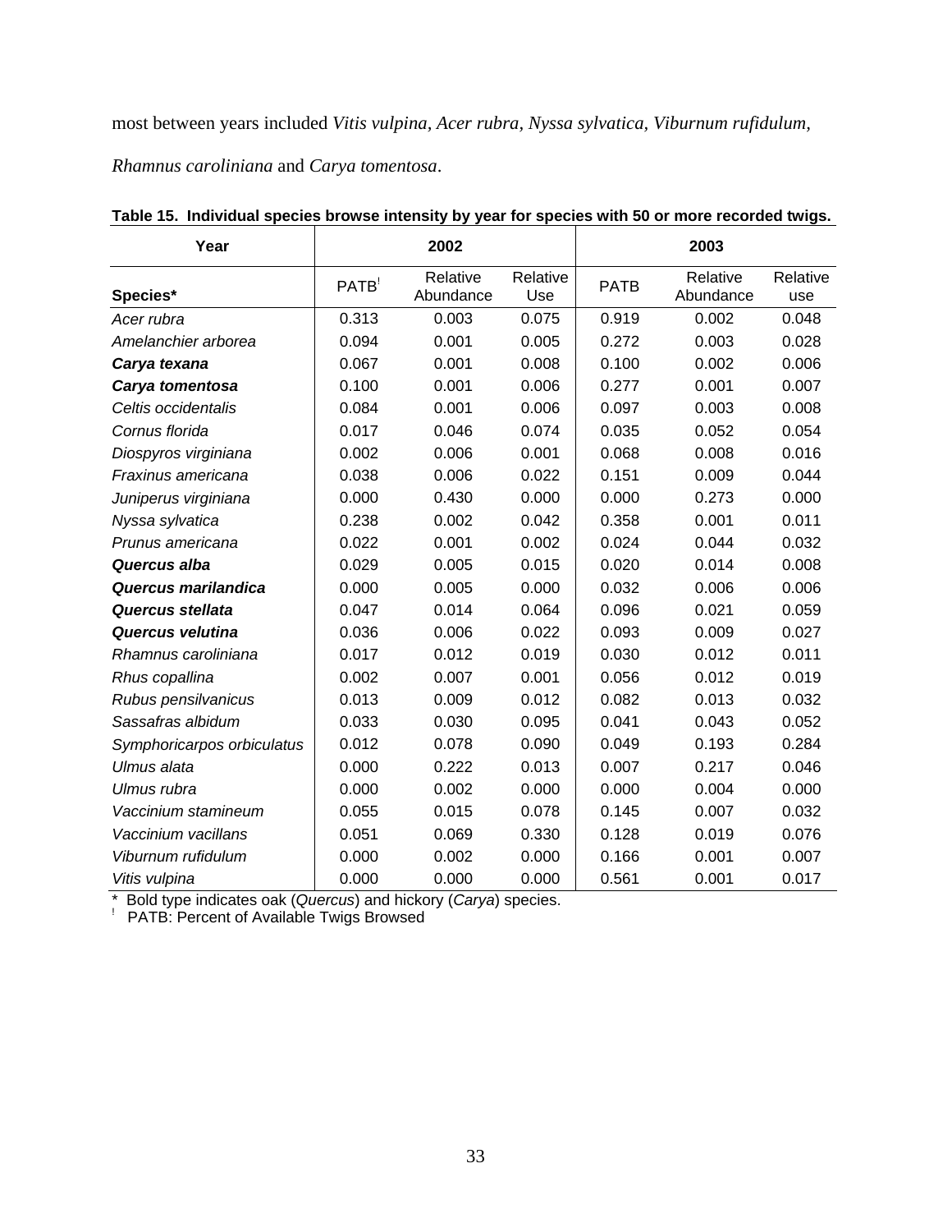most between years included *Vitis vulpina, Acer rubra, Nyssa sylvatica, Viburnum rufidulum, Rhamnus caroliniana* and *Carya tomentosa*.

**Table 15. Individual species browse intensity by year for species with 50 or more recorded twigs.**

| Year | 2002 | | | 2003 | | |
|---|---|---|---|---|---|---|
| **Species*** | PATB[!] | Relative Abundance | Relative Use | PATB | Relative Abundance | Relative use |
| *Acer rubra* | 0.313 | 0.003 | 0.075 | 0.919 | 0.002 | 0.048 |
| *Amelanchier arborea* | 0.094 | 0.001 | 0.005 | 0.272 | 0.003 | 0.028 |
| ***Carya texana*** | 0.067 | 0.001 | 0.008 | 0.100 | 0.002 | 0.006 |
| ***Carya tomentosa*** | 0.100 | 0.001 | 0.006 | 0.277 | 0.001 | 0.007 |
| *Celtis occidentalis* | 0.084 | 0.001 | 0.006 | 0.097 | 0.003 | 0.008 |
| *Cornus florida* | 0.017 | 0.046 | 0.074 | 0.035 | 0.052 | 0.054 |
| *Diospyros virginiana* | 0.002 | 0.006 | 0.001 | 0.068 | 0.008 | 0.016 |
| *Fraxinus americana* | 0.038 | 0.006 | 0.022 | 0.151 | 0.009 | 0.044 |
| *Juniperus virginiana* | 0.000 | 0.430 | 0.000 | 0.000 | 0.273 | 0.000 |
| *Nyssa sylvatica* | 0.238 | 0.002 | 0.042 | 0.358 | 0.001 | 0.011 |
| *Prunus americana* | 0.022 | 0.001 | 0.002 | 0.024 | 0.044 | 0.032 |
| ***Quercus alba*** | 0.029 | 0.005 | 0.015 | 0.020 | 0.014 | 0.008 |
| ***Quercus marilandica*** | 0.000 | 0.005 | 0.000 | 0.032 | 0.006 | 0.006 |
| ***Quercus stellata*** | 0.047 | 0.014 | 0.064 | 0.096 | 0.021 | 0.059 |
| ***Quercus velutina*** | 0.036 | 0.006 | 0.022 | 0.093 | 0.009 | 0.027 |
| *Rhamnus caroliniana* | 0.017 | 0.012 | 0.019 | 0.030 | 0.012 | 0.011 |
| *Rhus copallina* | 0.002 | 0.007 | 0.001 | 0.056 | 0.012 | 0.019 |
| *Rubus pensilvanicus* | 0.013 | 0.009 | 0.012 | 0.082 | 0.013 | 0.032 |
| *Sassafras albidum* | 0.033 | 0.030 | 0.095 | 0.041 | 0.043 | 0.052 |
| *Symphoricarpos orbiculatus* | 0.012 | 0.078 | 0.090 | 0.049 | 0.193 | 0.284 |
| *Ulmus alata* | 0.000 | 0.222 | 0.013 | 0.007 | 0.217 | 0.046 |
| *Ulmus rubra* | 0.000 | 0.002 | 0.000 | 0.000 | 0.004 | 0.000 |
| *Vaccinium stamineum* | 0.055 | 0.015 | 0.078 | 0.145 | 0.007 | 0.032 |
| *Vaccinium vacillans* | 0.051 | 0.069 | 0.330 | 0.128 | 0.019 | 0.076 |
| *Viburnum rufidulum* | 0.000 | 0.002 | 0.000 | 0.166 | 0.001 | 0.007 |
| *Vitis vulpina* | 0.000 | 0.000 | 0.000 | 0.561 | 0.001 | 0.017 |

\* Bold type indicates oak (*Quercus*) and hickory (*Carya*) species.
[!] PATB: Percent of Available Twigs Browsed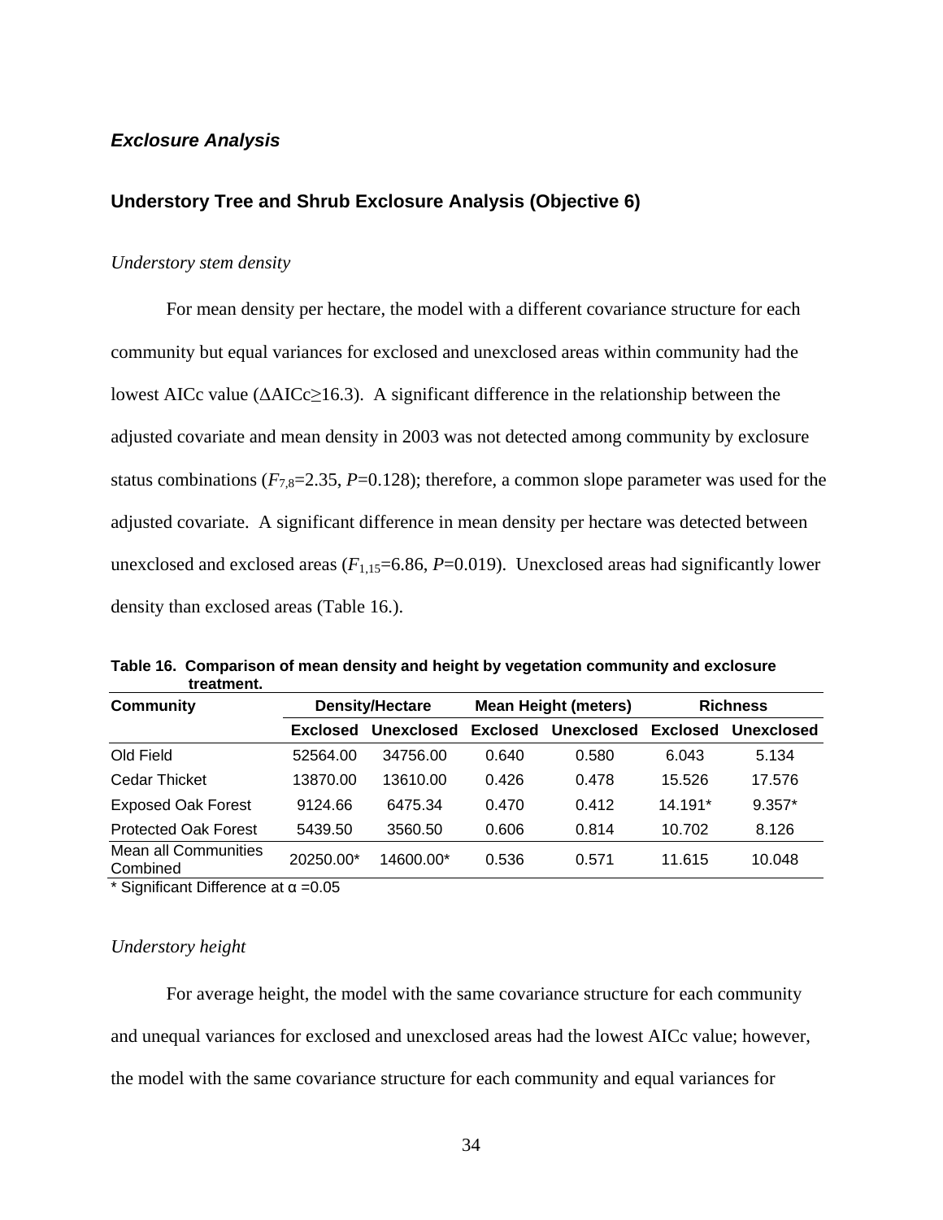### *Exclosure Analysis*

### Understory Tree and Shrub Exclosure Analysis (Objective 6)

*Understory stem density*

For mean density per hectare, the model with a different covariance structure for each community but equal variances for exclosed and unexclosed areas within community had the lowest AICc value (ΔAICc≥16.3). A significant difference in the relationship between the adjusted covariate and mean density in 2003 was not detected among community by exclosure status combinations ($F_{7,8}$=2.35, $P$=0.128); therefore, a common slope parameter was used for the adjusted covariate. A significant difference in mean density per hectare was detected between unexclosed and exclosed areas ($F_{1,15}$=6.86, $P$=0.019). Unexclosed areas had significantly lower density than exclosed areas (Table 16.).

**Table 16. Comparison of mean density and height by vegetation community and exclosure treatment.**

| Community | Density/Hectare | | Mean Height (meters) | | Richness | |
|---|---|---|---|---|---|---|
| | Exclosed | Unexclosed | Exclosed | Unexclosed | Exclosed | Unexclosed |
| Old Field | 52564.00 | 34756.00 | 0.640 | 0.580 | 6.043 | 5.134 |
| Cedar Thicket | 13870.00 | 13610.00 | 0.426 | 0.478 | 15.526 | 17.576 |
| Exposed Oak Forest | 9124.66 | 6475.34 | 0.470 | 0.412 | 14.191* | 9.357* |
| Protected Oak Forest | 5439.50 | 3560.50 | 0.606 | 0.814 | 10.702 | 8.126 |
| Mean all Communities Combined | 20250.00* | 14600.00* | 0.536 | 0.571 | 11.615 | 10.048 |

* Significant Difference at α =0.05

*Understory height*

For average height, the model with the same covariance structure for each community and unequal variances for exclosed and unexclosed areas had the lowest AICc value; however, the model with the same covariance structure for each community and equal variances for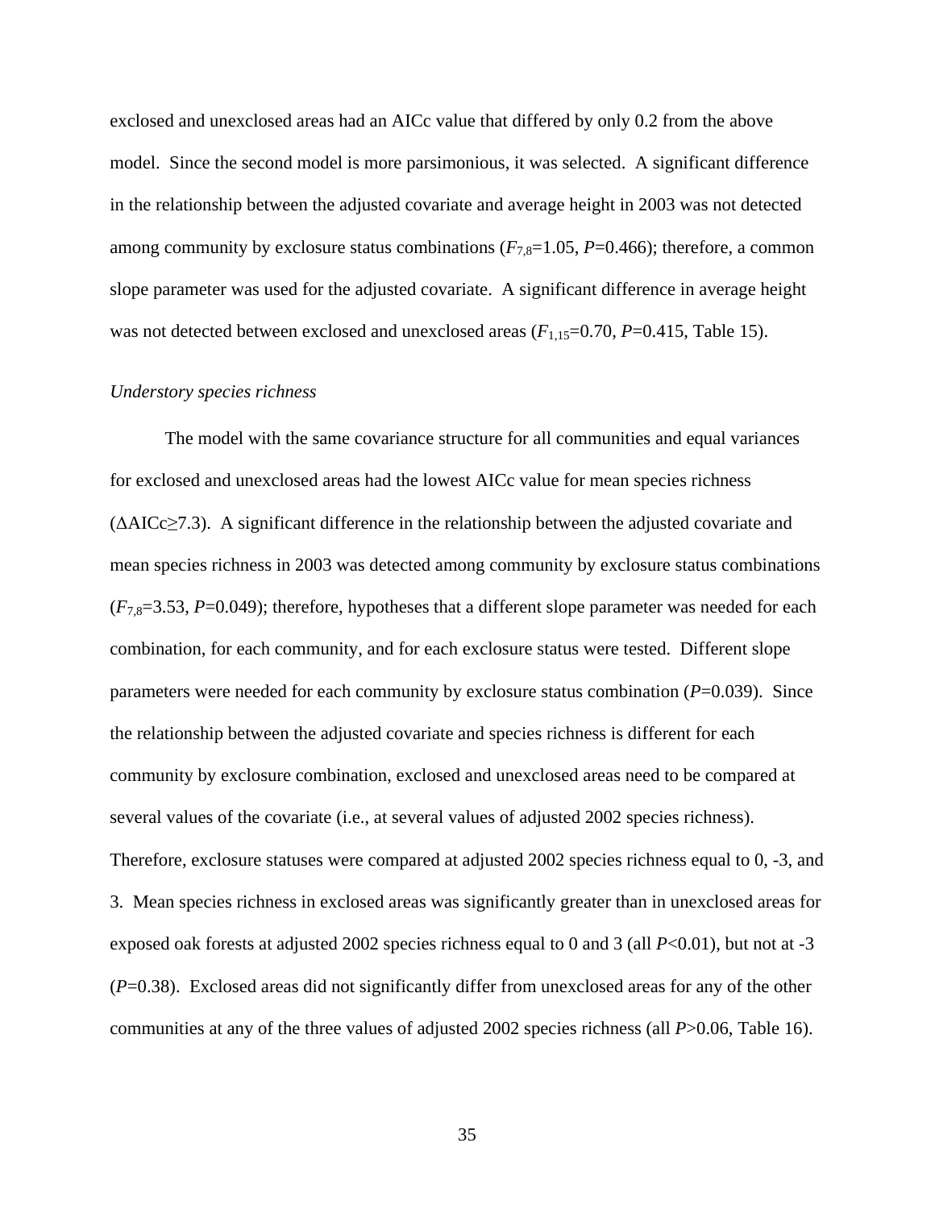exclosed and unexclosed areas had an AICc value that differed by only 0.2 from the above model. Since the second model is more parsimonious, it was selected. A significant difference in the relationship between the adjusted covariate and average height in 2003 was not detected among community by exclosure status combinations ($F_{7,8}$=1.05, $P$=0.466); therefore, a common slope parameter was used for the adjusted covariate. A significant difference in average height was not detected between exclosed and unexclosed areas ($F_{1,15}$=0.70, $P$=0.415, Table 15).

*Understory species richness*

The model with the same covariance structure for all communities and equal variances for exclosed and unexclosed areas had the lowest AICc value for mean species richness ($\Delta$AICc$\geq$7.3). A significant difference in the relationship between the adjusted covariate and mean species richness in 2003 was detected among community by exclosure status combinations ($F_{7,8}$=3.53, $P$=0.049); therefore, hypotheses that a different slope parameter was needed for each combination, for each community, and for each exclosure status were tested. Different slope parameters were needed for each community by exclosure status combination ($P$=0.039). Since the relationship between the adjusted covariate and species richness is different for each community by exclosure combination, exclosed and unexclosed areas need to be compared at several values of the covariate (i.e., at several values of adjusted 2002 species richness). Therefore, exclosure statuses were compared at adjusted 2002 species richness equal to 0, -3, and 3. Mean species richness in exclosed areas was significantly greater than in unexclosed areas for exposed oak forests at adjusted 2002 species richness equal to 0 and 3 (all $P$<0.01), but not at -3 ($P$=0.38). Exclosed areas did not significantly differ from unexclosed areas for any of the other communities at any of the three values of adjusted 2002 species richness (all $P$>0.06, Table 16).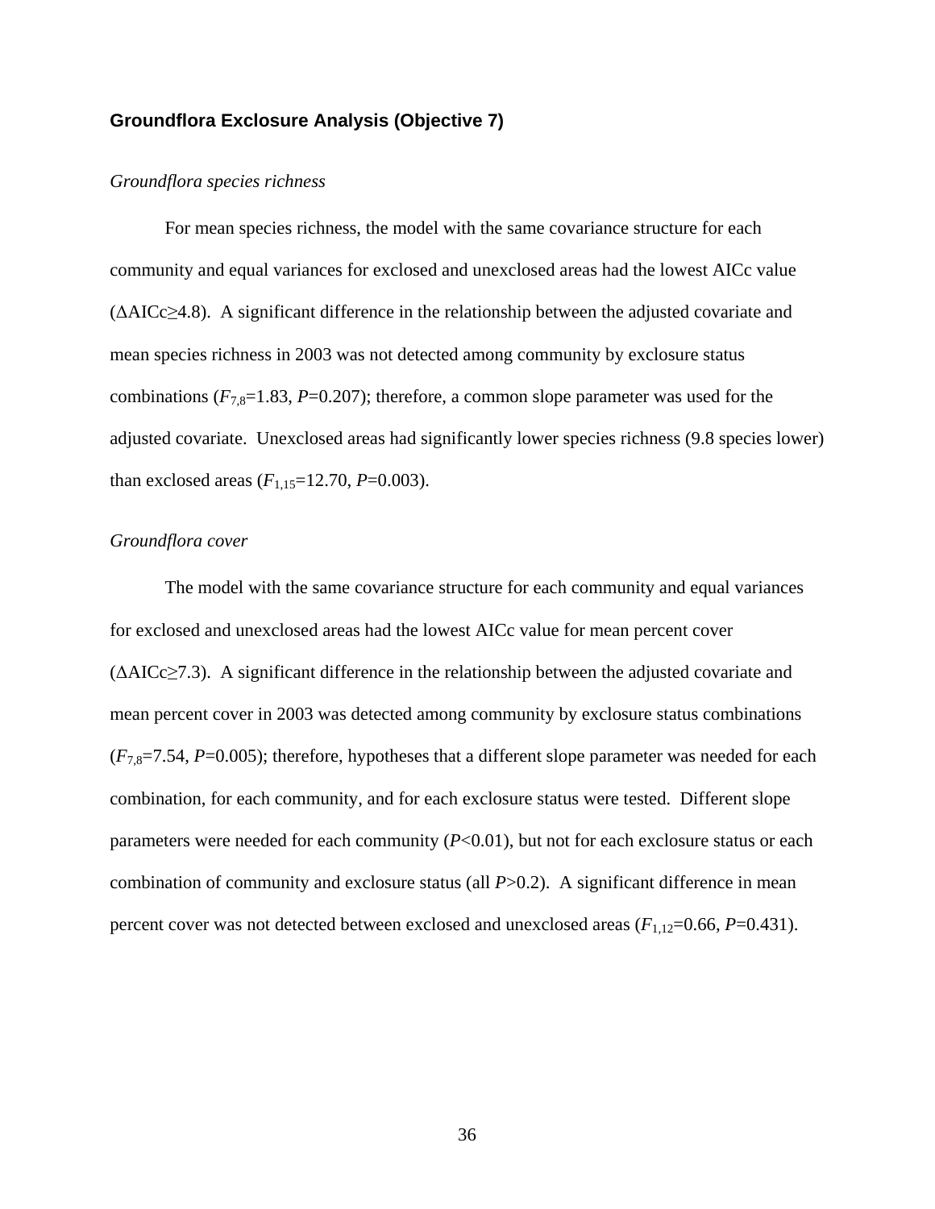### Groundflora Exclosure Analysis (Objective 7)

*Groundflora species richness*

For mean species richness, the model with the same covariance structure for each community and equal variances for exclosed and unexclosed areas had the lowest AICc value ($\Delta$AICc$\geq$4.8). A significant difference in the relationship between the adjusted covariate and mean species richness in 2003 was not detected among community by exclosure status combinations ($F_{7,8}$=1.83, $P$=0.207); therefore, a common slope parameter was used for the adjusted covariate. Unexclosed areas had significantly lower species richness (9.8 species lower) than exclosed areas ($F_{1,15}$=12.70, $P$=0.003).

*Groundflora cover*

The model with the same covariance structure for each community and equal variances for exclosed and unexclosed areas had the lowest AICc value for mean percent cover ($\Delta$AICc$\geq$7.3). A significant difference in the relationship between the adjusted covariate and mean percent cover in 2003 was detected among community by exclosure status combinations ($F_{7,8}$=7.54, $P$=0.005); therefore, hypotheses that a different slope parameter was needed for each combination, for each community, and for each exclosure status were tested. Different slope parameters were needed for each community ($P$<0.01), but not for each exclosure status or each combination of community and exclosure status (all $P$>0.2). A significant difference in mean percent cover was not detected between exclosed and unexclosed areas ($F_{1,12}$=0.66, $P$=0.431).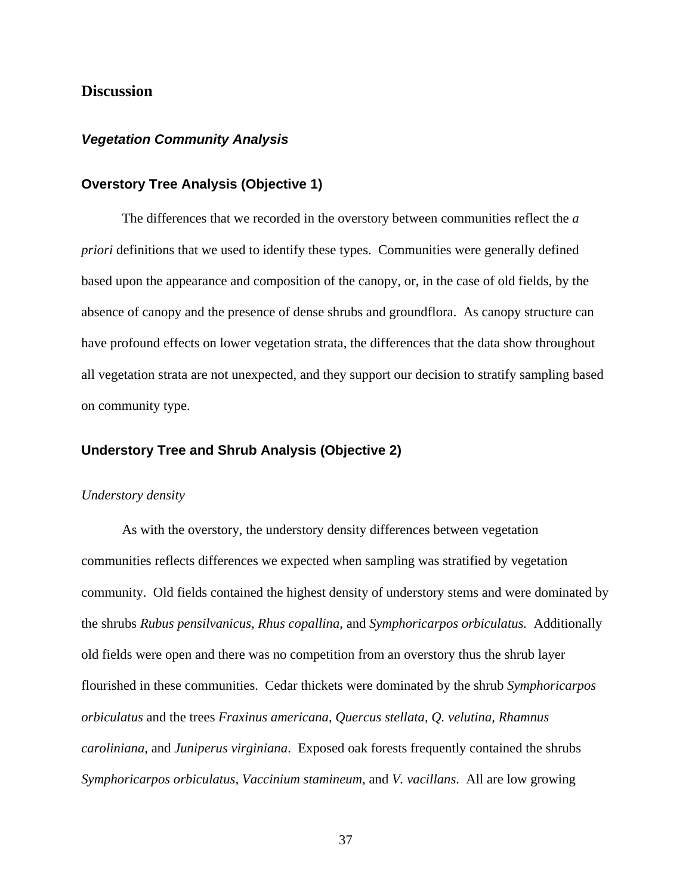# Discussion

## *Vegetation Community Analysis*

### Overstory Tree Analysis (Objective 1)

The differences that we recorded in the overstory between communities reflect the *a priori* definitions that we used to identify these types. Communities were generally defined based upon the appearance and composition of the canopy, or, in the case of old fields, by the absence of canopy and the presence of dense shrubs and groundflora. As canopy structure can have profound effects on lower vegetation strata, the differences that the data show throughout all vegetation strata are not unexpected, and they support our decision to stratify sampling based on community type.

### Understory Tree and Shrub Analysis (Objective 2)

*Understory density*

As with the overstory, the understory density differences between vegetation communities reflects differences we expected when sampling was stratified by vegetation community. Old fields contained the highest density of understory stems and were dominated by the shrubs *Rubus pensilvanicus, Rhus copallina*, and *Symphoricarpos orbiculatus.* Additionally old fields were open and there was no competition from an overstory thus the shrub layer flourished in these communities. Cedar thickets were dominated by the shrub *Symphoricarpos orbiculatus* and the trees *Fraxinus americana, Quercus stellata, Q. velutina, Rhamnus caroliniana,* and *Juniperus virginiana*. Exposed oak forests frequently contained the shrubs *Symphoricarpos orbiculatus*, *Vaccinium stamineum,* and *V. vacillans*. All are low growing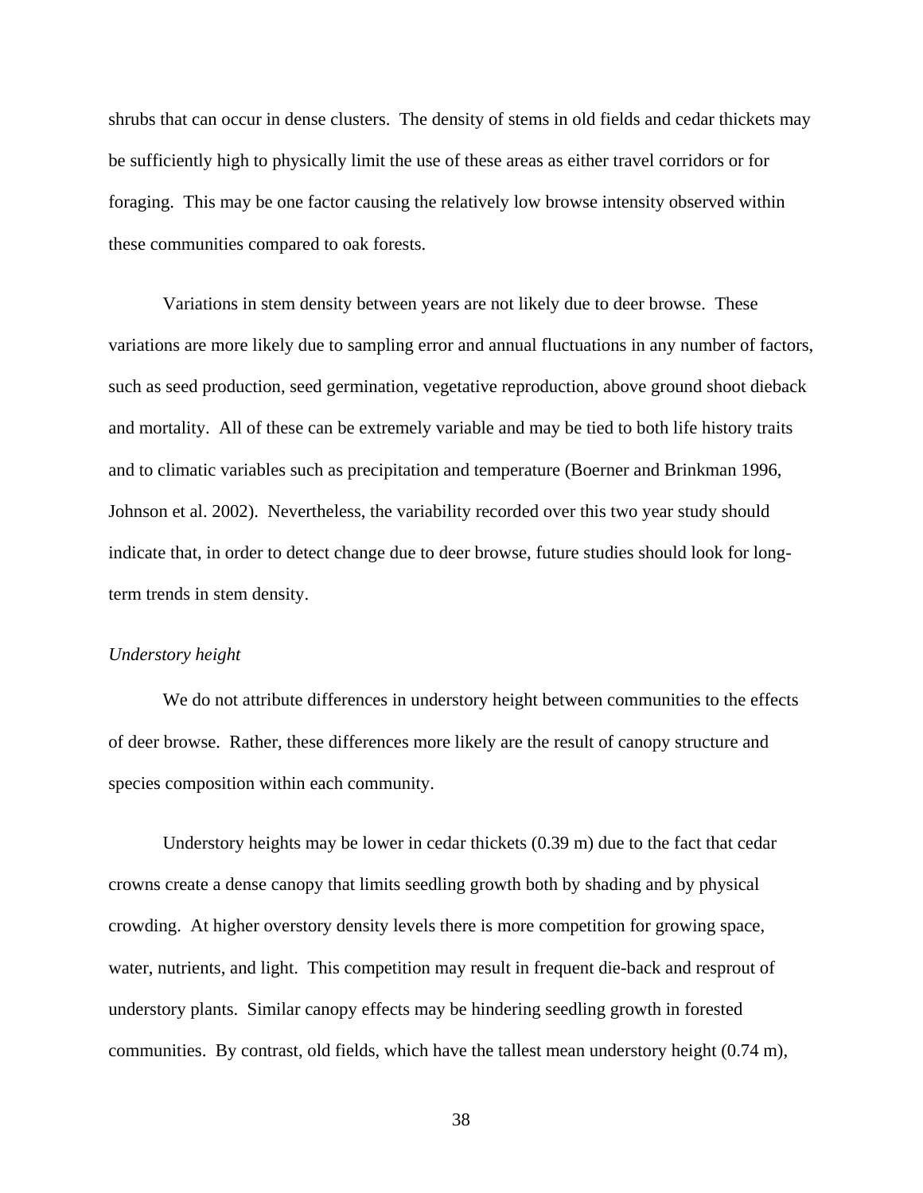shrubs that can occur in dense clusters. The density of stems in old fields and cedar thickets may be sufficiently high to physically limit the use of these areas as either travel corridors or for foraging. This may be one factor causing the relatively low browse intensity observed within these communities compared to oak forests.

Variations in stem density between years are not likely due to deer browse. These variations are more likely due to sampling error and annual fluctuations in any number of factors, such as seed production, seed germination, vegetative reproduction, above ground shoot dieback and mortality. All of these can be extremely variable and may be tied to both life history traits and to climatic variables such as precipitation and temperature (Boerner and Brinkman 1996, Johnson et al. 2002). Nevertheless, the variability recorded over this two year study should indicate that, in order to detect change due to deer browse, future studies should look for long-term trends in stem density.

*Understory height*

We do not attribute differences in understory height between communities to the effects of deer browse. Rather, these differences more likely are the result of canopy structure and species composition within each community.

Understory heights may be lower in cedar thickets (0.39 m) due to the fact that cedar crowns create a dense canopy that limits seedling growth both by shading and by physical crowding. At higher overstory density levels there is more competition for growing space, water, nutrients, and light. This competition may result in frequent die-back and resprout of understory plants. Similar canopy effects may be hindering seedling growth in forested communities. By contrast, old fields, which have the tallest mean understory height (0.74 m),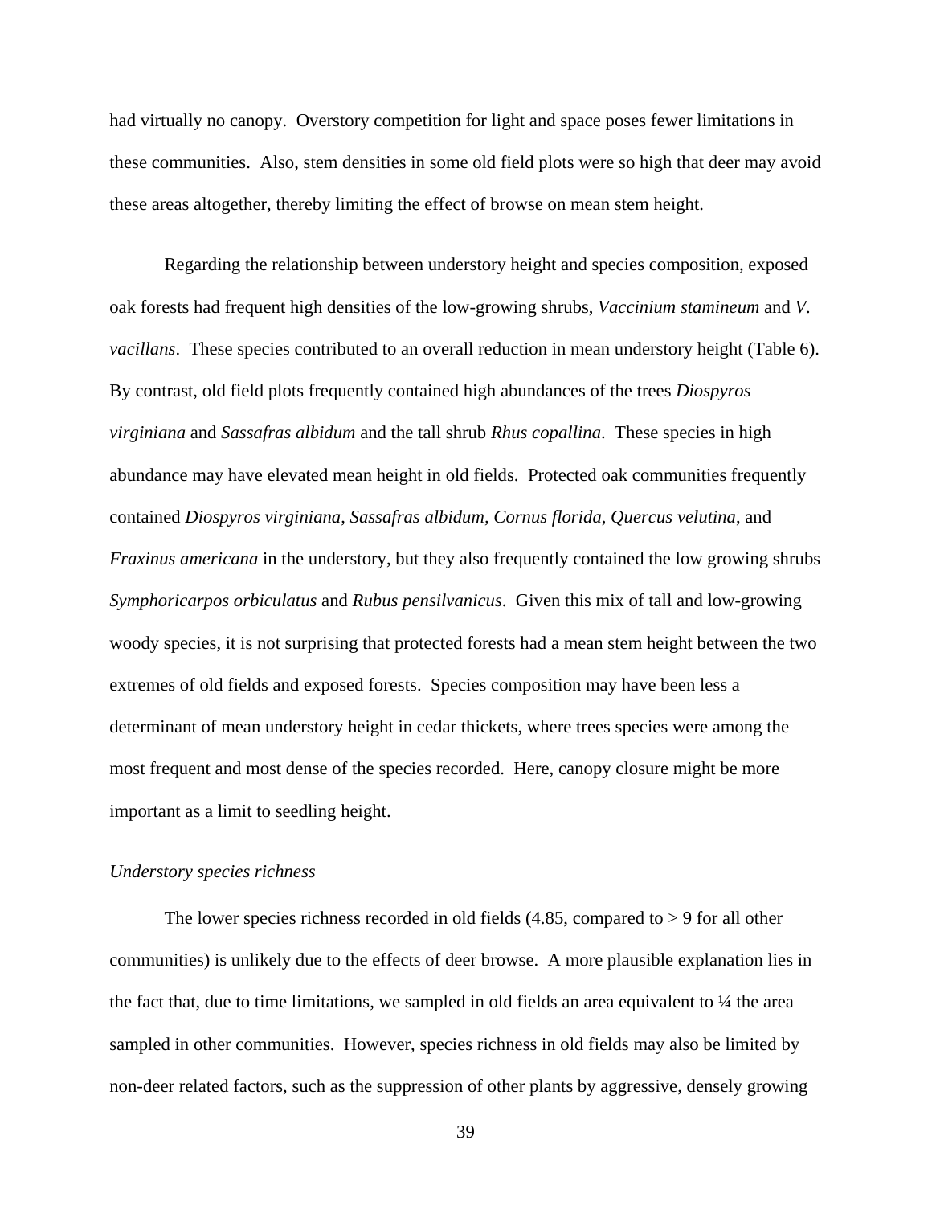had virtually no canopy. Overstory competition for light and space poses fewer limitations in these communities. Also, stem densities in some old field plots were so high that deer may avoid these areas altogether, thereby limiting the effect of browse on mean stem height.

Regarding the relationship between understory height and species composition, exposed oak forests had frequent high densities of the low-growing shrubs, *Vaccinium stamineum* and *V. vacillans*. These species contributed to an overall reduction in mean understory height (Table 6). By contrast, old field plots frequently contained high abundances of the trees *Diospyros virginiana* and *Sassafras albidum* and the tall shrub *Rhus copallina*. These species in high abundance may have elevated mean height in old fields. Protected oak communities frequently contained *Diospyros virginiana*, *Sassafras albidum, Cornus florida*, *Quercus velutina*, and *Fraxinus americana* in the understory, but they also frequently contained the low growing shrubs *Symphoricarpos orbiculatus* and *Rubus pensilvanicus*. Given this mix of tall and low-growing woody species, it is not surprising that protected forests had a mean stem height between the two extremes of old fields and exposed forests. Species composition may have been less a determinant of mean understory height in cedar thickets, where trees species were among the most frequent and most dense of the species recorded. Here, canopy closure might be more important as a limit to seedling height.

*Understory species richness*

The lower species richness recorded in old fields (4.85, compared to > 9 for all other communities) is unlikely due to the effects of deer browse. A more plausible explanation lies in the fact that, due to time limitations, we sampled in old fields an area equivalent to ¼ the area sampled in other communities. However, species richness in old fields may also be limited by non-deer related factors, such as the suppression of other plants by aggressive, densely growing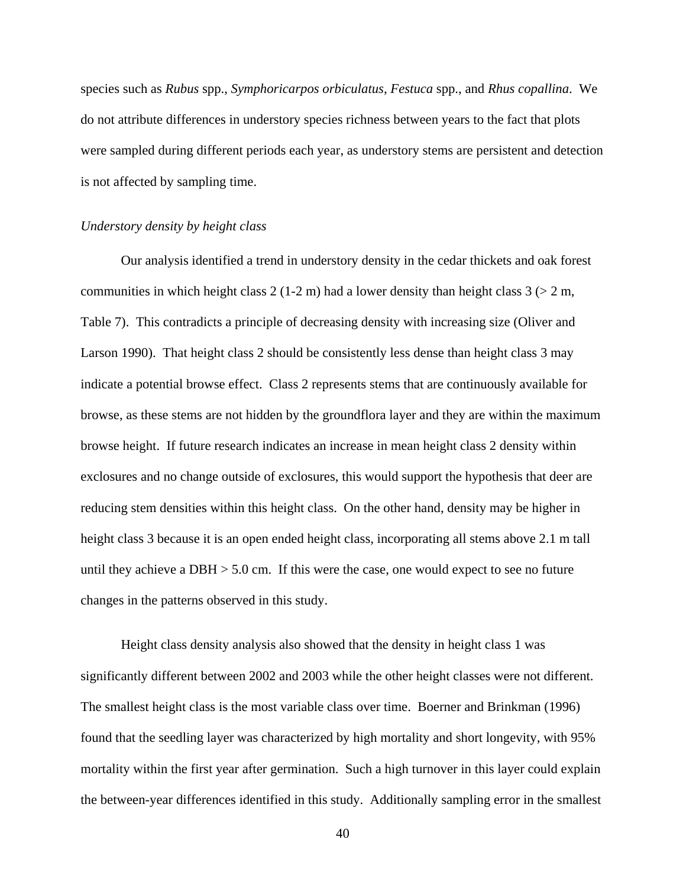species such as *Rubus* spp., *Symphoricarpos orbiculatus*, *Festuca* spp., and *Rhus copallina*. We do not attribute differences in understory species richness between years to the fact that plots were sampled during different periods each year, as understory stems are persistent and detection is not affected by sampling time.

*Understory density by height class*

Our analysis identified a trend in understory density in the cedar thickets and oak forest communities in which height class 2 (1-2 m) had a lower density than height class 3 (> 2 m, Table 7). This contradicts a principle of decreasing density with increasing size (Oliver and Larson 1990). That height class 2 should be consistently less dense than height class 3 may indicate a potential browse effect. Class 2 represents stems that are continuously available for browse, as these stems are not hidden by the groundflora layer and they are within the maximum browse height. If future research indicates an increase in mean height class 2 density within exclosures and no change outside of exclosures, this would support the hypothesis that deer are reducing stem densities within this height class. On the other hand, density may be higher in height class 3 because it is an open ended height class, incorporating all stems above 2.1 m tall until they achieve a DBH > 5.0 cm. If this were the case, one would expect to see no future changes in the patterns observed in this study.

Height class density analysis also showed that the density in height class 1 was significantly different between 2002 and 2003 while the other height classes were not different. The smallest height class is the most variable class over time. Boerner and Brinkman (1996) found that the seedling layer was characterized by high mortality and short longevity, with 95% mortality within the first year after germination. Such a high turnover in this layer could explain the between-year differences identified in this study. Additionally sampling error in the smallest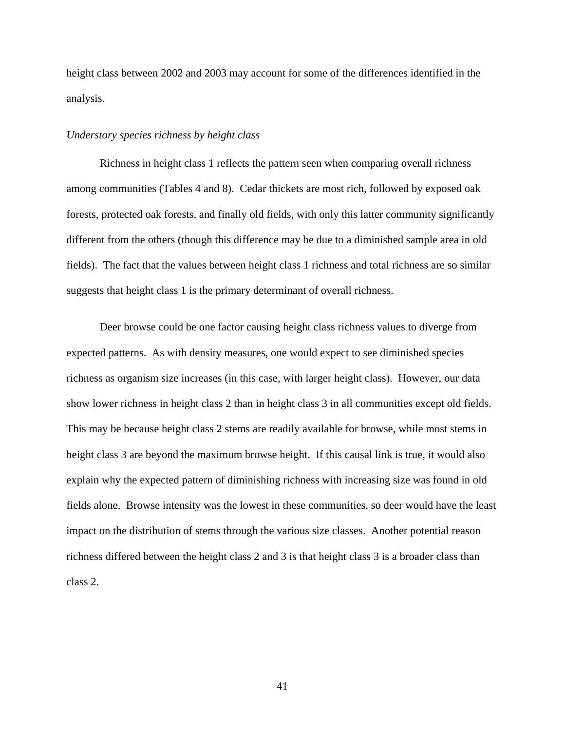height class between 2002 and 2003 may account for some of the differences identified in the analysis.

*Understory species richness by height class*

Richness in height class 1 reflects the pattern seen when comparing overall richness among communities (Tables 4 and 8). Cedar thickets are most rich, followed by exposed oak forests, protected oak forests, and finally old fields, with only this latter community significantly different from the others (though this difference may be due to a diminished sample area in old fields). The fact that the values between height class 1 richness and total richness are so similar suggests that height class 1 is the primary determinant of overall richness.

Deer browse could be one factor causing height class richness values to diverge from expected patterns. As with density measures, one would expect to see diminished species richness as organism size increases (in this case, with larger height class). However, our data show lower richness in height class 2 than in height class 3 in all communities except old fields. This may be because height class 2 stems are readily available for browse, while most stems in height class 3 are beyond the maximum browse height. If this causal link is true, it would also explain why the expected pattern of diminishing richness with increasing size was found in old fields alone. Browse intensity was the lowest in these communities, so deer would have the least impact on the distribution of stems through the various size classes. Another potential reason richness differed between the height class 2 and 3 is that height class 3 is a broader class than class 2.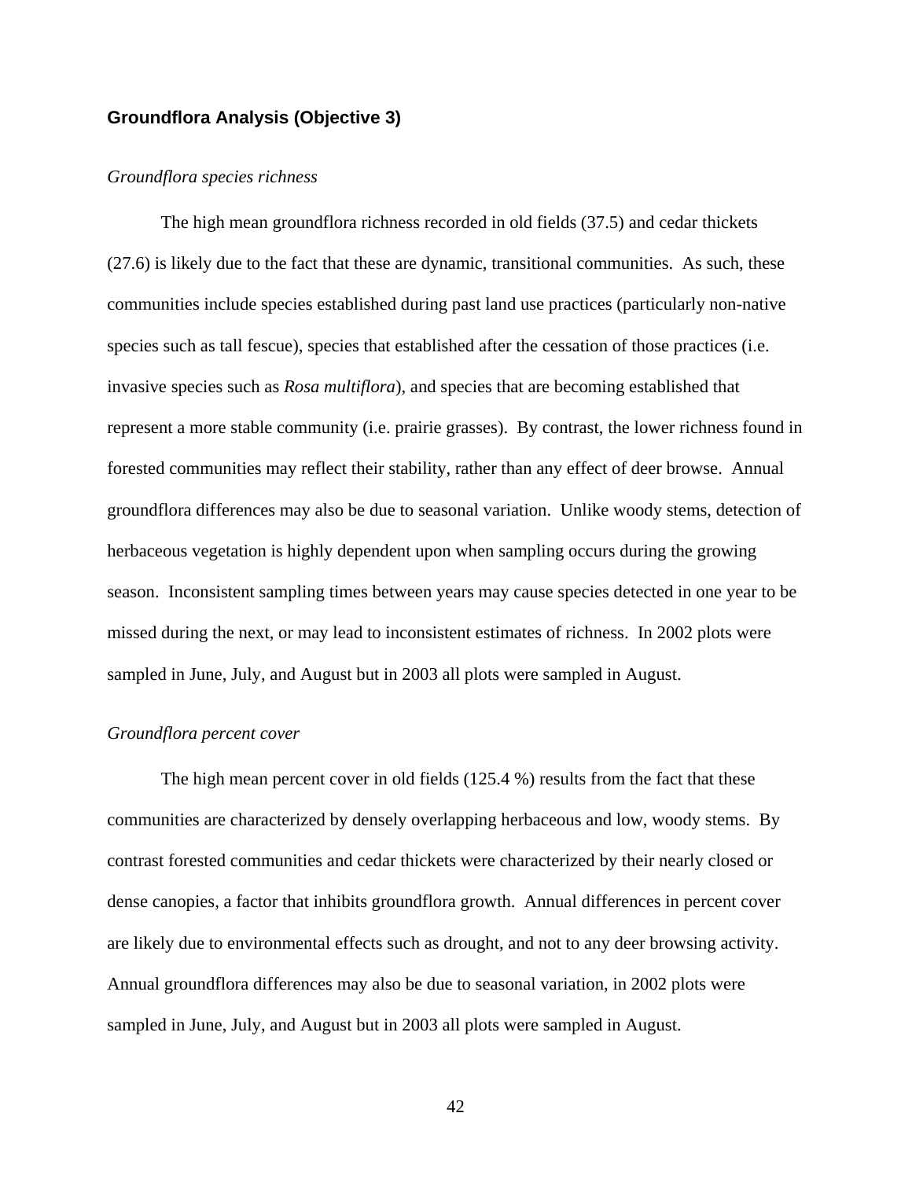## Groundflora Analysis (Objective 3)

*Groundflora species richness*

The high mean groundflora richness recorded in old fields (37.5) and cedar thickets (27.6) is likely due to the fact that these are dynamic, transitional communities. As such, these communities include species established during past land use practices (particularly non-native species such as tall fescue), species that established after the cessation of those practices (i.e. invasive species such as *Rosa multiflora*), and species that are becoming established that represent a more stable community (i.e. prairie grasses). By contrast, the lower richness found in forested communities may reflect their stability, rather than any effect of deer browse. Annual groundflora differences may also be due to seasonal variation. Unlike woody stems, detection of herbaceous vegetation is highly dependent upon when sampling occurs during the growing season. Inconsistent sampling times between years may cause species detected in one year to be missed during the next, or may lead to inconsistent estimates of richness. In 2002 plots were sampled in June, July, and August but in 2003 all plots were sampled in August.

*Groundflora percent cover*

The high mean percent cover in old fields (125.4 %) results from the fact that these communities are characterized by densely overlapping herbaceous and low, woody stems. By contrast forested communities and cedar thickets were characterized by their nearly closed or dense canopies, a factor that inhibits groundflora growth. Annual differences in percent cover are likely due to environmental effects such as drought, and not to any deer browsing activity. Annual groundflora differences may also be due to seasonal variation, in 2002 plots were sampled in June, July, and August but in 2003 all plots were sampled in August.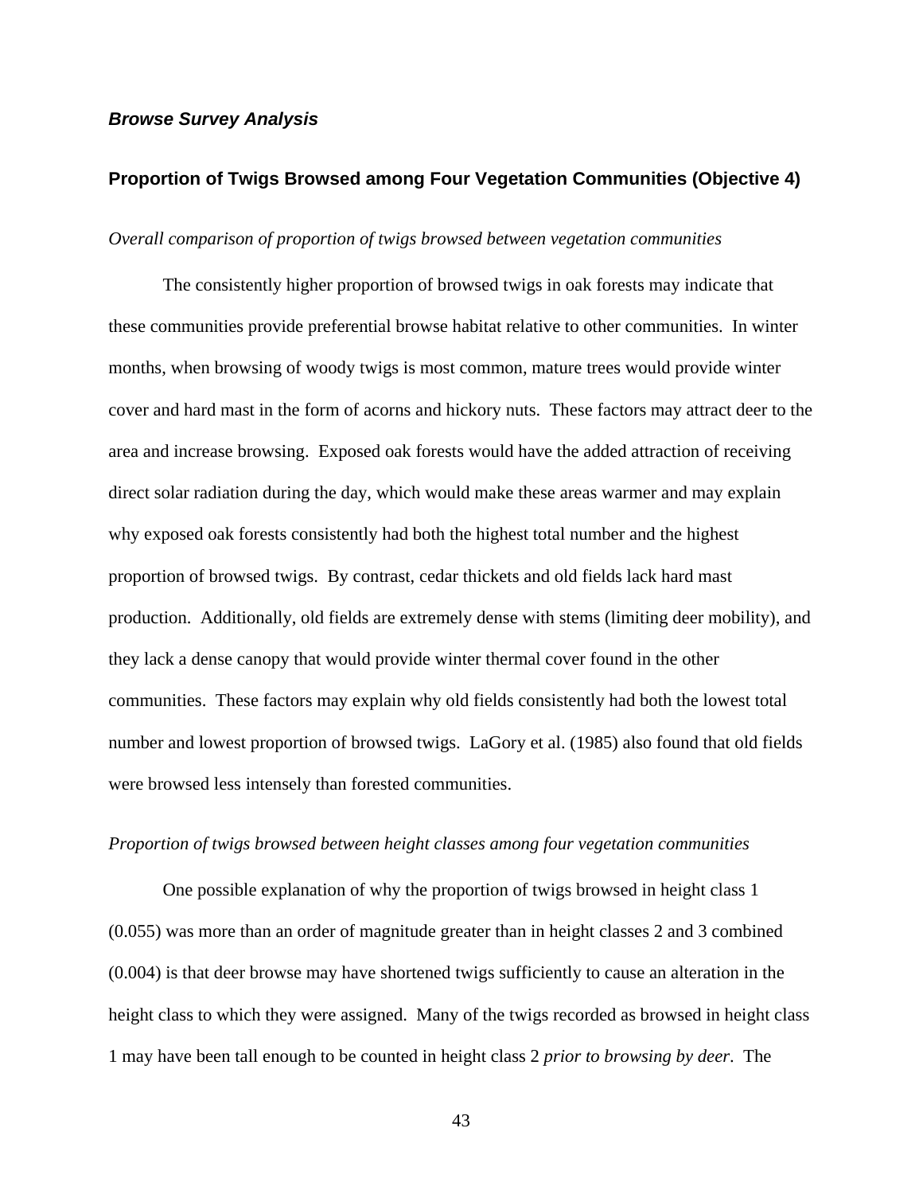### ***Browse Survey Analysis***

### **Proportion of Twigs Browsed among Four Vegetation Communities (Objective 4)**

*Overall comparison of proportion of twigs browsed between vegetation communities*

The consistently higher proportion of browsed twigs in oak forests may indicate that these communities provide preferential browse habitat relative to other communities. In winter months, when browsing of woody twigs is most common, mature trees would provide winter cover and hard mast in the form of acorns and hickory nuts. These factors may attract deer to the area and increase browsing. Exposed oak forests would have the added attraction of receiving direct solar radiation during the day, which would make these areas warmer and may explain why exposed oak forests consistently had both the highest total number and the highest proportion of browsed twigs. By contrast, cedar thickets and old fields lack hard mast production. Additionally, old fields are extremely dense with stems (limiting deer mobility), and they lack a dense canopy that would provide winter thermal cover found in the other communities. These factors may explain why old fields consistently had both the lowest total number and lowest proportion of browsed twigs. LaGory et al. (1985) also found that old fields were browsed less intensely than forested communities.

*Proportion of twigs browsed between height classes among four vegetation communities*

One possible explanation of why the proportion of twigs browsed in height class 1 (0.055) was more than an order of magnitude greater than in height classes 2 and 3 combined (0.004) is that deer browse may have shortened twigs sufficiently to cause an alteration in the height class to which they were assigned. Many of the twigs recorded as browsed in height class 1 may have been tall enough to be counted in height class 2 *prior to browsing by deer*. The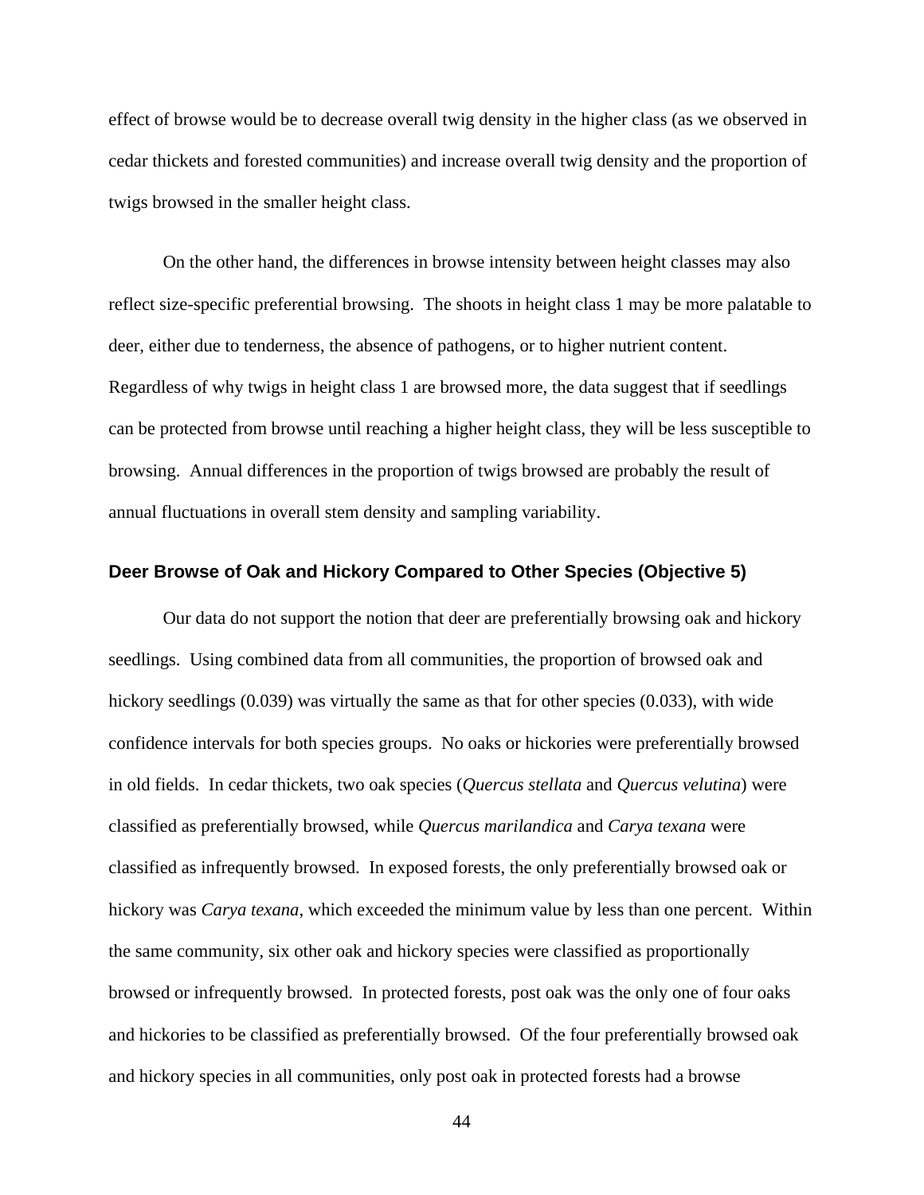effect of browse would be to decrease overall twig density in the higher class (as we observed in cedar thickets and forested communities) and increase overall twig density and the proportion of twigs browsed in the smaller height class.

On the other hand, the differences in browse intensity between height classes may also reflect size-specific preferential browsing. The shoots in height class 1 may be more palatable to deer, either due to tenderness, the absence of pathogens, or to higher nutrient content. Regardless of why twigs in height class 1 are browsed more, the data suggest that if seedlings can be protected from browse until reaching a higher height class, they will be less susceptible to browsing. Annual differences in the proportion of twigs browsed are probably the result of annual fluctuations in overall stem density and sampling variability.

### Deer Browse of Oak and Hickory Compared to Other Species (Objective 5)

Our data do not support the notion that deer are preferentially browsing oak and hickory seedlings. Using combined data from all communities, the proportion of browsed oak and hickory seedlings (0.039) was virtually the same as that for other species (0.033), with wide confidence intervals for both species groups. No oaks or hickories were preferentially browsed in old fields. In cedar thickets, two oak species (*Quercus stellata* and *Quercus velutina*) were classified as preferentially browsed, while *Quercus marilandica* and *Carya texana* were classified as infrequently browsed. In exposed forests, the only preferentially browsed oak or hickory was *Carya texana*, which exceeded the minimum value by less than one percent. Within the same community, six other oak and hickory species were classified as proportionally browsed or infrequently browsed. In protected forests, post oak was the only one of four oaks and hickories to be classified as preferentially browsed. Of the four preferentially browsed oak and hickory species in all communities, only post oak in protected forests had a browse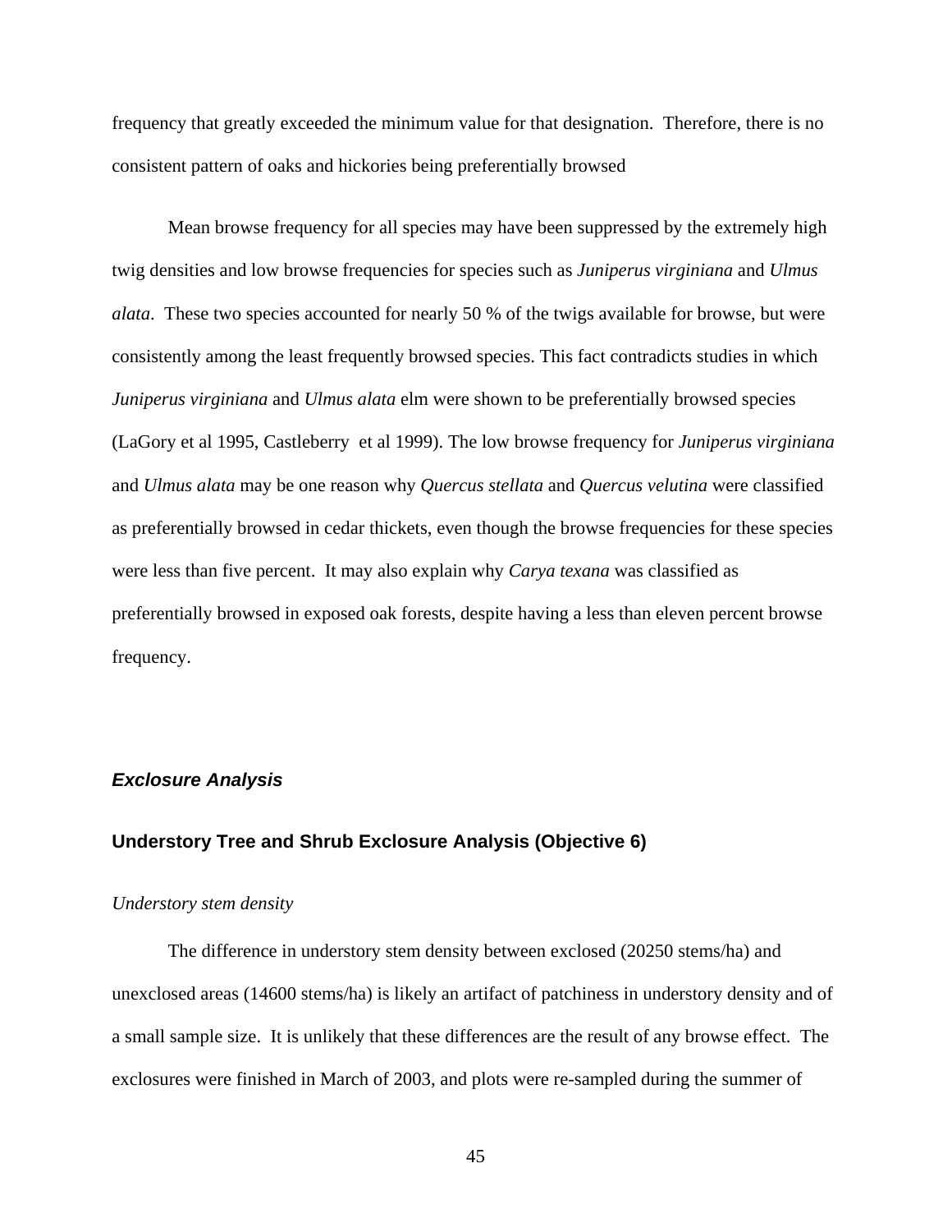frequency that greatly exceeded the minimum value for that designation. Therefore, there is no consistent pattern of oaks and hickories being preferentially browsed

Mean browse frequency for all species may have been suppressed by the extremely high twig densities and low browse frequencies for species such as *Juniperus virginiana* and *Ulmus alata*. These two species accounted for nearly 50 % of the twigs available for browse, but were consistently among the least frequently browsed species. This fact contradicts studies in which *Juniperus virginiana* and *Ulmus alata* elm were shown to be preferentially browsed species (LaGory et al 1995, Castleberry et al 1999). The low browse frequency for *Juniperus virginiana* and *Ulmus alata* may be one reason why *Quercus stellata* and *Quercus velutina* were classified as preferentially browsed in cedar thickets, even though the browse frequencies for these species were less than five percent. It may also explain why *Carya texana* was classified as preferentially browsed in exposed oak forests, despite having a less than eleven percent browse frequency.

## *Exclosure Analysis*

### Understory Tree and Shrub Exclosure Analysis (Objective 6)

*Understory stem density*

The difference in understory stem density between exclosed (20250 stems/ha) and unexclosed areas (14600 stems/ha) is likely an artifact of patchiness in understory density and of a small sample size. It is unlikely that these differences are the result of any browse effect. The exclosures were finished in March of 2003, and plots were re-sampled during the summer of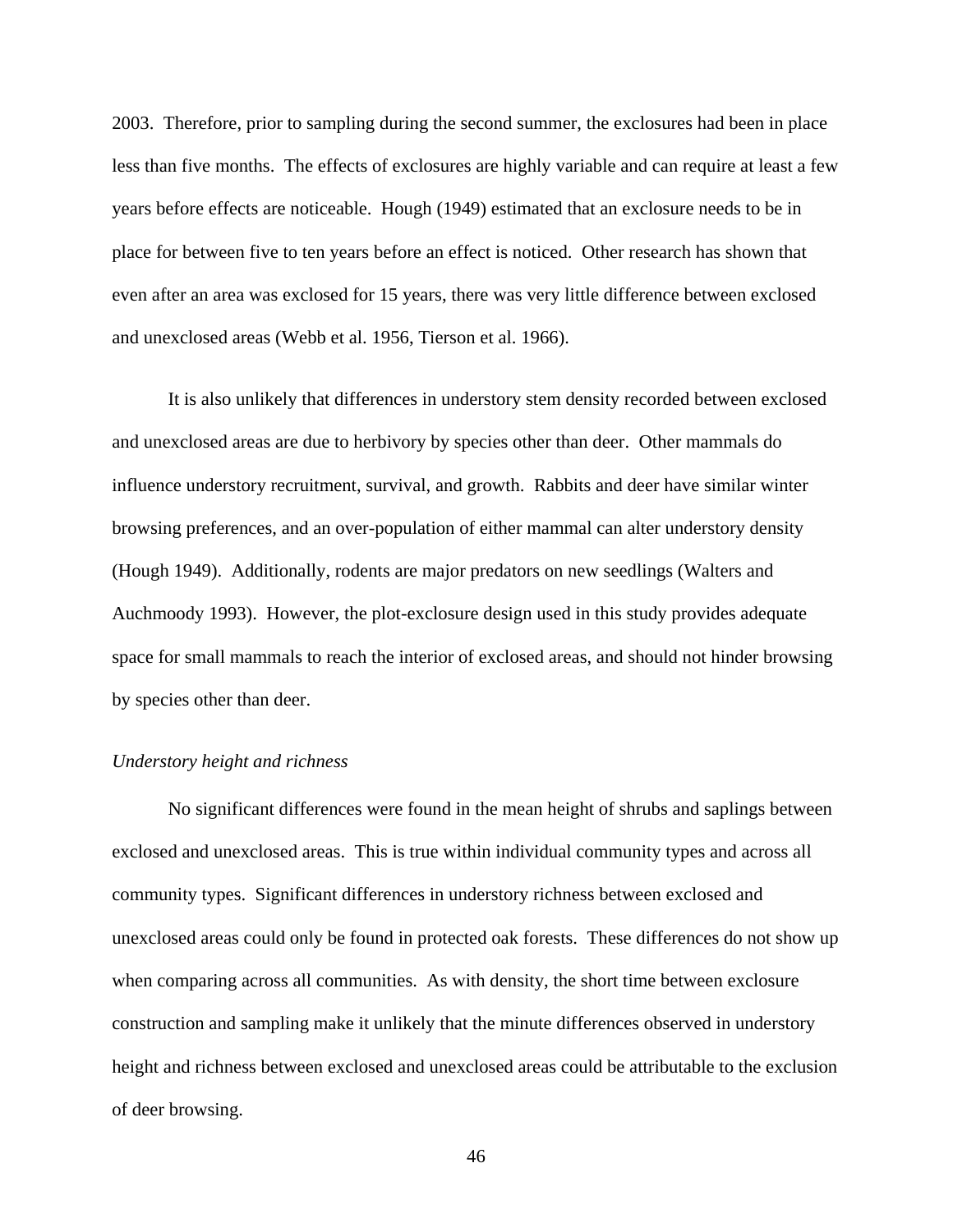2003. Therefore, prior to sampling during the second summer, the exclosures had been in place less than five months. The effects of exclosures are highly variable and can require at least a few years before effects are noticeable. Hough (1949) estimated that an exclosure needs to be in place for between five to ten years before an effect is noticed. Other research has shown that even after an area was exclosed for 15 years, there was very little difference between exclosed and unexclosed areas (Webb et al. 1956, Tierson et al. 1966).

It is also unlikely that differences in understory stem density recorded between exclosed and unexclosed areas are due to herbivory by species other than deer. Other mammals do influence understory recruitment, survival, and growth. Rabbits and deer have similar winter browsing preferences, and an over-population of either mammal can alter understory density (Hough 1949). Additionally, rodents are major predators on new seedlings (Walters and Auchmoody 1993). However, the plot-exclosure design used in this study provides adequate space for small mammals to reach the interior of exclosed areas, and should not hinder browsing by species other than deer.

*Understory height and richness*

No significant differences were found in the mean height of shrubs and saplings between exclosed and unexclosed areas. This is true within individual community types and across all community types. Significant differences in understory richness between exclosed and unexclosed areas could only be found in protected oak forests. These differences do not show up when comparing across all communities. As with density, the short time between exclosure construction and sampling make it unlikely that the minute differences observed in understory height and richness between exclosed and unexclosed areas could be attributable to the exclusion of deer browsing.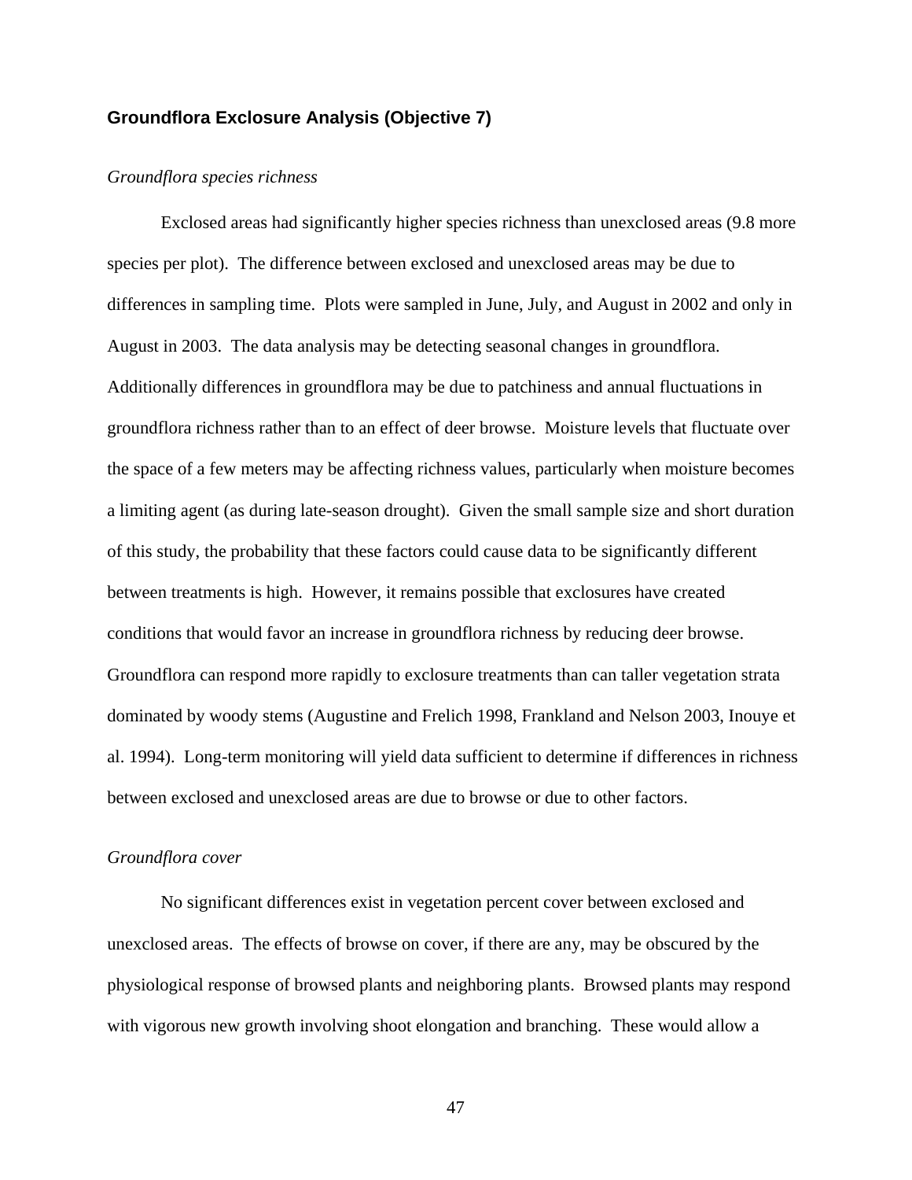## Groundflora Exclosure Analysis (Objective 7)

*Groundflora species richness*

Exclosed areas had significantly higher species richness than unexclosed areas (9.8 more species per plot). The difference between exclosed and unexclosed areas may be due to differences in sampling time. Plots were sampled in June, July, and August in 2002 and only in August in 2003. The data analysis may be detecting seasonal changes in groundflora. Additionally differences in groundflora may be due to patchiness and annual fluctuations in groundflora richness rather than to an effect of deer browse. Moisture levels that fluctuate over the space of a few meters may be affecting richness values, particularly when moisture becomes a limiting agent (as during late-season drought). Given the small sample size and short duration of this study, the probability that these factors could cause data to be significantly different between treatments is high. However, it remains possible that exclosures have created conditions that would favor an increase in groundflora richness by reducing deer browse. Groundflora can respond more rapidly to exclosure treatments than can taller vegetation strata dominated by woody stems (Augustine and Frelich 1998, Frankland and Nelson 2003, Inouye et al. 1994). Long-term monitoring will yield data sufficient to determine if differences in richness between exclosed and unexclosed areas are due to browse or due to other factors.

*Groundflora cover*

No significant differences exist in vegetation percent cover between exclosed and unexclosed areas. The effects of browse on cover, if there are any, may be obscured by the physiological response of browsed plants and neighboring plants. Browsed plants may respond with vigorous new growth involving shoot elongation and branching. These would allow a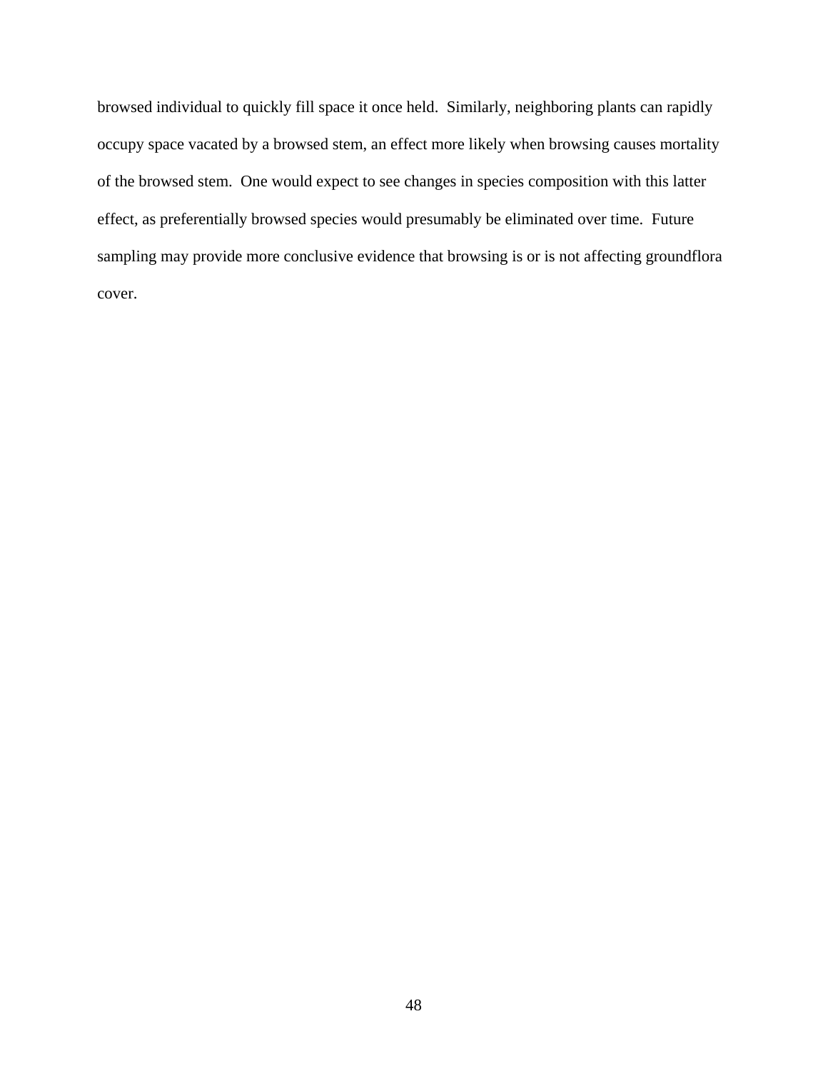browsed individual to quickly fill space it once held. Similarly, neighboring plants can rapidly occupy space vacated by a browsed stem, an effect more likely when browsing causes mortality of the browsed stem. One would expect to see changes in species composition with this latter effect, as preferentially browsed species would presumably be eliminated over time. Future sampling may provide more conclusive evidence that browsing is or is not affecting groundflora cover.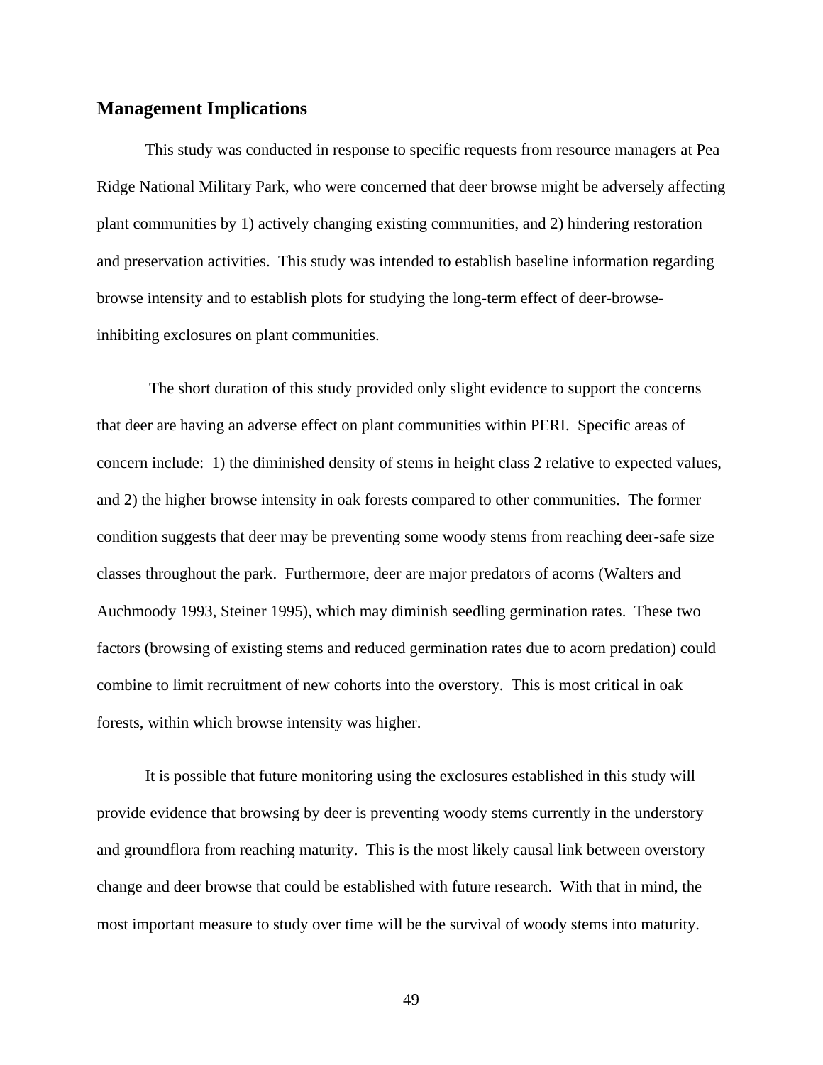## Management Implications

This study was conducted in response to specific requests from resource managers at Pea Ridge National Military Park, who were concerned that deer browse might be adversely affecting plant communities by 1) actively changing existing communities, and 2) hindering restoration and preservation activities. This study was intended to establish baseline information regarding browse intensity and to establish plots for studying the long-term effect of deer-browse-inhibiting exclosures on plant communities.

The short duration of this study provided only slight evidence to support the concerns that deer are having an adverse effect on plant communities within PERI. Specific areas of concern include: 1) the diminished density of stems in height class 2 relative to expected values, and 2) the higher browse intensity in oak forests compared to other communities. The former condition suggests that deer may be preventing some woody stems from reaching deer-safe size classes throughout the park. Furthermore, deer are major predators of acorns (Walters and Auchmoody 1993, Steiner 1995), which may diminish seedling germination rates. These two factors (browsing of existing stems and reduced germination rates due to acorn predation) could combine to limit recruitment of new cohorts into the overstory. This is most critical in oak forests, within which browse intensity was higher.

It is possible that future monitoring using the exclosures established in this study will provide evidence that browsing by deer is preventing woody stems currently in the understory and groundflora from reaching maturity. This is the most likely causal link between overstory change and deer browse that could be established with future research. With that in mind, the most important measure to study over time will be the survival of woody stems into maturity.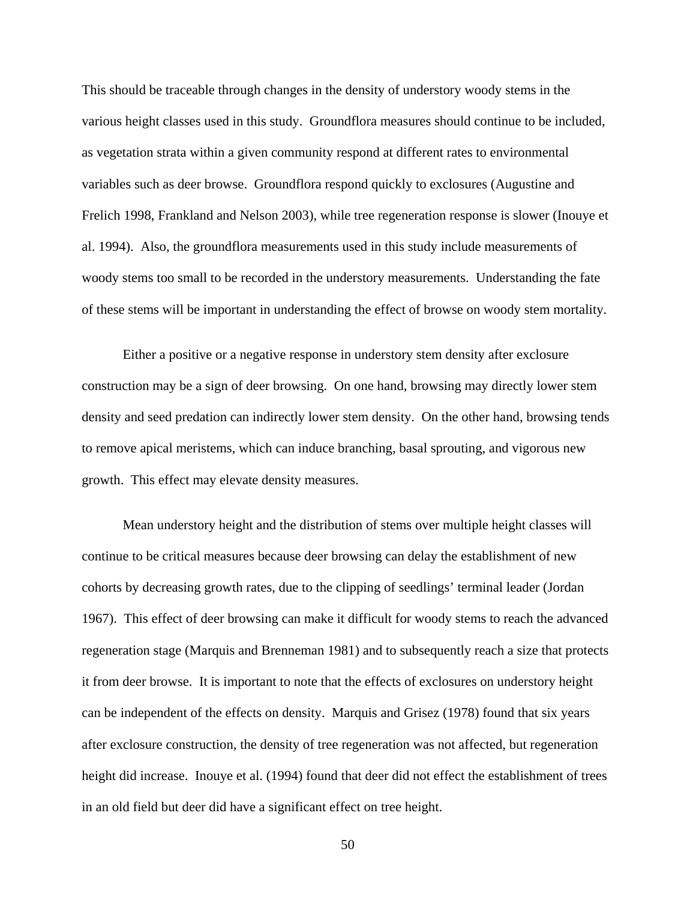This should be traceable through changes in the density of understory woody stems in the various height classes used in this study. Groundflora measures should continue to be included, as vegetation strata within a given community respond at different rates to environmental variables such as deer browse. Groundflora respond quickly to exclosures (Augustine and Frelich 1998, Frankland and Nelson 2003), while tree regeneration response is slower (Inouye et al. 1994). Also, the groundflora measurements used in this study include measurements of woody stems too small to be recorded in the understory measurements. Understanding the fate of these stems will be important in understanding the effect of browse on woody stem mortality.

Either a positive or a negative response in understory stem density after exclosure construction may be a sign of deer browsing. On one hand, browsing may directly lower stem density and seed predation can indirectly lower stem density. On the other hand, browsing tends to remove apical meristems, which can induce branching, basal sprouting, and vigorous new growth. This effect may elevate density measures.

Mean understory height and the distribution of stems over multiple height classes will continue to be critical measures because deer browsing can delay the establishment of new cohorts by decreasing growth rates, due to the clipping of seedlings' terminal leader (Jordan 1967). This effect of deer browsing can make it difficult for woody stems to reach the advanced regeneration stage (Marquis and Brenneman 1981) and to subsequently reach a size that protects it from deer browse. It is important to note that the effects of exclosures on understory height can be independent of the effects on density. Marquis and Grisez (1978) found that six years after exclosure construction, the density of tree regeneration was not affected, but regeneration height did increase. Inouye et al. (1994) found that deer did not effect the establishment of trees in an old field but deer did have a significant effect on tree height.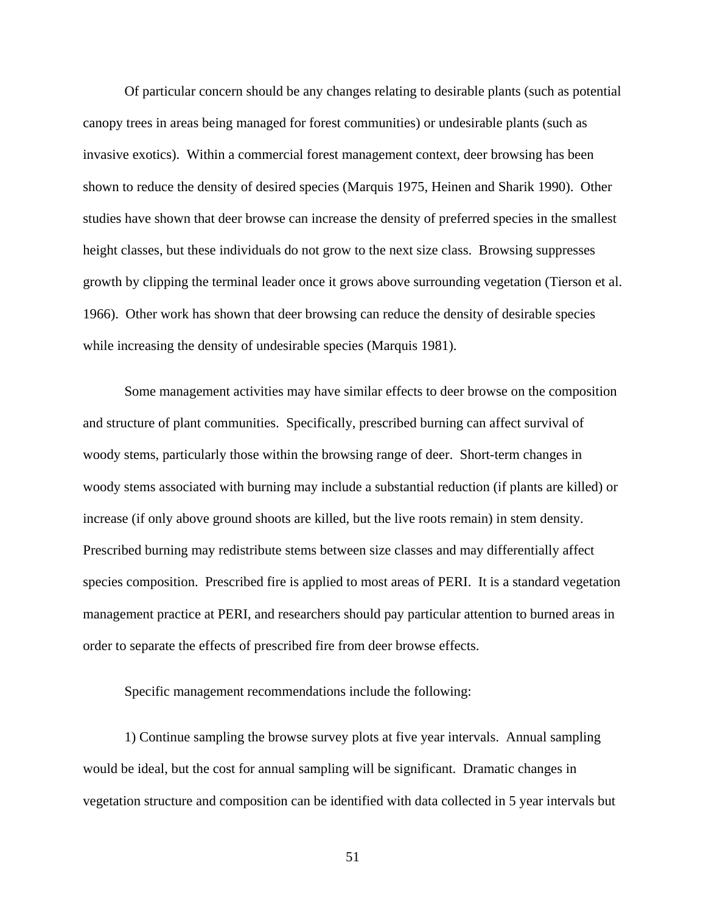Of particular concern should be any changes relating to desirable plants (such as potential canopy trees in areas being managed for forest communities) or undesirable plants (such as invasive exotics). Within a commercial forest management context, deer browsing has been shown to reduce the density of desired species (Marquis 1975, Heinen and Sharik 1990). Other studies have shown that deer browse can increase the density of preferred species in the smallest height classes, but these individuals do not grow to the next size class. Browsing suppresses growth by clipping the terminal leader once it grows above surrounding vegetation (Tierson et al. 1966). Other work has shown that deer browsing can reduce the density of desirable species while increasing the density of undesirable species (Marquis 1981).

Some management activities may have similar effects to deer browse on the composition and structure of plant communities. Specifically, prescribed burning can affect survival of woody stems, particularly those within the browsing range of deer. Short-term changes in woody stems associated with burning may include a substantial reduction (if plants are killed) or increase (if only above ground shoots are killed, but the live roots remain) in stem density. Prescribed burning may redistribute stems between size classes and may differentially affect species composition. Prescribed fire is applied to most areas of PERI. It is a standard vegetation management practice at PERI, and researchers should pay particular attention to burned areas in order to separate the effects of prescribed fire from deer browse effects.

Specific management recommendations include the following:

1) Continue sampling the browse survey plots at five year intervals. Annual sampling would be ideal, but the cost for annual sampling will be significant. Dramatic changes in vegetation structure and composition can be identified with data collected in 5 year intervals but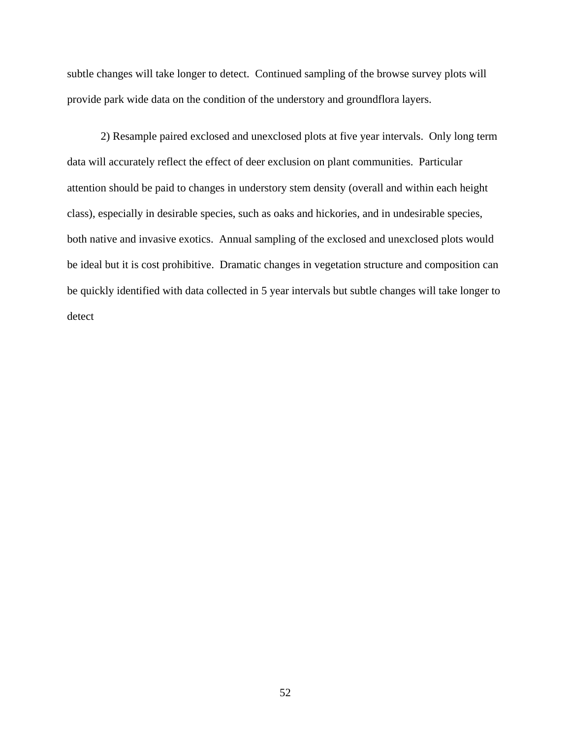subtle changes will take longer to detect. Continued sampling of the browse survey plots will provide park wide data on the condition of the understory and groundflora layers.

2) Resample paired exclosed and unexclosed plots at five year intervals. Only long term data will accurately reflect the effect of deer exclusion on plant communities. Particular attention should be paid to changes in understory stem density (overall and within each height class), especially in desirable species, such as oaks and hickories, and in undesirable species, both native and invasive exotics. Annual sampling of the exclosed and unexclosed plots would be ideal but it is cost prohibitive. Dramatic changes in vegetation structure and composition can be quickly identified with data collected in 5 year intervals but subtle changes will take longer to detect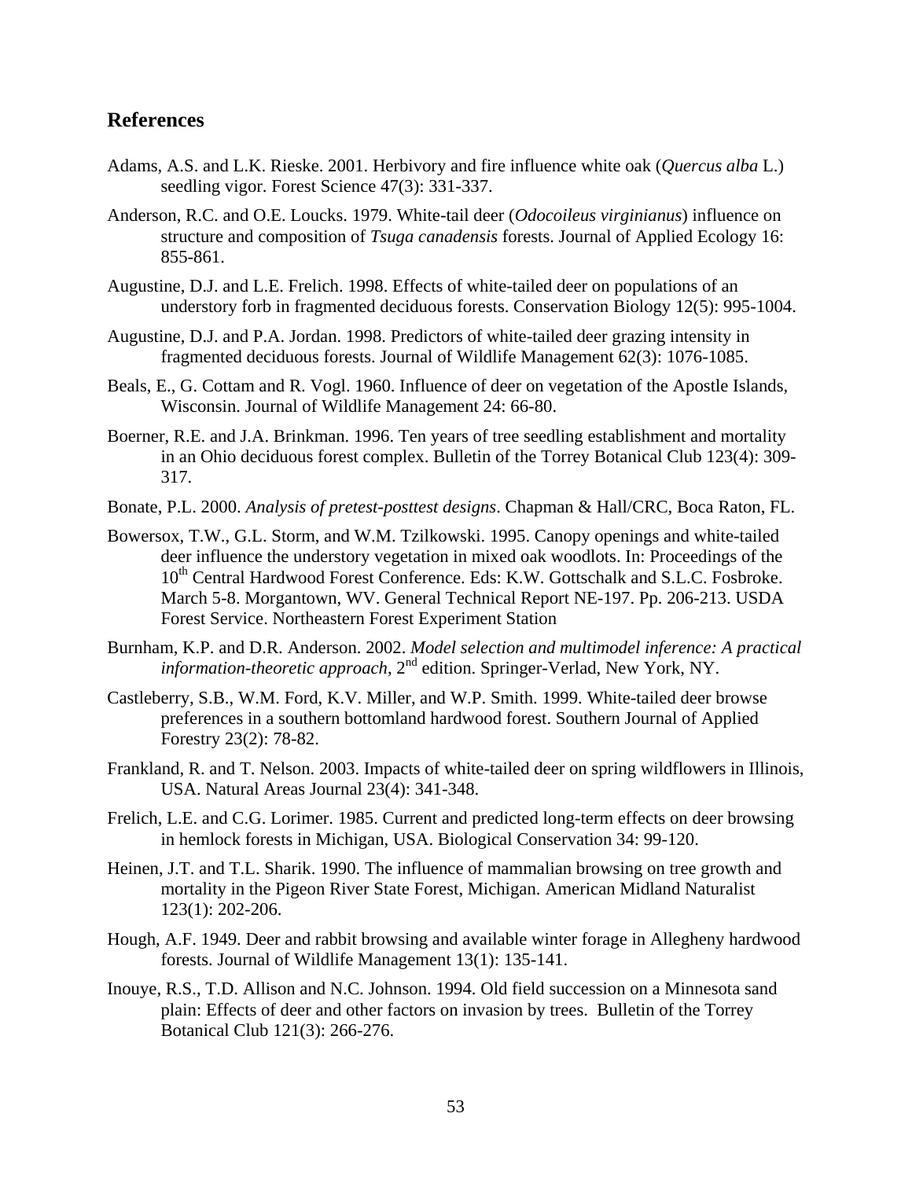## References

Adams, A.S. and L.K. Rieske. 2001. Herbivory and fire influence white oak (*Quercus alba* L.) seedling vigor. Forest Science 47(3): 331-337.

Anderson, R.C. and O.E. Loucks. 1979. White-tail deer (*Odocoileus virginianus*) influence on structure and composition of *Tsuga canadensis* forests. Journal of Applied Ecology 16: 855-861.

Augustine, D.J. and L.E. Frelich. 1998. Effects of white-tailed deer on populations of an understory forb in fragmented deciduous forests. Conservation Biology 12(5): 995-1004.

Augustine, D.J. and P.A. Jordan. 1998. Predictors of white-tailed deer grazing intensity in fragmented deciduous forests. Journal of Wildlife Management 62(3): 1076-1085.

Beals, E., G. Cottam and R. Vogl. 1960. Influence of deer on vegetation of the Apostle Islands, Wisconsin. Journal of Wildlife Management 24: 66-80.

Boerner, R.E. and J.A. Brinkman. 1996. Ten years of tree seedling establishment and mortality in an Ohio deciduous forest complex. Bulletin of the Torrey Botanical Club 123(4): 309-317.

Bonate, P.L. 2000. *Analysis of pretest-posttest designs*. Chapman & Hall/CRC, Boca Raton, FL.

Bowersox, T.W., G.L. Storm, and W.M. Tzilkowski. 1995. Canopy openings and white-tailed deer influence the understory vegetation in mixed oak woodlots. In: Proceedings of the 10th Central Hardwood Forest Conference. Eds: K.W. Gottschalk and S.L.C. Fosbroke. March 5-8. Morgantown, WV. General Technical Report NE-197. Pp. 206-213. USDA Forest Service. Northeastern Forest Experiment Station

Burnham, K.P. and D.R. Anderson. 2002. *Model selection and multimodel inference: A practical information-theoretic approach*, 2nd edition. Springer-Verlad, New York, NY.

Castleberry, S.B., W.M. Ford, K.V. Miller, and W.P. Smith. 1999. White-tailed deer browse preferences in a southern bottomland hardwood forest. Southern Journal of Applied Forestry 23(2): 78-82.

Frankland, R. and T. Nelson. 2003. Impacts of white-tailed deer on spring wildflowers in Illinois, USA. Natural Areas Journal 23(4): 341-348.

Frelich, L.E. and C.G. Lorimer. 1985. Current and predicted long-term effects on deer browsing in hemlock forests in Michigan, USA. Biological Conservation 34: 99-120.

Heinen, J.T. and T.L. Sharik. 1990. The influence of mammalian browsing on tree growth and mortality in the Pigeon River State Forest, Michigan. American Midland Naturalist 123(1): 202-206.

Hough, A.F. 1949. Deer and rabbit browsing and available winter forage in Allegheny hardwood forests. Journal of Wildlife Management 13(1): 135-141.

Inouye, R.S., T.D. Allison and N.C. Johnson. 1994. Old field succession on a Minnesota sand plain: Effects of deer and other factors on invasion by trees. Bulletin of the Torrey Botanical Club 121(3): 266-276.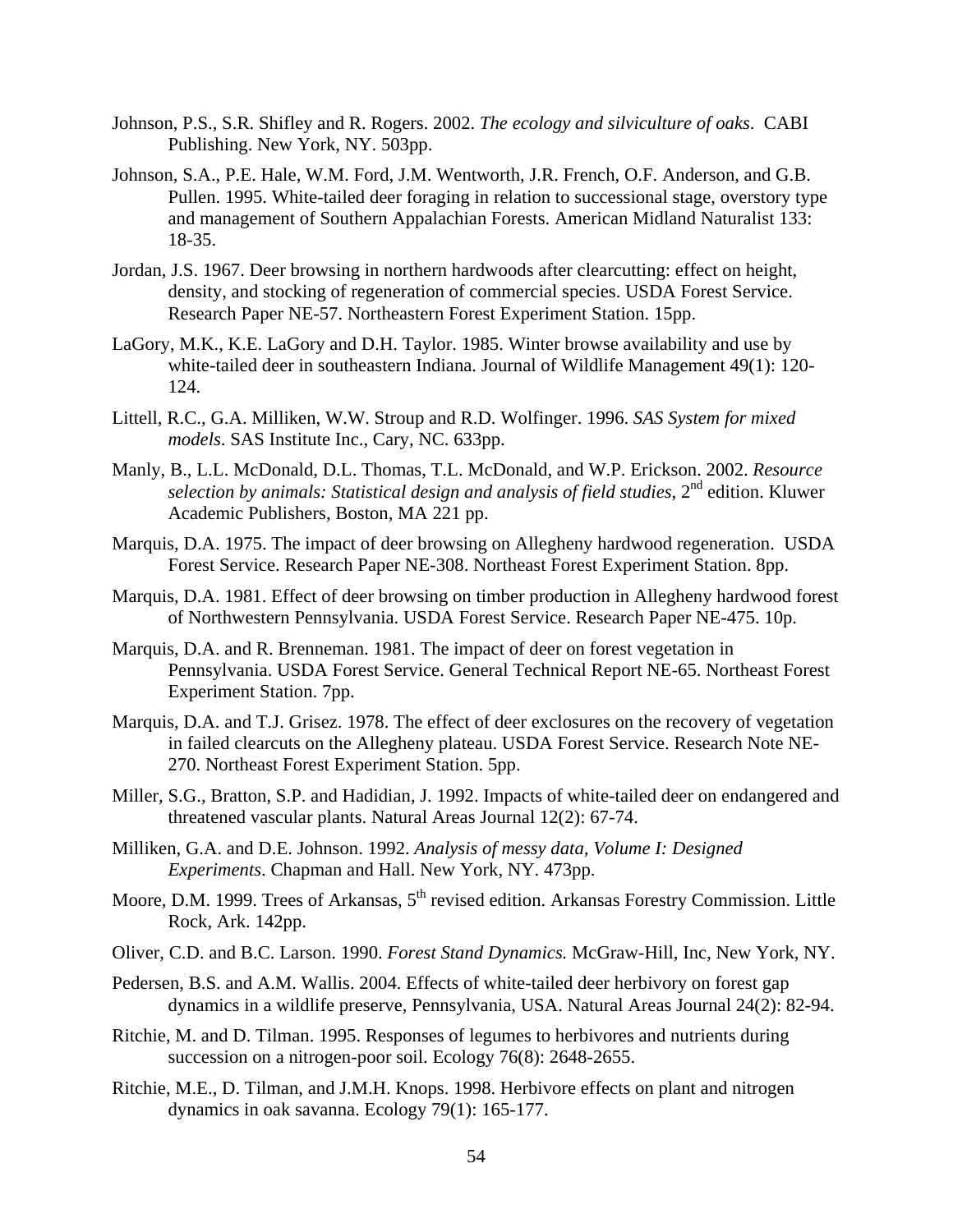Johnson, P.S., S.R. Shifley and R. Rogers. 2002. *The ecology and silviculture of oaks*. CABI Publishing. New York, NY. 503pp.

Johnson, S.A., P.E. Hale, W.M. Ford, J.M. Wentworth, J.R. French, O.F. Anderson, and G.B. Pullen. 1995. White-tailed deer foraging in relation to successional stage, overstory type and management of Southern Appalachian Forests. American Midland Naturalist 133: 18-35.

Jordan, J.S. 1967. Deer browsing in northern hardwoods after clearcutting: effect on height, density, and stocking of regeneration of commercial species. USDA Forest Service. Research Paper NE-57. Northeastern Forest Experiment Station. 15pp.

LaGory, M.K., K.E. LaGory and D.H. Taylor. 1985. Winter browse availability and use by white-tailed deer in southeastern Indiana. Journal of Wildlife Management 49(1): 120-124.

Littell, R.C., G.A. Milliken, W.W. Stroup and R.D. Wolfinger. 1996. *SAS System for mixed models*. SAS Institute Inc., Cary, NC. 633pp.

Manly, B., L.L. McDonald, D.L. Thomas, T.L. McDonald, and W.P. Erickson. 2002. *Resource selection by animals: Statistical design and analysis of field studies*, 2nd edition. Kluwer Academic Publishers, Boston, MA 221 pp.

Marquis, D.A. 1975. The impact of deer browsing on Allegheny hardwood regeneration. USDA Forest Service. Research Paper NE-308. Northeast Forest Experiment Station. 8pp.

Marquis, D.A. 1981. Effect of deer browsing on timber production in Allegheny hardwood forest of Northwestern Pennsylvania. USDA Forest Service. Research Paper NE-475. 10p.

Marquis, D.A. and R. Brenneman. 1981. The impact of deer on forest vegetation in Pennsylvania. USDA Forest Service. General Technical Report NE-65. Northeast Forest Experiment Station. 7pp.

Marquis, D.A. and T.J. Grisez. 1978. The effect of deer exclosures on the recovery of vegetation in failed clearcuts on the Allegheny plateau. USDA Forest Service. Research Note NE-270. Northeast Forest Experiment Station. 5pp.

Miller, S.G., Bratton, S.P. and Hadidian, J. 1992. Impacts of white-tailed deer on endangered and threatened vascular plants. Natural Areas Journal 12(2): 67-74.

Milliken, G.A. and D.E. Johnson. 1992. *Analysis of messy data, Volume I: Designed Experiments*. Chapman and Hall. New York, NY. 473pp.

Moore, D.M. 1999. Trees of Arkansas, 5th revised edition. Arkansas Forestry Commission. Little Rock, Ark. 142pp.

Oliver, C.D. and B.C. Larson. 1990. *Forest Stand Dynamics.* McGraw-Hill, Inc, New York, NY.

Pedersen, B.S. and A.M. Wallis. 2004. Effects of white-tailed deer herbivory on forest gap dynamics in a wildlife preserve, Pennsylvania, USA. Natural Areas Journal 24(2): 82-94.

Ritchie, M. and D. Tilman. 1995. Responses of legumes to herbivores and nutrients during succession on a nitrogen-poor soil. Ecology 76(8): 2648-2655.

Ritchie, M.E., D. Tilman, and J.M.H. Knops. 1998. Herbivore effects on plant and nitrogen dynamics in oak savanna. Ecology 79(1): 165-177.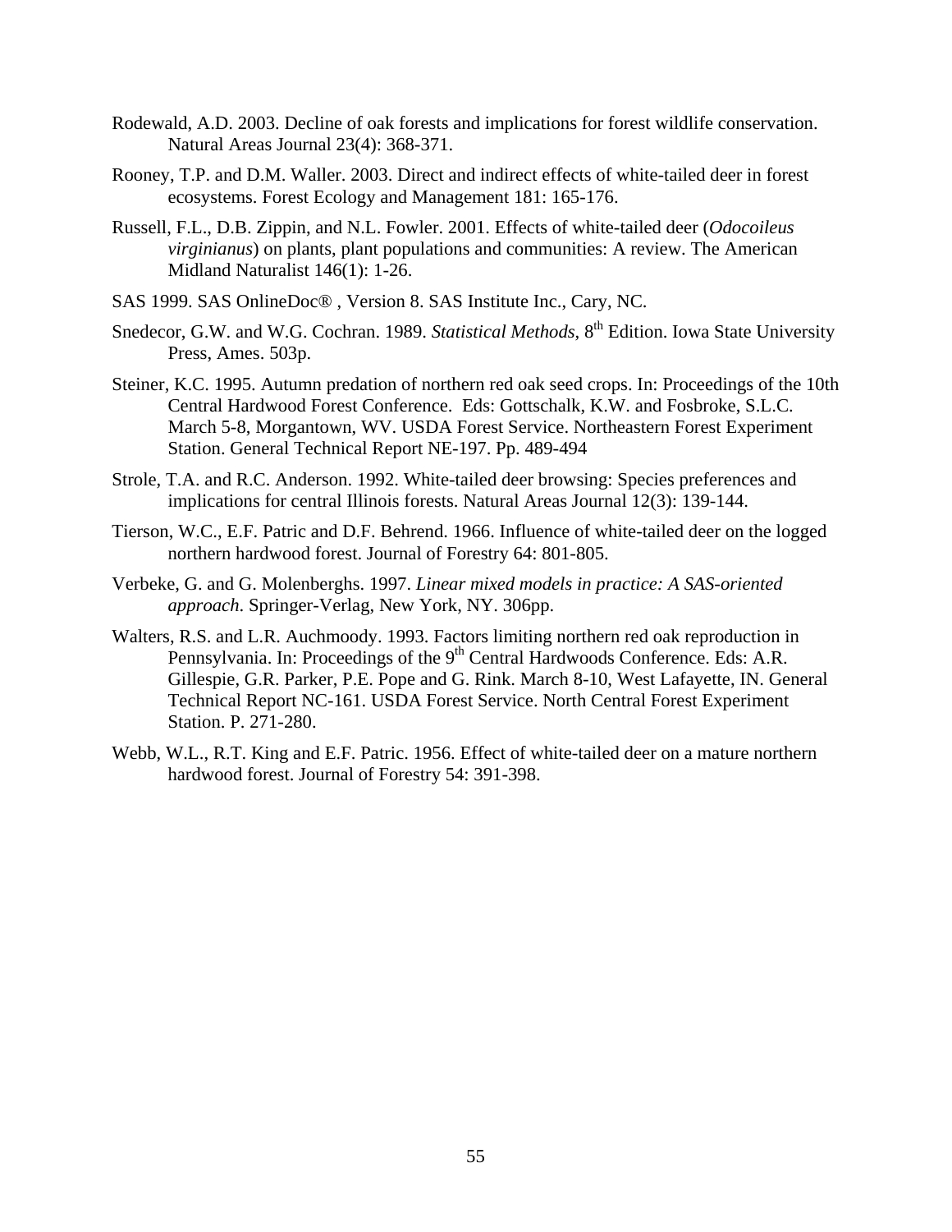Rodewald, A.D. 2003. Decline of oak forests and implications for forest wildlife conservation. Natural Areas Journal 23(4): 368-371.

Rooney, T.P. and D.M. Waller. 2003. Direct and indirect effects of white-tailed deer in forest ecosystems. Forest Ecology and Management 181: 165-176.

Russell, F.L., D.B. Zippin, and N.L. Fowler. 2001. Effects of white-tailed deer (*Odocoileus virginianus*) on plants, plant populations and communities: A review. The American Midland Naturalist 146(1): 1-26.

SAS 1999. SAS OnlineDoc® , Version 8. SAS Institute Inc., Cary, NC.

Snedecor, G.W. and W.G. Cochran. 1989. *Statistical Methods*, 8th Edition. Iowa State University Press, Ames. 503p.

Steiner, K.C. 1995. Autumn predation of northern red oak seed crops. In: Proceedings of the 10th Central Hardwood Forest Conference. Eds: Gottschalk, K.W. and Fosbroke, S.L.C. March 5-8, Morgantown, WV. USDA Forest Service. Northeastern Forest Experiment Station. General Technical Report NE-197. Pp. 489-494

Strole, T.A. and R.C. Anderson. 1992. White-tailed deer browsing: Species preferences and implications for central Illinois forests. Natural Areas Journal 12(3): 139-144.

Tierson, W.C., E.F. Patric and D.F. Behrend. 1966. Influence of white-tailed deer on the logged northern hardwood forest. Journal of Forestry 64: 801-805.

Verbeke, G. and G. Molenberghs. 1997. *Linear mixed models in practice: A SAS-oriented approach*. Springer-Verlag, New York, NY. 306pp.

Walters, R.S. and L.R. Auchmoody. 1993. Factors limiting northern red oak reproduction in Pennsylvania. In: Proceedings of the 9th Central Hardwoods Conference. Eds: A.R. Gillespie, G.R. Parker, P.E. Pope and G. Rink. March 8-10, West Lafayette, IN. General Technical Report NC-161. USDA Forest Service. North Central Forest Experiment Station. P. 271-280.

Webb, W.L., R.T. King and E.F. Patric. 1956. Effect of white-tailed deer on a mature northern hardwood forest. Journal of Forestry 54: 391-398.